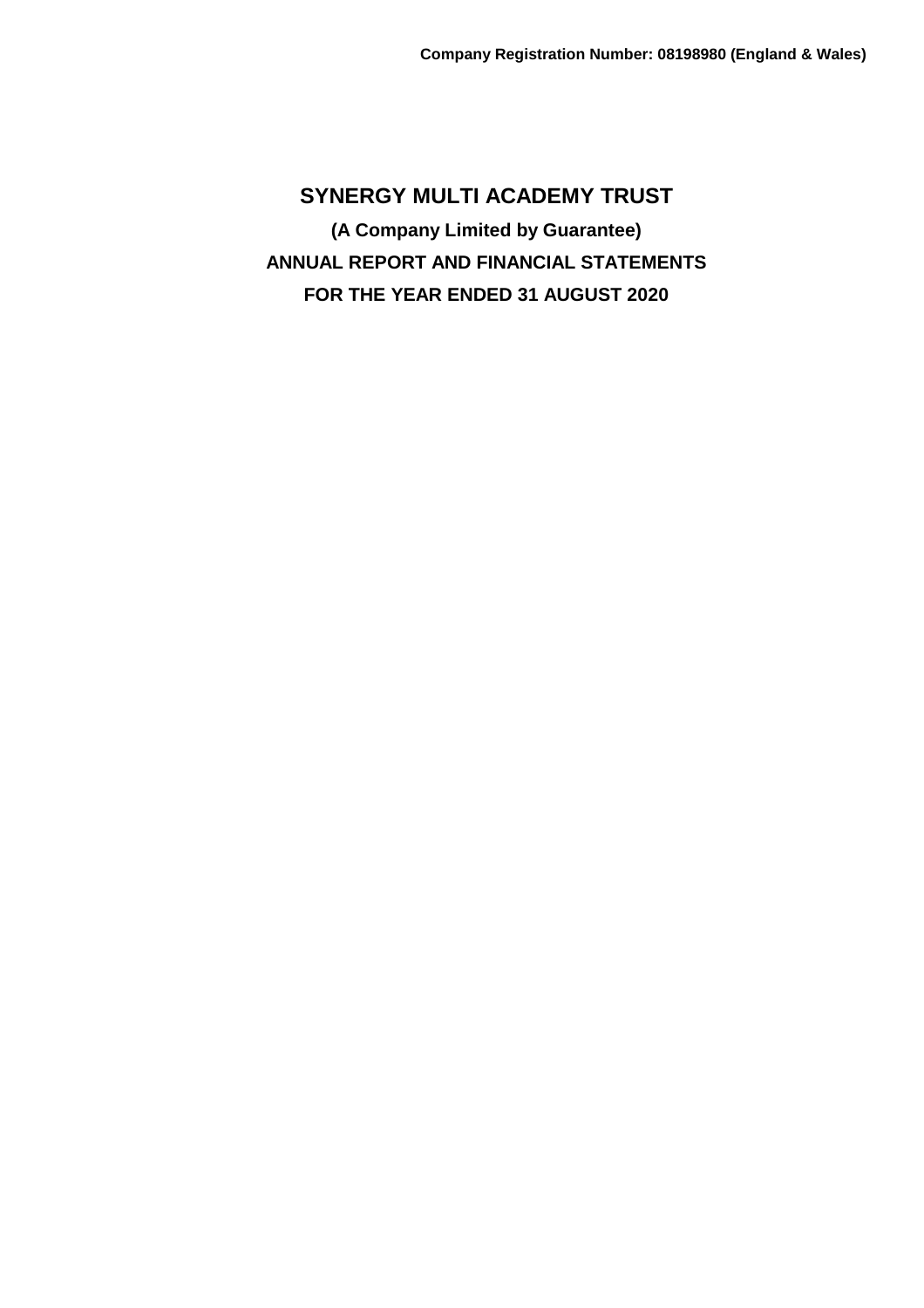**Company Registration Number: 08198980 (England & Wales)**

# SYNERGY MULTI ACADEMY TRUST

**(A Company Limited by Guarantee)**

**ANNUAL REPORT AND FINANCIAL STATEMENTS**

**FOR THE YEAR ENDED 31 AUGUST 2020**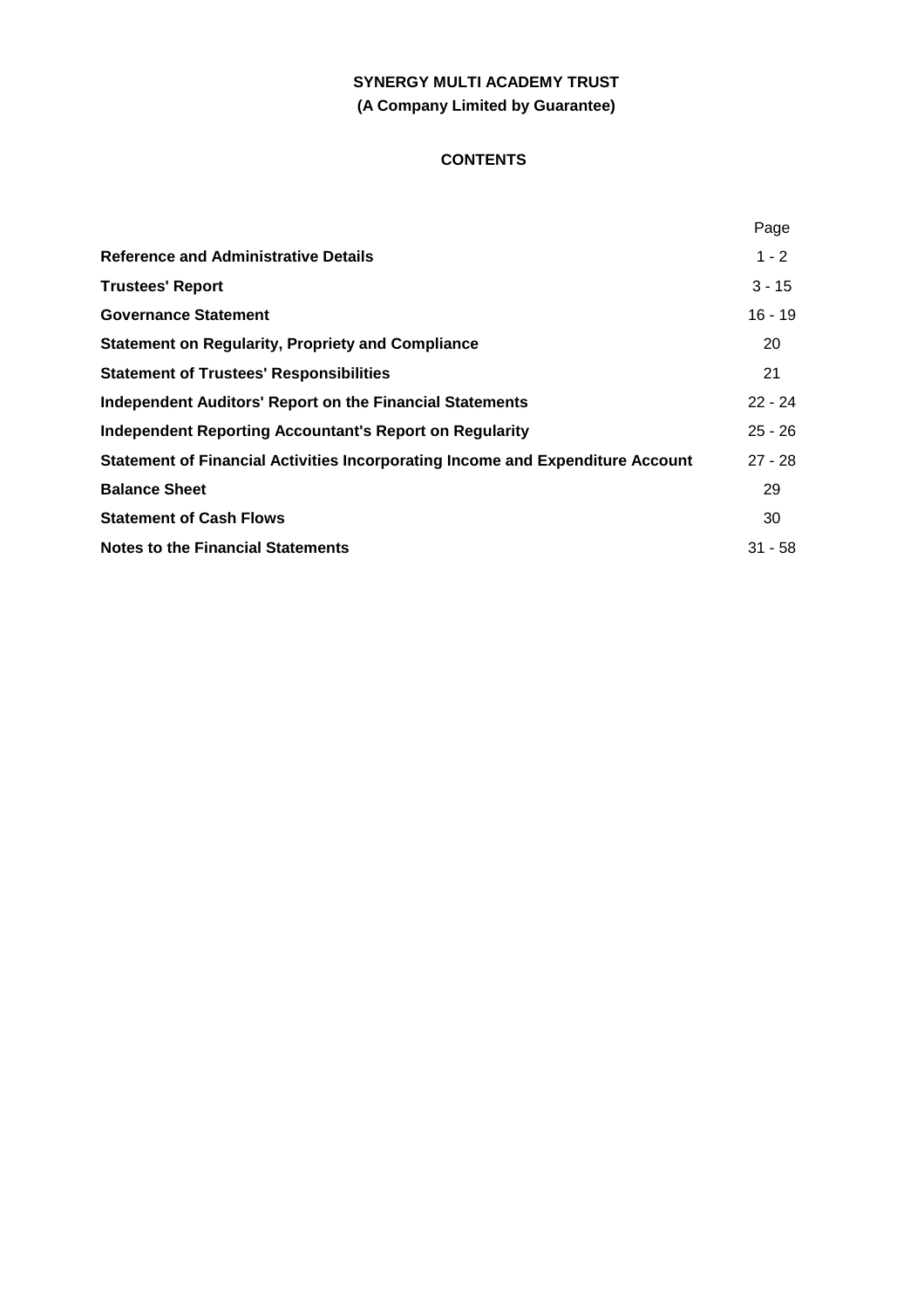# SYNERGY MULTI ACADEMY TRUST

**(A Company Limited by Guarantee)**

## CONTENTS

| | Page |
|---|---|
| **Reference and Administrative Details** | 1 - 2 |
| **Trustees' Report** | 3 - 15 |
| **Governance Statement** | 16 - 19 |
| **Statement on Regularity, Propriety and Compliance** | 20 |
| **Statement of Trustees' Responsibilities** | 21 |
| **Independent Auditors' Report on the Financial Statements** | 22 - 24 |
| **Independent Reporting Accountant's Report on Regularity** | 25 - 26 |
| **Statement of Financial Activities Incorporating Income and Expenditure Account** | 27 - 28 |
| **Balance Sheet** | 29 |
| **Statement of Cash Flows** | 30 |
| **Notes to the Financial Statements** | 31 - 58 |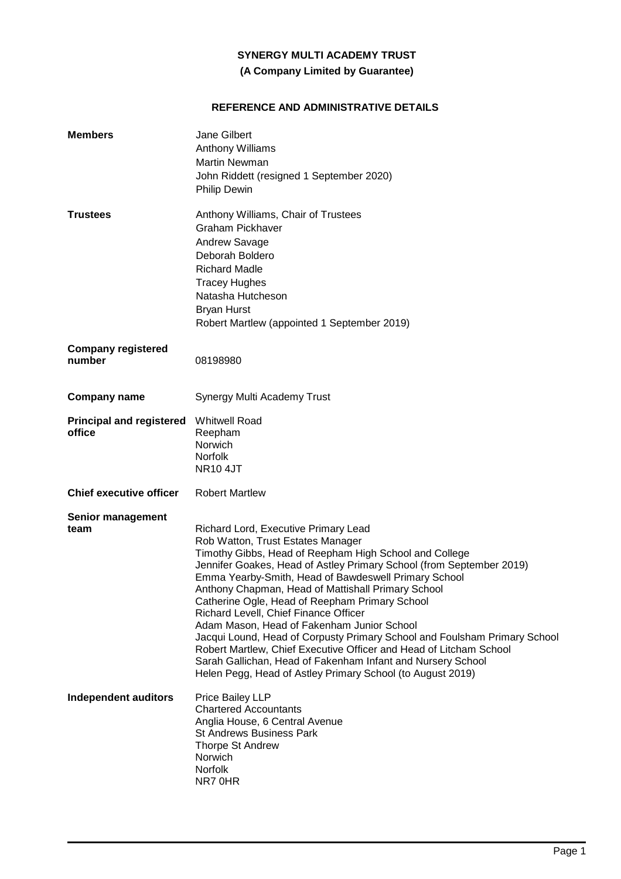**SYNERGY MULTI ACADEMY TRUST**

**(A Company Limited by Guarantee)**

**REFERENCE AND ADMINISTRATIVE DETAILS**

| | |
|---|---|
| **Members** | Jane Gilbert<br>Anthony Williams<br>Martin Newman<br>John Riddett (resigned 1 September 2020)<br>Philip Dewin |
| **Trustees** | Anthony Williams, Chair of Trustees<br>Graham Pickhaver<br>Andrew Savage<br>Deborah Boldero<br>Richard Madle<br>Tracey Hughes<br>Natasha Hutcheson<br>Bryan Hurst<br>Robert Martlew (appointed 1 September 2019) |
| **Company registered number** | 08198980 |
| **Company name** | Synergy Multi Academy Trust |
| **Principal and registered office** | Whitwell Road<br>Reepham<br>Norwich<br>Norfolk<br>NR10 4JT |
| **Chief executive officer** | Robert Martlew |
| **Senior management team** | Richard Lord, Executive Primary Lead<br>Rob Watton, Trust Estates Manager<br>Timothy Gibbs, Head of Reepham High School and College<br>Jennifer Goakes, Head of Astley Primary School (from September 2019)<br>Emma Yearby-Smith, Head of Bawdeswell Primary School<br>Anthony Chapman, Head of Mattishall Primary School<br>Catherine Ogle, Head of Reepham Primary School<br>Richard Levell, Chief Finance Officer<br>Adam Mason, Head of Fakenham Junior School<br>Jacqui Lound, Head of Corpusty Primary School and Foulsham Primary School<br>Robert Martlew, Chief Executive Officer and Head of Litcham School<br>Sarah Gallichan, Head of Fakenham Infant and Nursery School<br>Helen Pegg, Head of Astley Primary School (to August 2019) |
| **Independent auditors** | Price Bailey LLP<br>Chartered Accountants<br>Anglia House, 6 Central Avenue<br>St Andrews Business Park<br>Thorpe St Andrew<br>Norwich<br>Norfolk<br>NR7 0HR |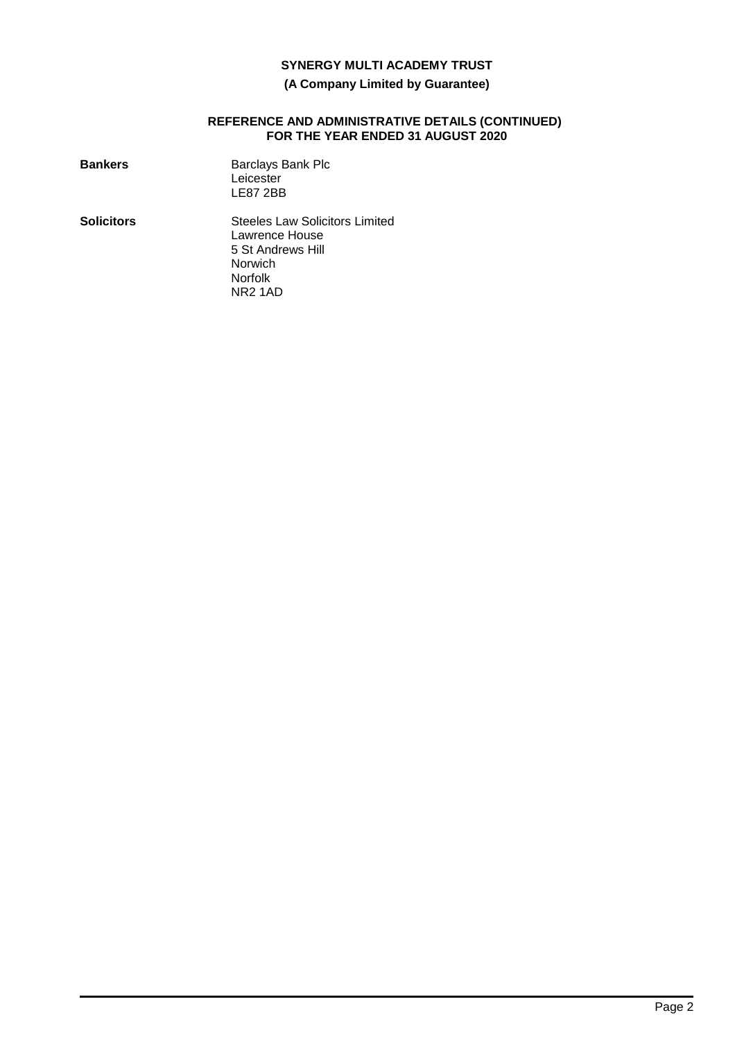**Bankers**

Barclays Bank Plc
Leicester
LE87 2BB

**Solicitors**

Steeles Law Solicitors Limited
Lawrence House
5 St Andrews Hill
Norwich
Norfolk
NR2 1AD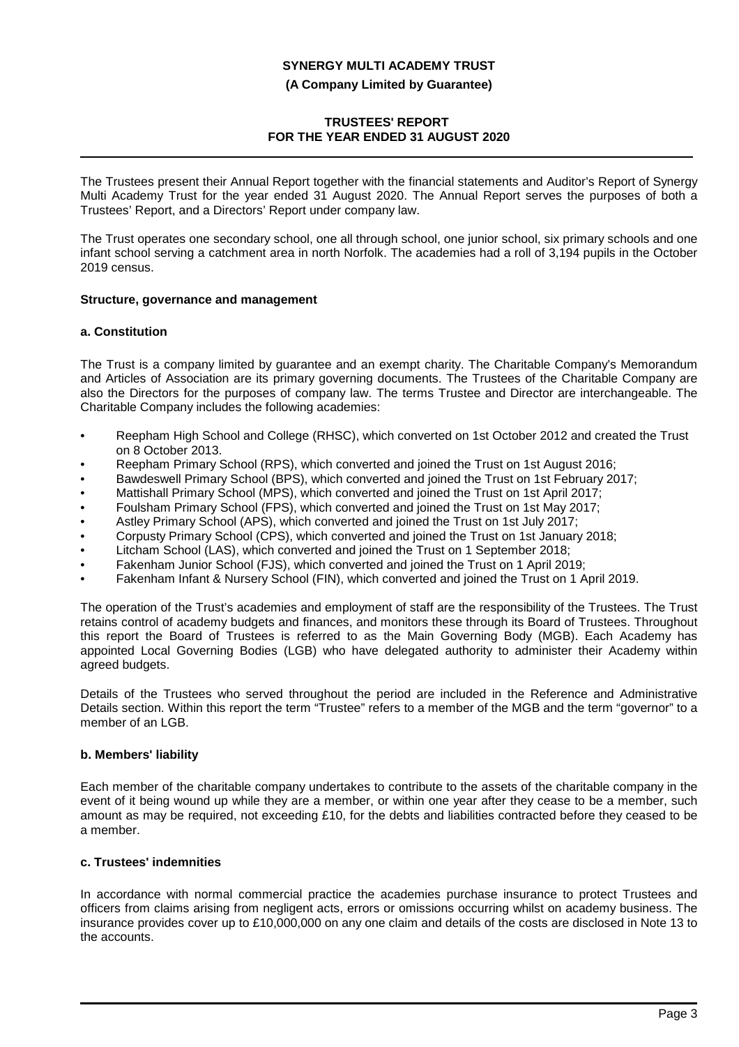The Trustees present their Annual Report together with the financial statements and Auditor's Report of Synergy Multi Academy Trust for the year ended 31 August 2020. The Annual Report serves the purposes of both a Trustees' Report, and a Directors' Report under company law.

The Trust operates one secondary school, one all through school, one junior school, six primary schools and one infant school serving a catchment area in north Norfolk. The academies had a roll of 3,194 pupils in the October 2019 census.

## Structure, governance and management

### a. Constitution

The Trust is a company limited by guarantee and an exempt charity. The Charitable Company's Memorandum and Articles of Association are its primary governing documents. The Trustees of the Charitable Company are also the Directors for the purposes of company law. The terms Trustee and Director are interchangeable. The Charitable Company includes the following academies:

- Reepham High School and College (RHSC), which converted on 1st October 2012 and created the Trust on 8 October 2013.
- Reepham Primary School (RPS), which converted and joined the Trust on 1st August 2016;
- Bawdeswell Primary School (BPS), which converted and joined the Trust on 1st February 2017;
- Mattishall Primary School (MPS), which converted and joined the Trust on 1st April 2017;
- Foulsham Primary School (FPS), which converted and joined the Trust on 1st May 2017;
- Astley Primary School (APS), which converted and joined the Trust on 1st July 2017;
- Corpusty Primary School (CPS), which converted and joined the Trust on 1st January 2018;
- Litcham School (LAS), which converted and joined the Trust on 1 September 2018;
- Fakenham Junior School (FJS), which converted and joined the Trust on 1 April 2019;
- Fakenham Infant & Nursery School (FIN), which converted and joined the Trust on 1 April 2019.

The operation of the Trust's academies and employment of staff are the responsibility of the Trustees. The Trust retains control of academy budgets and finances, and monitors these through its Board of Trustees. Throughout this report the Board of Trustees is referred to as the Main Governing Body (MGB). Each Academy has appointed Local Governing Bodies (LGB) who have delegated authority to administer their Academy within agreed budgets.

Details of the Trustees who served throughout the period are included in the Reference and Administrative Details section. Within this report the term "Trustee" refers to a member of the MGB and the term "governor" to a member of an LGB.

### b. Members' liability

Each member of the charitable company undertakes to contribute to the assets of the charitable company in the event of it being wound up while they are a member, or within one year after they cease to be a member, such amount as may be required, not exceeding £10, for the debts and liabilities contracted before they ceased to be a member.

### c. Trustees' indemnities

In accordance with normal commercial practice the academies purchase insurance to protect Trustees and officers from claims arising from negligent acts, errors or omissions occurring whilst on academy business. The insurance provides cover up to £10,000,000 on any one claim and details of the costs are disclosed in Note 13 to the accounts.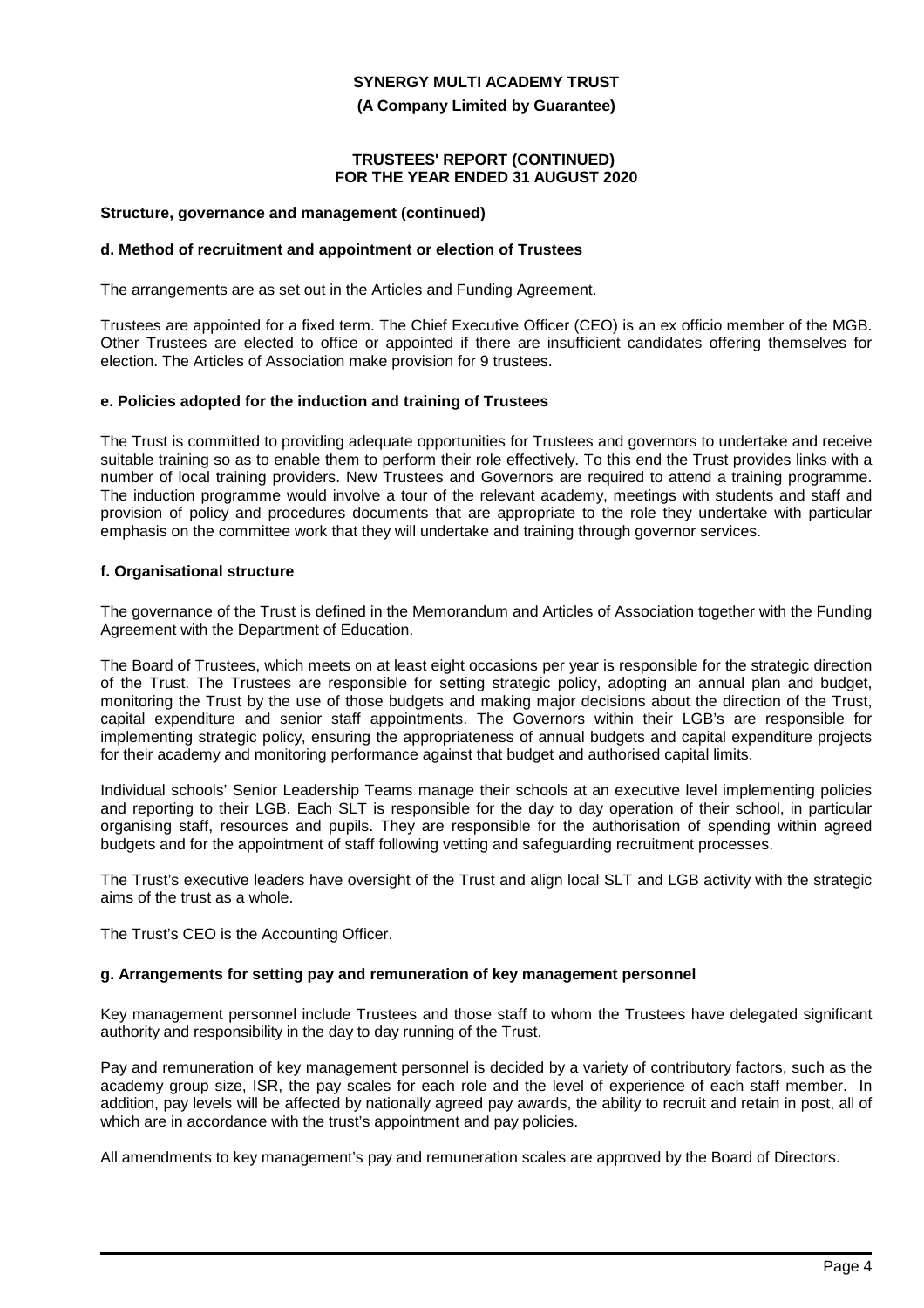**Structure, governance and management (continued)**

### d. Method of recruitment and appointment or election of Trustees

The arrangements are as set out in the Articles and Funding Agreement.

Trustees are appointed for a fixed term. The Chief Executive Officer (CEO) is an ex officio member of the MGB. Other Trustees are elected to office or appointed if there are insufficient candidates offering themselves for election. The Articles of Association make provision for 9 trustees.

### e. Policies adopted for the induction and training of Trustees

The Trust is committed to providing adequate opportunities for Trustees and governors to undertake and receive suitable training so as to enable them to perform their role effectively. To this end the Trust provides links with a number of local training providers. New Trustees and Governors are required to attend a training programme. The induction programme would involve a tour of the relevant academy, meetings with students and staff and provision of policy and procedures documents that are appropriate to the role they undertake with particular emphasis on the committee work that they will undertake and training through governor services.

### f. Organisational structure

The governance of the Trust is defined in the Memorandum and Articles of Association together with the Funding Agreement with the Department of Education.

The Board of Trustees, which meets on at least eight occasions per year is responsible for the strategic direction of the Trust. The Trustees are responsible for setting strategic policy, adopting an annual plan and budget, monitoring the Trust by the use of those budgets and making major decisions about the direction of the Trust, capital expenditure and senior staff appointments. The Governors within their LGB's are responsible for implementing strategic policy, ensuring the appropriateness of annual budgets and capital expenditure projects for their academy and monitoring performance against that budget and authorised capital limits.

Individual schools' Senior Leadership Teams manage their schools at an executive level implementing policies and reporting to their LGB. Each SLT is responsible for the day to day operation of their school, in particular organising staff, resources and pupils. They are responsible for the authorisation of spending within agreed budgets and for the appointment of staff following vetting and safeguarding recruitment processes.

The Trust's executive leaders have oversight of the Trust and align local SLT and LGB activity with the strategic aims of the trust as a whole.

The Trust's CEO is the Accounting Officer.

### g. Arrangements for setting pay and remuneration of key management personnel

Key management personnel include Trustees and those staff to whom the Trustees have delegated significant authority and responsibility in the day to day running of the Trust.

Pay and remuneration of key management personnel is decided by a variety of contributory factors, such as the academy group size, ISR, the pay scales for each role and the level of experience of each staff member. In addition, pay levels will be affected by nationally agreed pay awards, the ability to recruit and retain in post, all of which are in accordance with the trust's appointment and pay policies.

All amendments to key management's pay and remuneration scales are approved by the Board of Directors.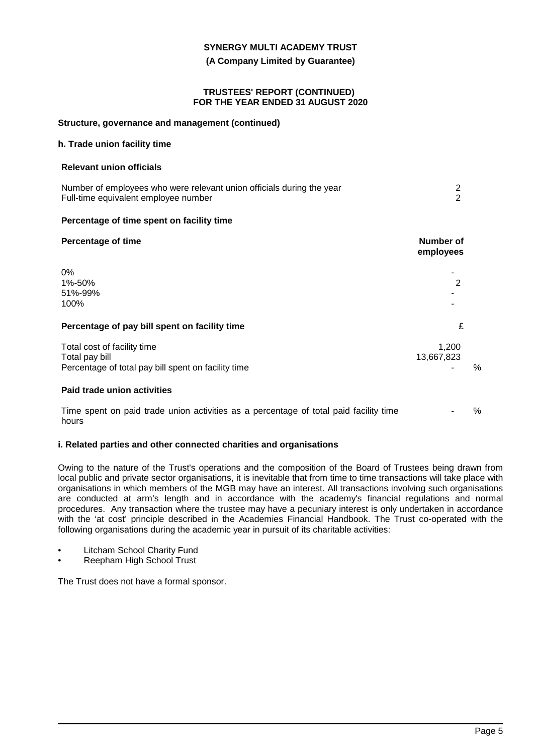**SYNERGY MULTI ACADEMY TRUST**

**(A Company Limited by Guarantee)**

**TRUSTEES' REPORT (CONTINUED)**
**FOR THE YEAR ENDED 31 AUGUST 2020**

**Structure, governance and management (continued)**

**h. Trade union facility time**

**Relevant union officials**

| | |
|---|---|
| Number of employees who were relevant union officials during the year | 2 |
| Full-time equivalent employee number | 2 |

**Percentage of time spent on facility time**

| **Percentage of time** | **Number of employees** |
|---|---|
| 0% | - |
| 1%-50% | 2 |
| 51%-99% | - |
| 100% | - |

**Percentage of pay bill spent on facility time**

| | £ | |
|---|---|---|
| Total cost of facility time | 1,200 | |
| Total pay bill | 13,667,823 | |
| Percentage of total pay bill spent on facility time | - | % |

**Paid trade union activities**

| | | |
|---|---|---|
| Time spent on paid trade union activities as a percentage of total paid facility time hours | - | % |

**i. Related parties and other connected charities and organisations**

Owing to the nature of the Trust's operations and the composition of the Board of Trustees being drawn from local public and private sector organisations, it is inevitable that from time to time transactions will take place with organisations in which members of the MGB may have an interest. All transactions involving such organisations are conducted at arm's length and in accordance with the academy's financial regulations and normal procedures. Any transaction where the trustee may have a pecuniary interest is only undertaken in accordance with the 'at cost' principle described in the Academies Financial Handbook. The Trust co-operated with the following organisations during the academic year in pursuit of its charitable activities:

- Litcham School Charity Fund
- Reepham High School Trust

The Trust does not have a formal sponsor.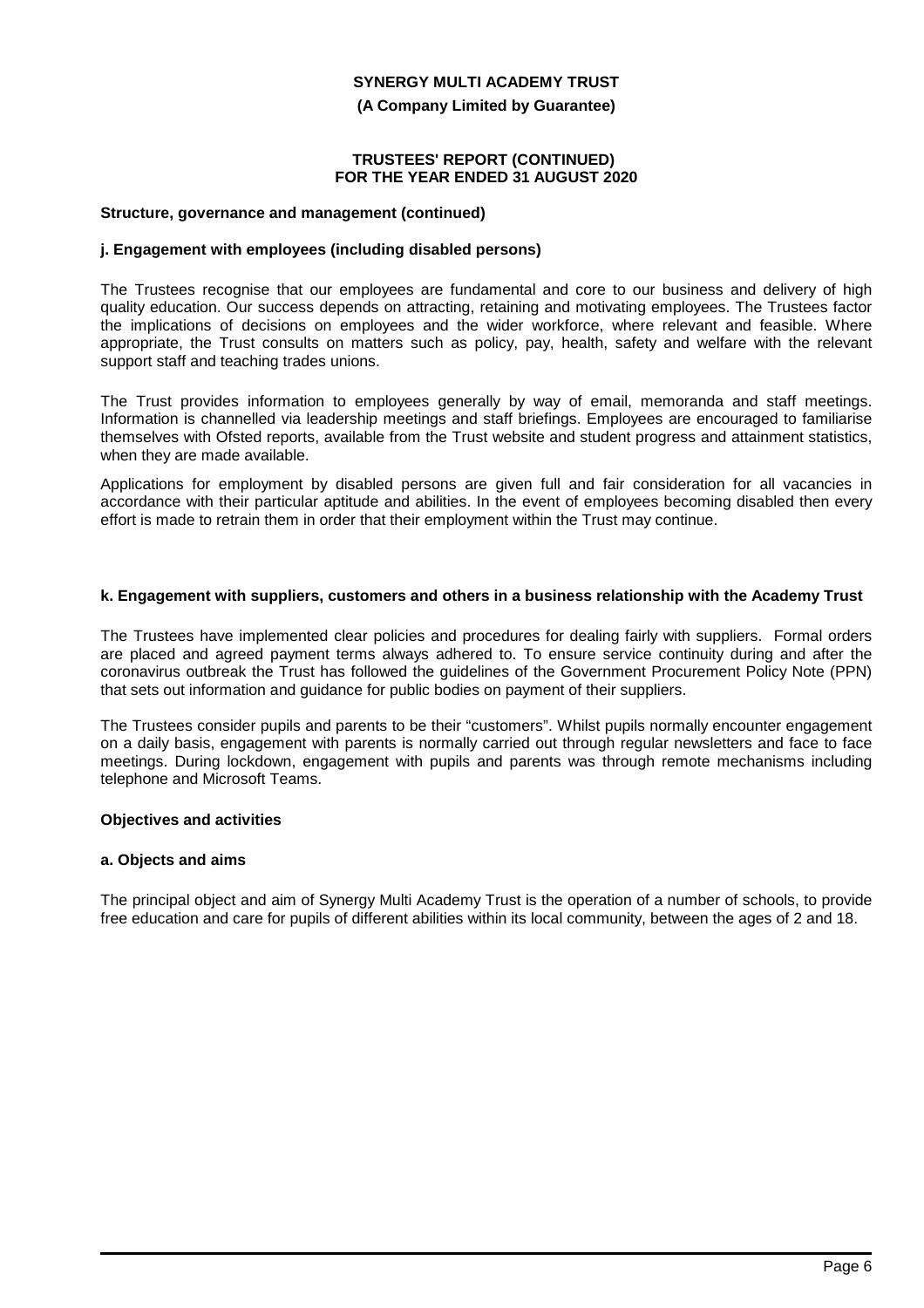### Structure, governance and management (continued)

#### j. Engagement with employees (including disabled persons)

The Trustees recognise that our employees are fundamental and core to our business and delivery of high quality education. Our success depends on attracting, retaining and motivating employees. The Trustees factor the implications of decisions on employees and the wider workforce, where relevant and feasible. Where appropriate, the Trust consults on matters such as policy, pay, health, safety and welfare with the relevant support staff and teaching trades unions.

The Trust provides information to employees generally by way of email, memoranda and staff meetings. Information is channelled via leadership meetings and staff briefings. Employees are encouraged to familiarise themselves with Ofsted reports, available from the Trust website and student progress and attainment statistics, when they are made available.

Applications for employment by disabled persons are given full and fair consideration for all vacancies in accordance with their particular aptitude and abilities. In the event of employees becoming disabled then every effort is made to retrain them in order that their employment within the Trust may continue.

#### k. Engagement with suppliers, customers and others in a business relationship with the Academy Trust

The Trustees have implemented clear policies and procedures for dealing fairly with suppliers. Formal orders are placed and agreed payment terms always adhered to. To ensure service continuity during and after the coronavirus outbreak the Trust has followed the guidelines of the Government Procurement Policy Note (PPN) that sets out information and guidance for public bodies on payment of their suppliers.

The Trustees consider pupils and parents to be their "customers". Whilst pupils normally encounter engagement on a daily basis, engagement with parents is normally carried out through regular newsletters and face to face meetings. During lockdown, engagement with pupils and parents was through remote mechanisms including telephone and Microsoft Teams.

### Objectives and activities

#### a. Objects and aims

The principal object and aim of Synergy Multi Academy Trust is the operation of a number of schools, to provide free education and care for pupils of different abilities within its local community, between the ages of 2 and 18.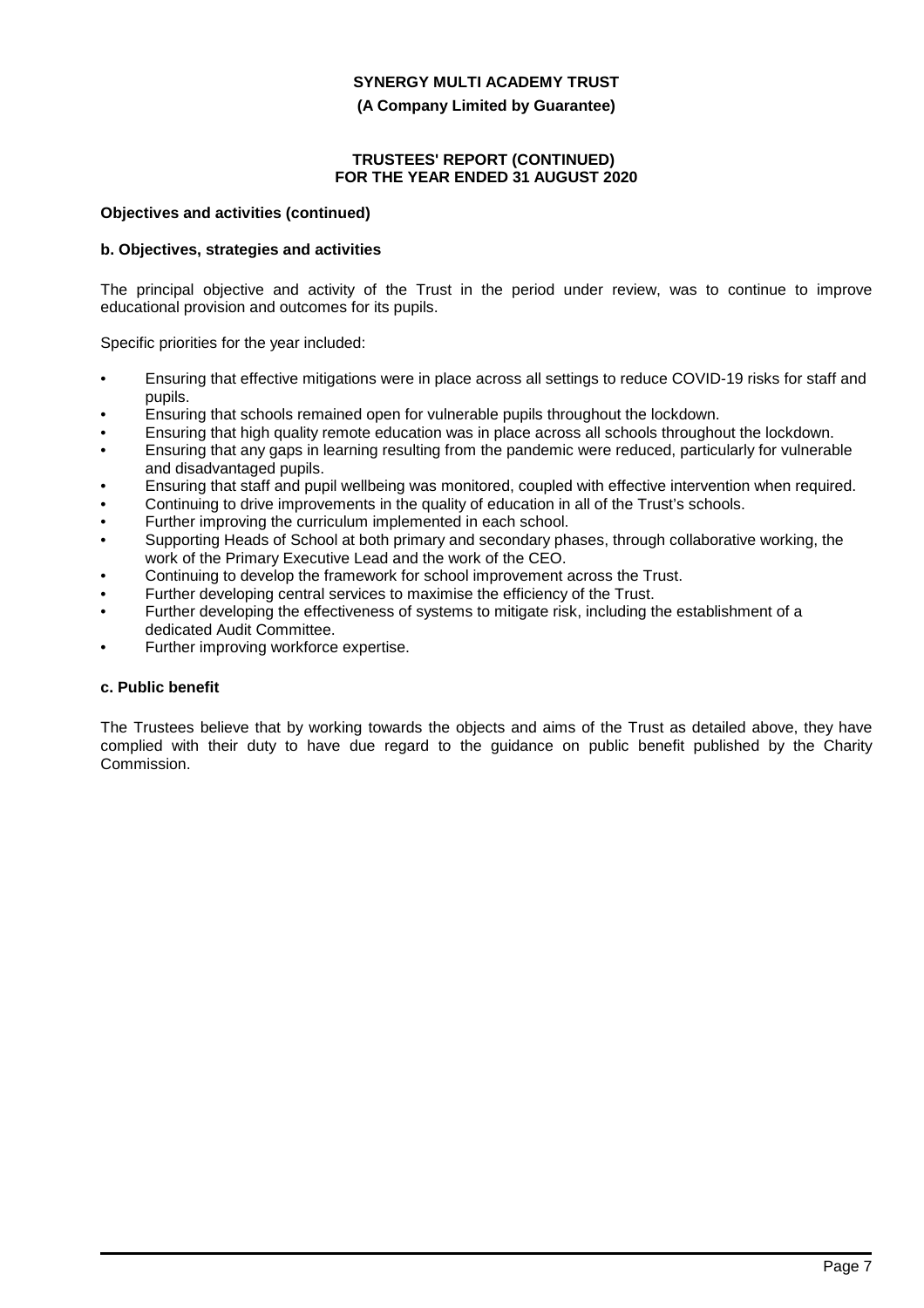**Objectives and activities (continued)**

**b. Objectives, strategies and activities**

The principal objective and activity of the Trust in the period under review, was to continue to improve educational provision and outcomes for its pupils.

Specific priorities for the year included:

- Ensuring that effective mitigations were in place across all settings to reduce COVID-19 risks for staff and pupils.
- Ensuring that schools remained open for vulnerable pupils throughout the lockdown.
- Ensuring that high quality remote education was in place across all schools throughout the lockdown.
- Ensuring that any gaps in learning resulting from the pandemic were reduced, particularly for vulnerable and disadvantaged pupils.
- Ensuring that staff and pupil wellbeing was monitored, coupled with effective intervention when required.
- Continuing to drive improvements in the quality of education in all of the Trust's schools.
- Further improving the curriculum implemented in each school.
- Supporting Heads of School at both primary and secondary phases, through collaborative working, the work of the Primary Executive Lead and the work of the CEO.
- Continuing to develop the framework for school improvement across the Trust.
- Further developing central services to maximise the efficiency of the Trust.
- Further developing the effectiveness of systems to mitigate risk, including the establishment of a dedicated Audit Committee.
- Further improving workforce expertise.

**c. Public benefit**

The Trustees believe that by working towards the objects and aims of the Trust as detailed above, they have complied with their duty to have due regard to the guidance on public benefit published by the Charity Commission.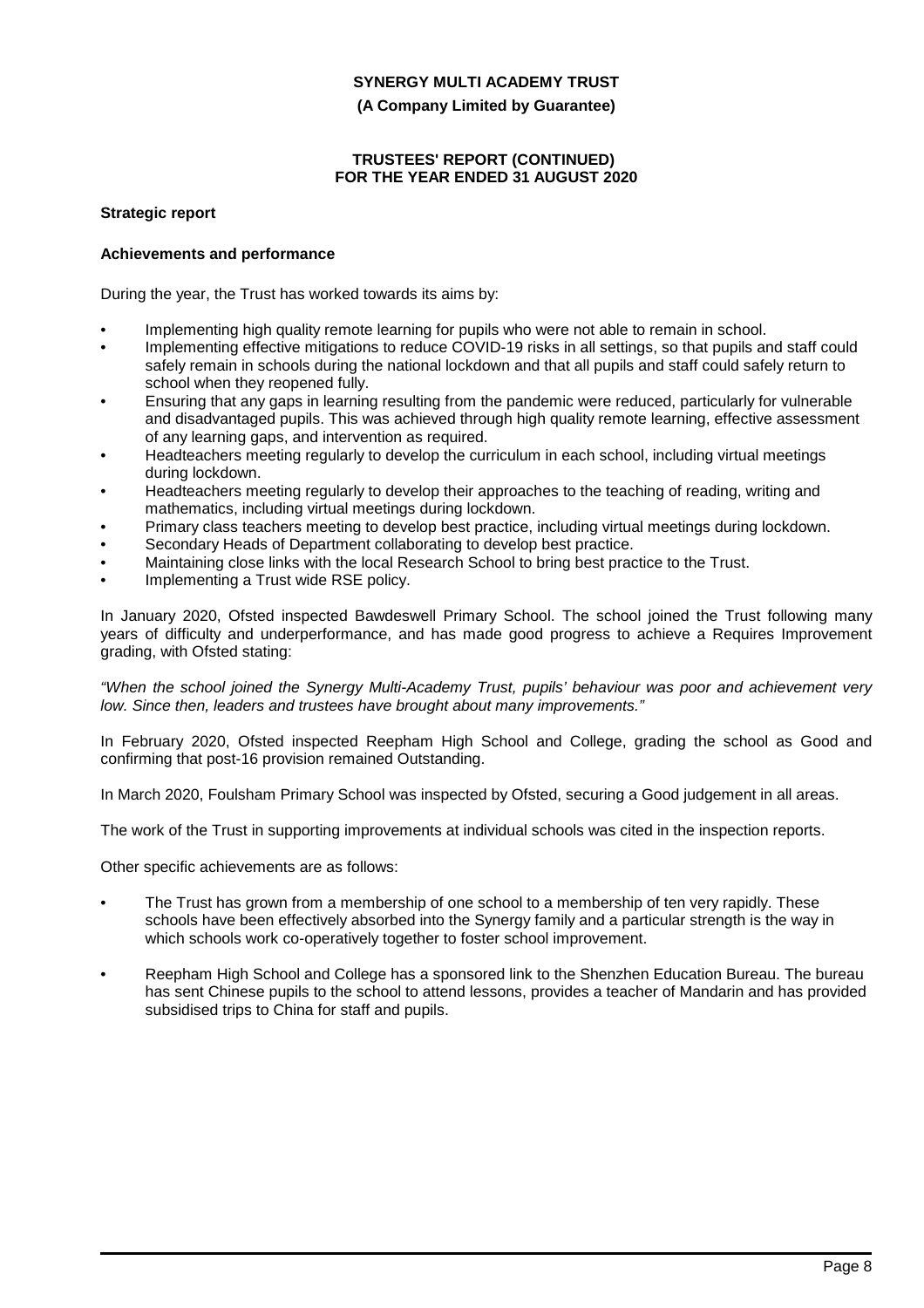## Strategic report

### Achievements and performance

During the year, the Trust has worked towards its aims by:

- Implementing high quality remote learning for pupils who were not able to remain in school.
- Implementing effective mitigations to reduce COVID-19 risks in all settings, so that pupils and staff could safely remain in schools during the national lockdown and that all pupils and staff could safely return to school when they reopened fully.
- Ensuring that any gaps in learning resulting from the pandemic were reduced, particularly for vulnerable and disadvantaged pupils. This was achieved through high quality remote learning, effective assessment of any learning gaps, and intervention as required.
- Headteachers meeting regularly to develop the curriculum in each school, including virtual meetings during lockdown.
- Headteachers meeting regularly to develop their approaches to the teaching of reading, writing and mathematics, including virtual meetings during lockdown.
- Primary class teachers meeting to develop best practice, including virtual meetings during lockdown.
- Secondary Heads of Department collaborating to develop best practice.
- Maintaining close links with the local Research School to bring best practice to the Trust.
- Implementing a Trust wide RSE policy.

In January 2020, Ofsted inspected Bawdeswell Primary School. The school joined the Trust following many years of difficulty and underperformance, and has made good progress to achieve a Requires Improvement grading, with Ofsted stating:

*"When the school joined the Synergy Multi-Academy Trust, pupils' behaviour was poor and achievement very low. Since then, leaders and trustees have brought about many improvements."*

In February 2020, Ofsted inspected Reepham High School and College, grading the school as Good and confirming that post-16 provision remained Outstanding.

In March 2020, Foulsham Primary School was inspected by Ofsted, securing a Good judgement in all areas.

The work of the Trust in supporting improvements at individual schools was cited in the inspection reports.

Other specific achievements are as follows:

- The Trust has grown from a membership of one school to a membership of ten very rapidly. These schools have been effectively absorbed into the Synergy family and a particular strength is the way in which schools work co-operatively together to foster school improvement.
- Reepham High School and College has a sponsored link to the Shenzhen Education Bureau. The bureau has sent Chinese pupils to the school to attend lessons, provides a teacher of Mandarin and has provided subsidised trips to China for staff and pupils.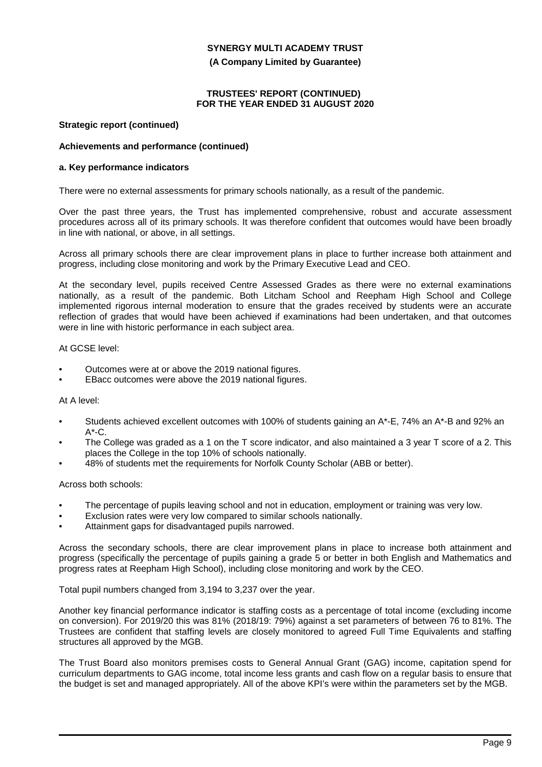**Strategic report (continued)**

**Achievements and performance (continued)**

**a. Key performance indicators**

There were no external assessments for primary schools nationally, as a result of the pandemic.

Over the past three years, the Trust has implemented comprehensive, robust and accurate assessment procedures across all of its primary schools. It was therefore confident that outcomes would have been broadly in line with national, or above, in all settings.

Across all primary schools there are clear improvement plans in place to further increase both attainment and progress, including close monitoring and work by the Primary Executive Lead and CEO.

At the secondary level, pupils received Centre Assessed Grades as there were no external examinations nationally, as a result of the pandemic. Both Litcham School and Reepham High School and College implemented rigorous internal moderation to ensure that the grades received by students were an accurate reflection of grades that would have been achieved if examinations had been undertaken, and that outcomes were in line with historic performance in each subject area.

At GCSE level:

- Outcomes were at or above the 2019 national figures.
- EBacc outcomes were above the 2019 national figures.

At A level:

- Students achieved excellent outcomes with 100% of students gaining an A*-E, 74% an A*-B and 92% an A*-C.
- The College was graded as a 1 on the T score indicator, and also maintained a 3 year T score of a 2. This places the College in the top 10% of schools nationally.
- 48% of students met the requirements for Norfolk County Scholar (ABB or better).

Across both schools:

- The percentage of pupils leaving school and not in education, employment or training was very low.
- Exclusion rates were very low compared to similar schools nationally.
- Attainment gaps for disadvantaged pupils narrowed.

Across the secondary schools, there are clear improvement plans in place to increase both attainment and progress (specifically the percentage of pupils gaining a grade 5 or better in both English and Mathematics and progress rates at Reepham High School), including close monitoring and work by the CEO.

Total pupil numbers changed from 3,194 to 3,237 over the year.

Another key financial performance indicator is staffing costs as a percentage of total income (excluding income on conversion). For 2019/20 this was 81% (2018/19: 79%) against a set parameters of between 76 to 81%. The Trustees are confident that staffing levels are closely monitored to agreed Full Time Equivalents and staffing structures all approved by the MGB.

The Trust Board also monitors premises costs to General Annual Grant (GAG) income, capitation spend for curriculum departments to GAG income, total income less grants and cash flow on a regular basis to ensure that the budget is set and managed appropriately. All of the above KPI's were within the parameters set by the MGB.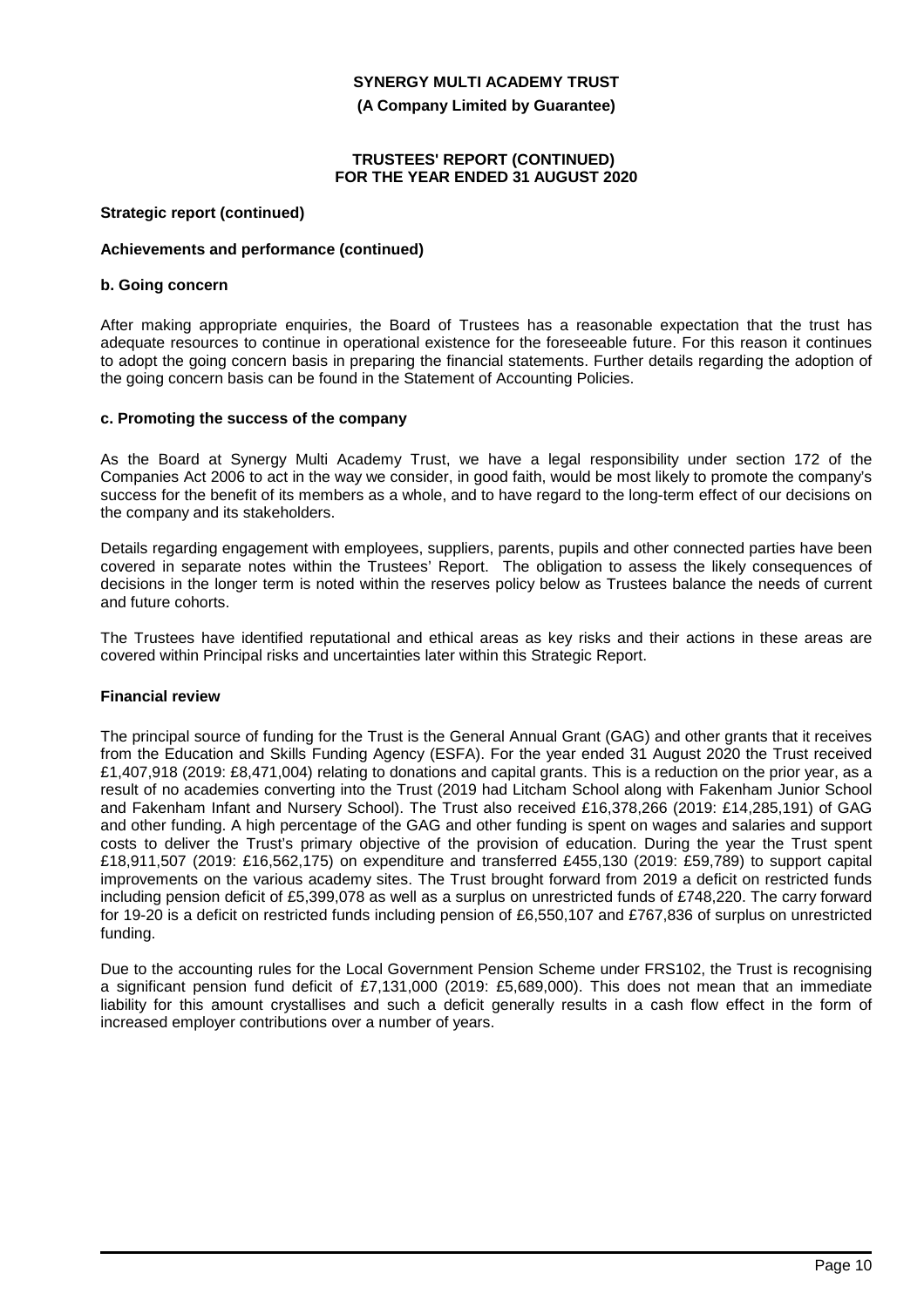**Strategic report (continued)**

**Achievements and performance (continued)**

**b. Going concern**

After making appropriate enquiries, the Board of Trustees has a reasonable expectation that the trust has adequate resources to continue in operational existence for the foreseeable future. For this reason it continues to adopt the going concern basis in preparing the financial statements. Further details regarding the adoption of the going concern basis can be found in the Statement of Accounting Policies.

**c. Promoting the success of the company**

As the Board at Synergy Multi Academy Trust, we have a legal responsibility under section 172 of the Companies Act 2006 to act in the way we consider, in good faith, would be most likely to promote the company's success for the benefit of its members as a whole, and to have regard to the long-term effect of our decisions on the company and its stakeholders.

Details regarding engagement with employees, suppliers, parents, pupils and other connected parties have been covered in separate notes within the Trustees' Report. The obligation to assess the likely consequences of decisions in the longer term is noted within the reserves policy below as Trustees balance the needs of current and future cohorts.

The Trustees have identified reputational and ethical areas as key risks and their actions in these areas are covered within Principal risks and uncertainties later within this Strategic Report.

**Financial review**

The principal source of funding for the Trust is the General Annual Grant (GAG) and other grants that it receives from the Education and Skills Funding Agency (ESFA). For the year ended 31 August 2020 the Trust received £1,407,918 (2019: £8,471,004) relating to donations and capital grants. This is a reduction on the prior year, as a result of no academies converting into the Trust (2019 had Litcham School along with Fakenham Junior School and Fakenham Infant and Nursery School). The Trust also received £16,378,266 (2019: £14,285,191) of GAG and other funding. A high percentage of the GAG and other funding is spent on wages and salaries and support costs to deliver the Trust's primary objective of the provision of education. During the year the Trust spent £18,911,507 (2019: £16,562,175) on expenditure and transferred £455,130 (2019: £59,789) to support capital improvements on the various academy sites. The Trust brought forward from 2019 a deficit on restricted funds including pension deficit of £5,399,078 as well as a surplus on unrestricted funds of £748,220. The carry forward for 19-20 is a deficit on restricted funds including pension of £6,550,107 and £767,836 of surplus on unrestricted funding.

Due to the accounting rules for the Local Government Pension Scheme under FRS102, the Trust is recognising a significant pension fund deficit of £7,131,000 (2019: £5,689,000). This does not mean that an immediate liability for this amount crystallises and such a deficit generally results in a cash flow effect in the form of increased employer contributions over a number of years.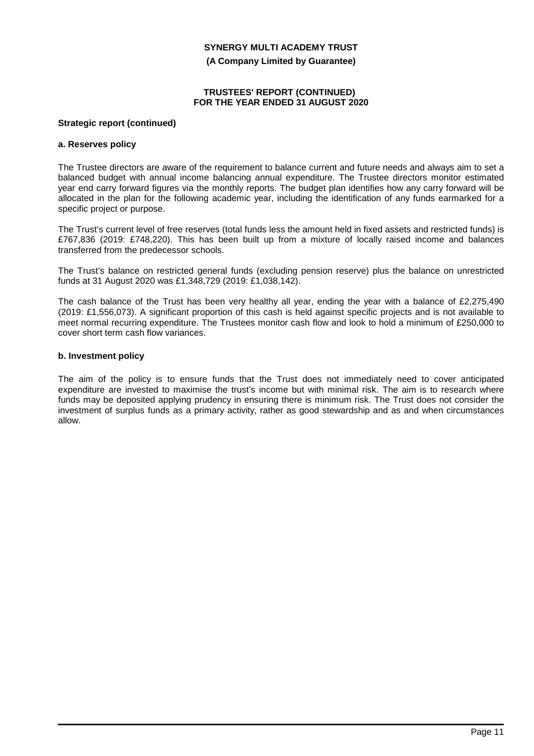**Strategic report (continued)**

**a. Reserves policy**

The Trustee directors are aware of the requirement to balance current and future needs and always aim to set a balanced budget with annual income balancing annual expenditure. The Trustee directors monitor estimated year end carry forward figures via the monthly reports. The budget plan identifies how any carry forward will be allocated in the plan for the following academic year, including the identification of any funds earmarked for a specific project or purpose.

The Trust's current level of free reserves (total funds less the amount held in fixed assets and restricted funds) is £767,836 (2019: £748,220). This has been built up from a mixture of locally raised income and balances transferred from the predecessor schools.

The Trust's balance on restricted general funds (excluding pension reserve) plus the balance on unrestricted funds at 31 August 2020 was £1,348,729 (2019: £1,038,142).

The cash balance of the Trust has been very healthy all year, ending the year with a balance of £2,275,490 (2019: £1,556,073). A significant proportion of this cash is held against specific projects and is not available to meet normal recurring expenditure. The Trustees monitor cash flow and look to hold a minimum of £250,000 to cover short term cash flow variances.

**b. Investment policy**

The aim of the policy is to ensure funds that the Trust does not immediately need to cover anticipated expenditure are invested to maximise the trust's income but with minimal risk. The aim is to research where funds may be deposited applying prudency in ensuring there is minimum risk. The Trust does not consider the investment of surplus funds as a primary activity, rather as good stewardship and as and when circumstances allow.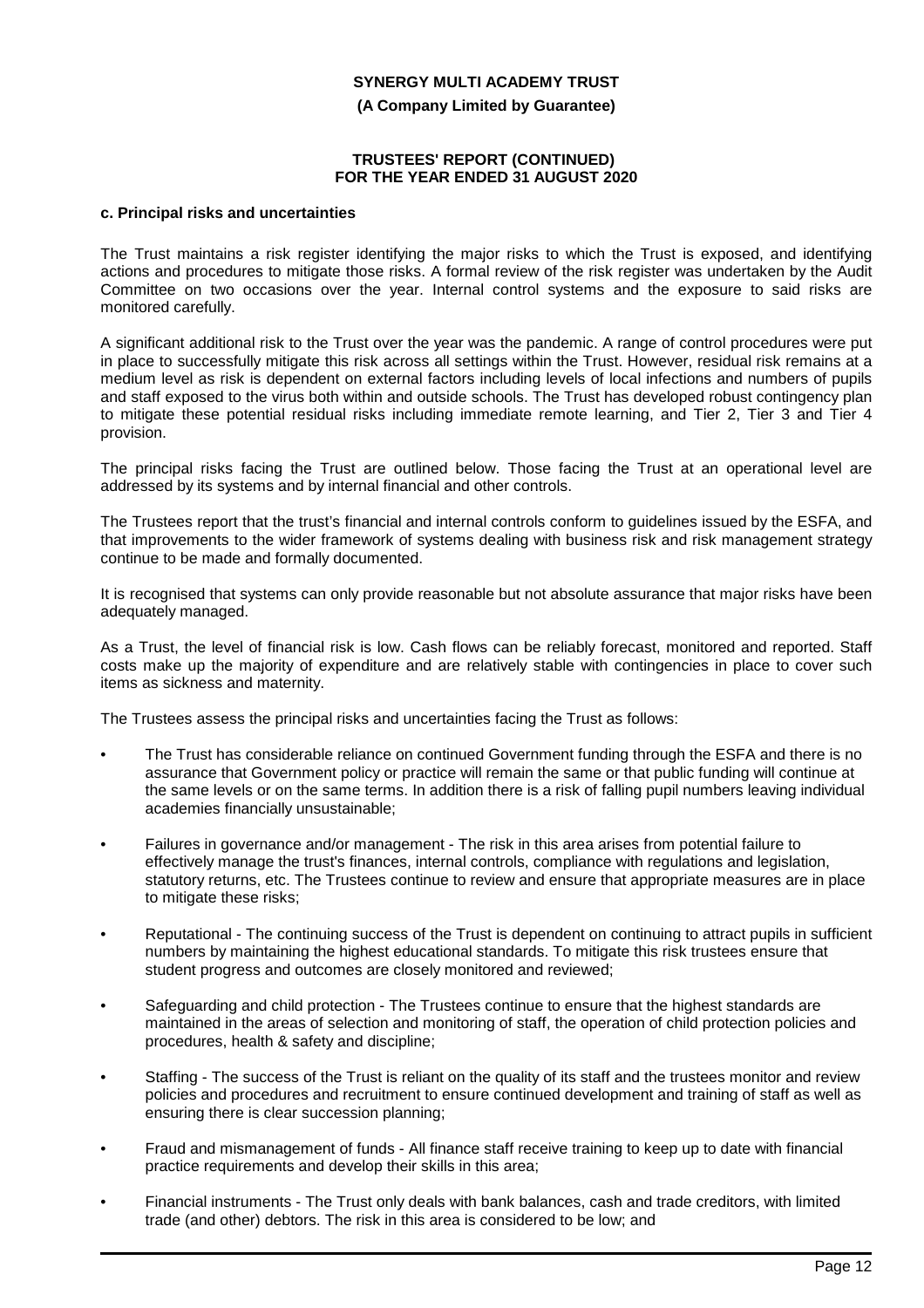**SYNERGY MULTI ACADEMY TRUST**

**(A Company Limited by Guarantee)**

**TRUSTEES' REPORT (CONTINUED)**
**FOR THE YEAR ENDED 31 AUGUST 2020**

#### c. Principal risks and uncertainties

The Trust maintains a risk register identifying the major risks to which the Trust is exposed, and identifying actions and procedures to mitigate those risks. A formal review of the risk register was undertaken by the Audit Committee on two occasions over the year. Internal control systems and the exposure to said risks are monitored carefully.

A significant additional risk to the Trust over the year was the pandemic. A range of control procedures were put in place to successfully mitigate this risk across all settings within the Trust. However, residual risk remains at a medium level as risk is dependent on external factors including levels of local infections and numbers of pupils and staff exposed to the virus both within and outside schools. The Trust has developed robust contingency plan to mitigate these potential residual risks including immediate remote learning, and Tier 2, Tier 3 and Tier 4 provision.

The principal risks facing the Trust are outlined below. Those facing the Trust at an operational level are addressed by its systems and by internal financial and other controls.

The Trustees report that the trust's financial and internal controls conform to guidelines issued by the ESFA, and that improvements to the wider framework of systems dealing with business risk and risk management strategy continue to be made and formally documented.

It is recognised that systems can only provide reasonable but not absolute assurance that major risks have been adequately managed.

As a Trust, the level of financial risk is low. Cash flows can be reliably forecast, monitored and reported. Staff costs make up the majority of expenditure and are relatively stable with contingencies in place to cover such items as sickness and maternity.

The Trustees assess the principal risks and uncertainties facing the Trust as follows:

- The Trust has considerable reliance on continued Government funding through the ESFA and there is no assurance that Government policy or practice will remain the same or that public funding will continue at the same levels or on the same terms. In addition there is a risk of falling pupil numbers leaving individual academies financially unsustainable;
- Failures in governance and/or management - The risk in this area arises from potential failure to effectively manage the trust's finances, internal controls, compliance with regulations and legislation, statutory returns, etc. The Trustees continue to review and ensure that appropriate measures are in place to mitigate these risks;
- Reputational - The continuing success of the Trust is dependent on continuing to attract pupils in sufficient numbers by maintaining the highest educational standards. To mitigate this risk trustees ensure that student progress and outcomes are closely monitored and reviewed;
- Safeguarding and child protection - The Trustees continue to ensure that the highest standards are maintained in the areas of selection and monitoring of staff, the operation of child protection policies and procedures, health & safety and discipline;
- Staffing - The success of the Trust is reliant on the quality of its staff and the trustees monitor and review policies and procedures and recruitment to ensure continued development and training of staff as well as ensuring there is clear succession planning;
- Fraud and mismanagement of funds - All finance staff receive training to keep up to date with financial practice requirements and develop their skills in this area;
- Financial instruments - The Trust only deals with bank balances, cash and trade creditors, with limited trade (and other) debtors. The risk in this area is considered to be low; and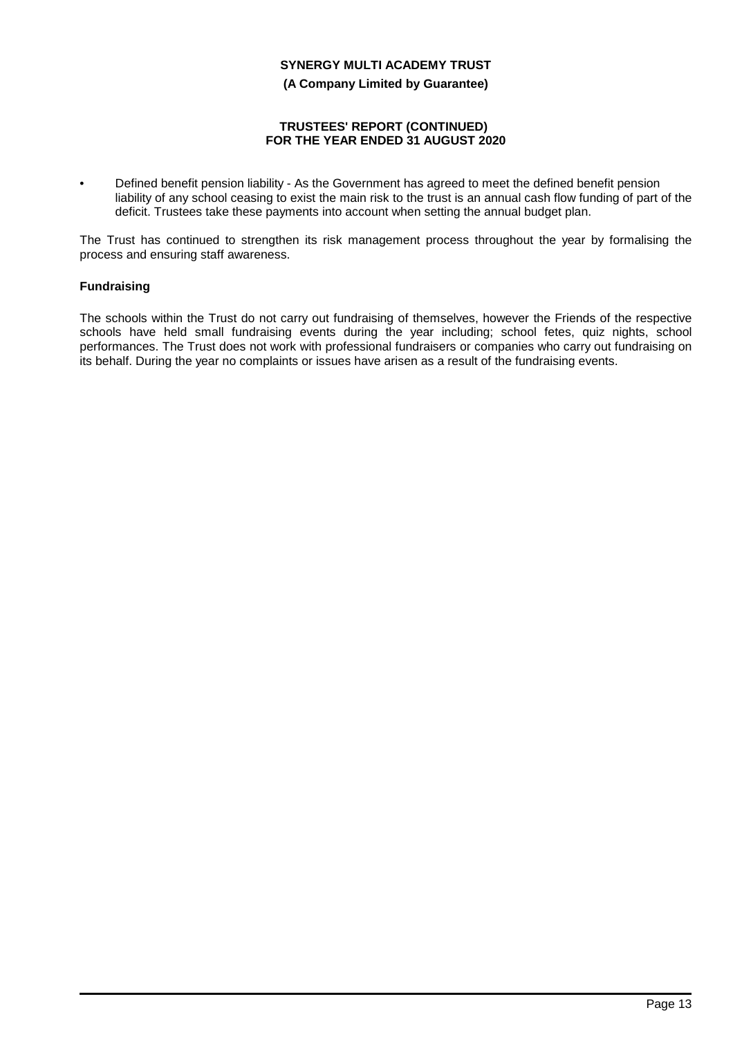- Defined benefit pension liability - As the Government has agreed to meet the defined benefit pension liability of any school ceasing to exist the main risk to the trust is an annual cash flow funding of part of the deficit. Trustees take these payments into account when setting the annual budget plan.

The Trust has continued to strengthen its risk management process throughout the year by formalising the process and ensuring staff awareness.

**Fundraising**

The schools within the Trust do not carry out fundraising of themselves, however the Friends of the respective schools have held small fundraising events during the year including; school fetes, quiz nights, school performances. The Trust does not work with professional fundraisers or companies who carry out fundraising on its behalf. During the year no complaints or issues have arisen as a result of the fundraising events.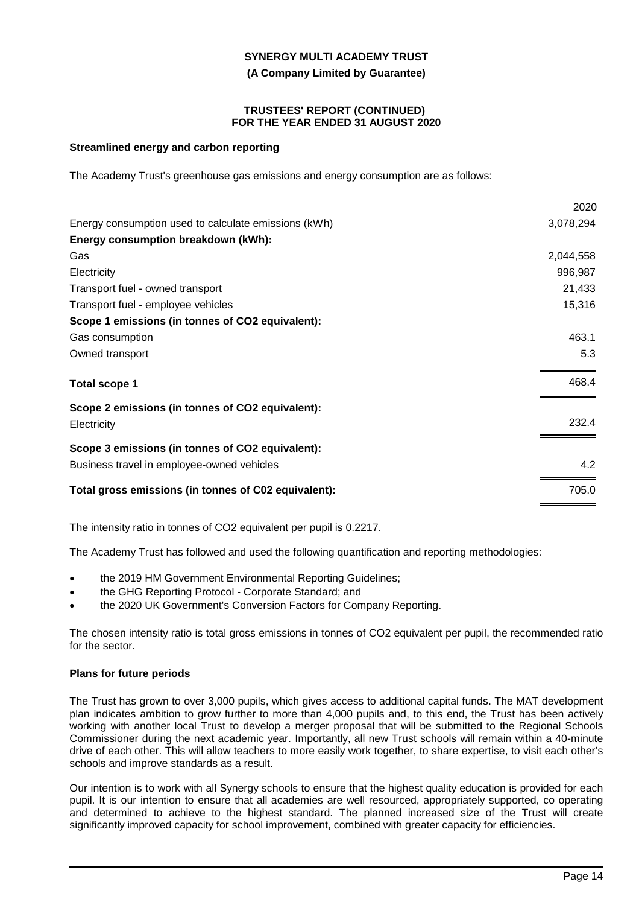## Streamlined energy and carbon reporting

The Academy Trust's greenhouse gas emissions and energy consumption are as follows:

| | 2020 |
|---|---|
| Energy consumption used to calculate emissions (kWh) | 3,078,294 |
| **Energy consumption breakdown (kWh):** | |
| Gas | 2,044,558 |
| Electricity | 996,987 |
| Transport fuel - owned transport | 21,433 |
| Transport fuel - employee vehicles | 15,316 |
| **Scope 1 emissions (in tonnes of CO2 equivalent):** | |
| Gas consumption | 463.1 |
| Owned transport | 5.3 |
| **Total scope 1** | 468.4 |
| **Scope 2 emissions (in tonnes of CO2 equivalent):** | |
| Electricity | 232.4 |
| **Scope 3 emissions (in tonnes of CO2 equivalent):** | |
| Business travel in employee-owned vehicles | 4.2 |
| **Total gross emissions (in tonnes of C02 equivalent):** | 705.0 |

The intensity ratio in tonnes of CO2 equivalent per pupil is 0.2217.

The Academy Trust has followed and used the following quantification and reporting methodologies:

- the 2019 HM Government Environmental Reporting Guidelines;
- the GHG Reporting Protocol - Corporate Standard; and
- the 2020 UK Government's Conversion Factors for Company Reporting.

The chosen intensity ratio is total gross emissions in tonnes of CO2 equivalent per pupil, the recommended ratio for the sector.

## Plans for future periods

The Trust has grown to over 3,000 pupils, which gives access to additional capital funds. The MAT development plan indicates ambition to grow further to more than 4,000 pupils and, to this end, the Trust has been actively working with another local Trust to develop a merger proposal that will be submitted to the Regional Schools Commissioner during the next academic year. Importantly, all new Trust schools will remain within a 40-minute drive of each other. This will allow teachers to more easily work together, to share expertise, to visit each other's schools and improve standards as a result.

Our intention is to work with all Synergy schools to ensure that the highest quality education is provided for each pupil. It is our intention to ensure that all academies are well resourced, appropriately supported, co operating and determined to achieve to the highest standard. The planned increased size of the Trust will create significantly improved capacity for school improvement, combined with greater capacity for efficiencies.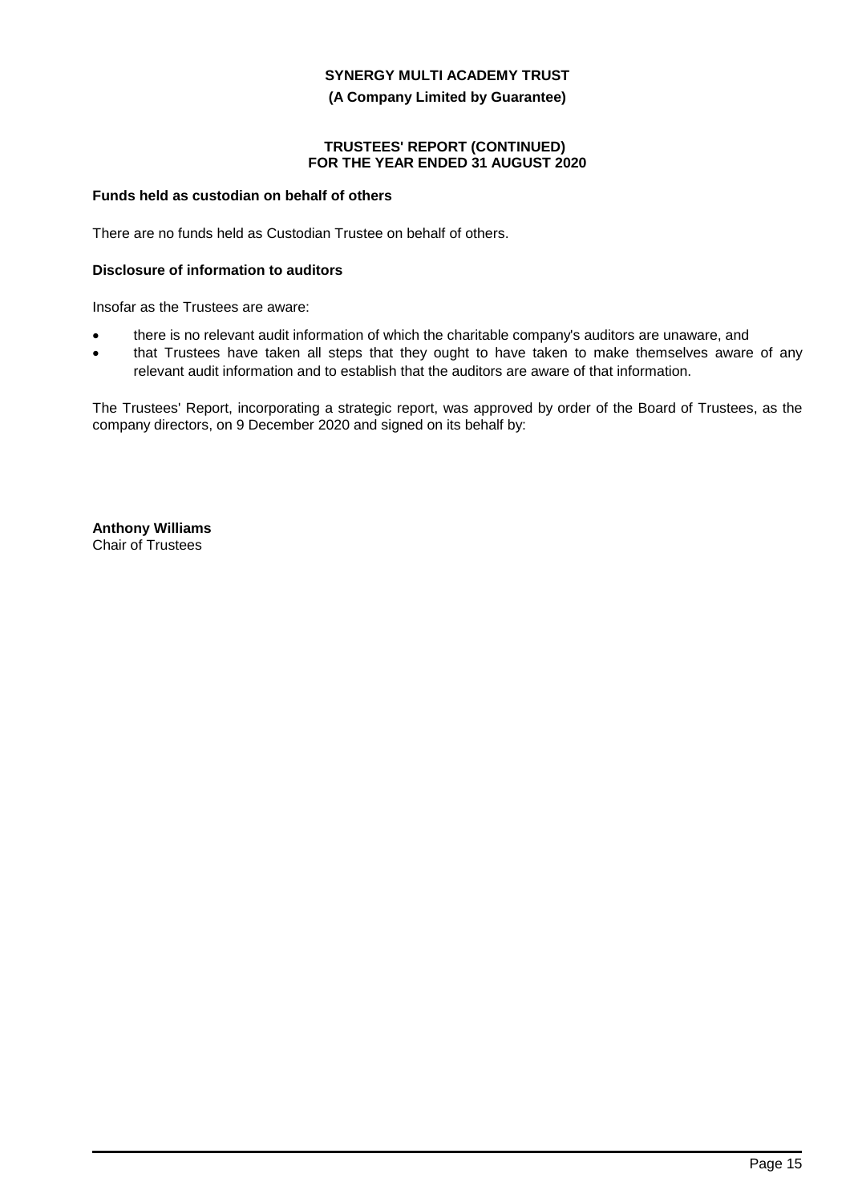### Funds held as custodian on behalf of others

There are no funds held as Custodian Trustee on behalf of others.

### Disclosure of information to auditors

Insofar as the Trustees are aware:

- there is no relevant audit information of which the charitable company's auditors are unaware, and
- that Trustees have taken all steps that they ought to have taken to make themselves aware of any relevant audit information and to establish that the auditors are aware of that information.

The Trustees' Report, incorporating a strategic report, was approved by order of the Board of Trustees, as the company directors, on 9 December 2020 and signed on its behalf by:

**Anthony Williams**
Chair of Trustees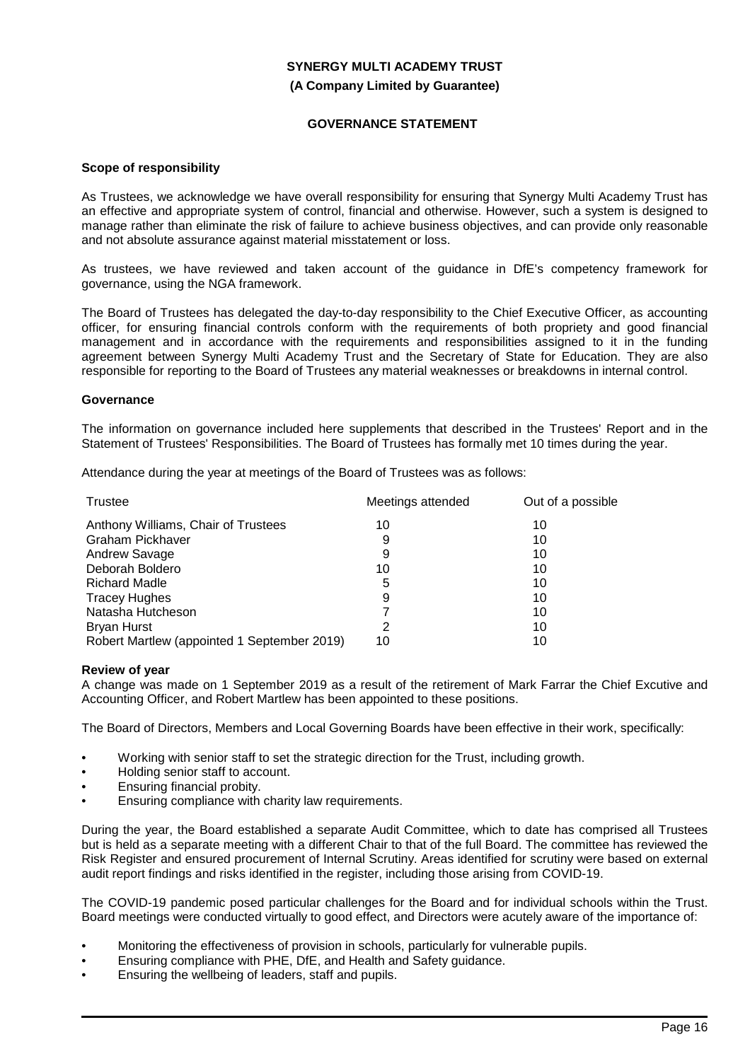**SYNERGY MULTI ACADEMY TRUST**

**(A Company Limited by Guarantee)**

**GOVERNANCE STATEMENT**

### Scope of responsibility

As Trustees, we acknowledge we have overall responsibility for ensuring that Synergy Multi Academy Trust has an effective and appropriate system of control, financial and otherwise. However, such a system is designed to manage rather than eliminate the risk of failure to achieve business objectives, and can provide only reasonable and not absolute assurance against material misstatement or loss.

As trustees, we have reviewed and taken account of the guidance in DfE's competency framework for governance, using the NGA framework.

The Board of Trustees has delegated the day-to-day responsibility to the Chief Executive Officer, as accounting officer, for ensuring financial controls conform with the requirements of both propriety and good financial management and in accordance with the requirements and responsibilities assigned to it in the funding agreement between Synergy Multi Academy Trust and the Secretary of State for Education. They are also responsible for reporting to the Board of Trustees any material weaknesses or breakdowns in internal control.

### Governance

The information on governance included here supplements that described in the Trustees' Report and in the Statement of Trustees' Responsibilities. The Board of Trustees has formally met 10 times during the year.

Attendance during the year at meetings of the Board of Trustees was as follows:

| Trustee | Meetings attended | Out of a possible |
|---|---|---|
| Anthony Williams, Chair of Trustees | 10 | 10 |
| Graham Pickhaver | 9 | 10 |
| Andrew Savage | 9 | 10 |
| Deborah Boldero | 10 | 10 |
| Richard Madle | 5 | 10 |
| Tracey Hughes | 9 | 10 |
| Natasha Hutcheson | 7 | 10 |
| Bryan Hurst | 2 | 10 |
| Robert Martlew (appointed 1 September 2019) | 10 | 10 |

### Review of year

A change was made on 1 September 2019 as a result of the retirement of Mark Farrar the Chief Excutive and Accounting Officer, and Robert Martlew has been appointed to these positions.

The Board of Directors, Members and Local Governing Boards have been effective in their work, specifically:

- Working with senior staff to set the strategic direction for the Trust, including growth.
- Holding senior staff to account.
- Ensuring financial probity.
- Ensuring compliance with charity law requirements.

During the year, the Board established a separate Audit Committee, which to date has comprised all Trustees but is held as a separate meeting with a different Chair to that of the full Board. The committee has reviewed the Risk Register and ensured procurement of Internal Scrutiny. Areas identified for scrutiny were based on external audit report findings and risks identified in the register, including those arising from COVID-19.

The COVID-19 pandemic posed particular challenges for the Board and for individual schools within the Trust. Board meetings were conducted virtually to good effect, and Directors were acutely aware of the importance of:

- Monitoring the effectiveness of provision in schools, particularly for vulnerable pupils.
- Ensuring compliance with PHE, DfE, and Health and Safety guidance.
- Ensuring the wellbeing of leaders, staff and pupils.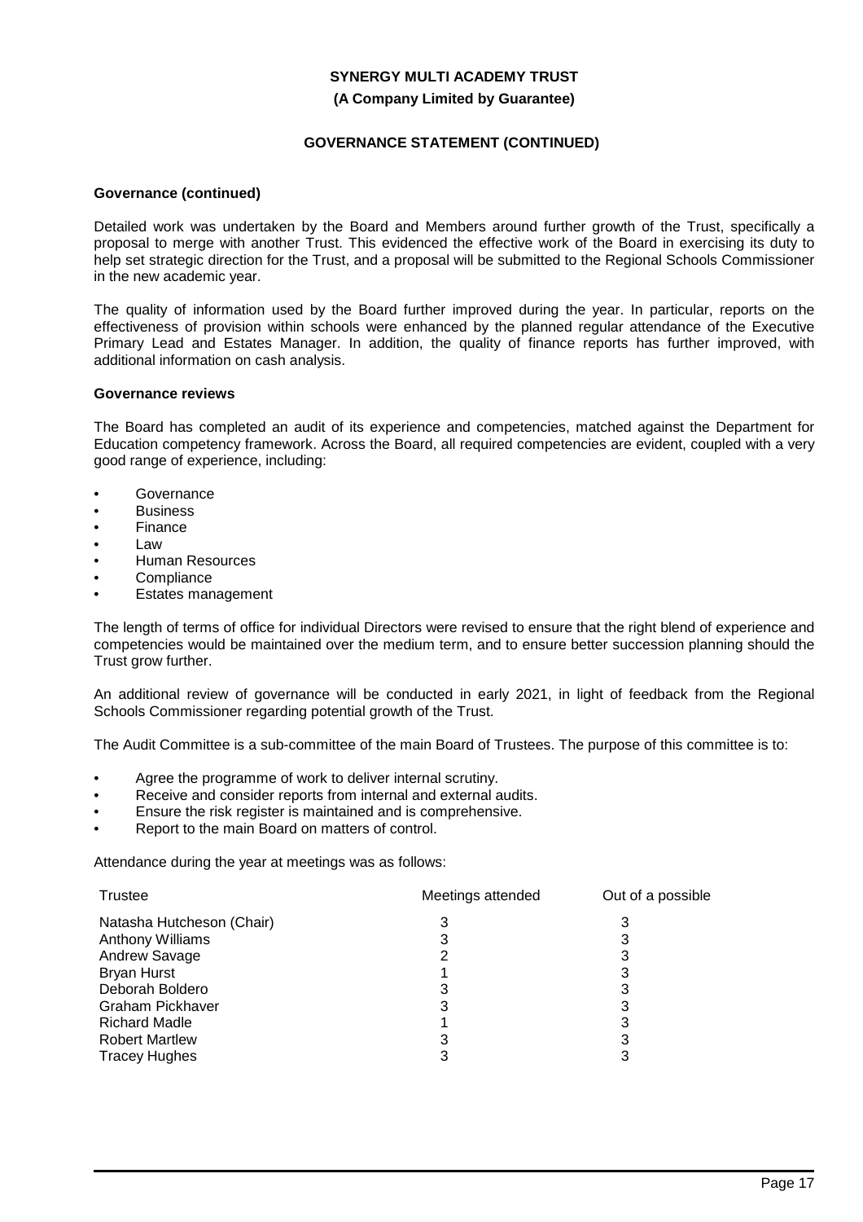**Governance (continued)**

Detailed work was undertaken by the Board and Members around further growth of the Trust, specifically a proposal to merge with another Trust. This evidenced the effective work of the Board in exercising its duty to help set strategic direction for the Trust, and a proposal will be submitted to the Regional Schools Commissioner in the new academic year.

The quality of information used by the Board further improved during the year. In particular, reports on the effectiveness of provision within schools were enhanced by the planned regular attendance of the Executive Primary Lead and Estates Manager. In addition, the quality of finance reports has further improved, with additional information on cash analysis.

**Governance reviews**

The Board has completed an audit of its experience and competencies, matched against the Department for Education competency framework. Across the Board, all required competencies are evident, coupled with a very good range of experience, including:

- Governance
- Business
- Finance
- Law
- Human Resources
- Compliance
- Estates management

The length of terms of office for individual Directors were revised to ensure that the right blend of experience and competencies would be maintained over the medium term, and to ensure better succession planning should the Trust grow further.

An additional review of governance will be conducted in early 2021, in light of feedback from the Regional Schools Commissioner regarding potential growth of the Trust.

The Audit Committee is a sub-committee of the main Board of Trustees. The purpose of this committee is to:

- Agree the programme of work to deliver internal scrutiny.
- Receive and consider reports from internal and external audits.
- Ensure the risk register is maintained and is comprehensive.
- Report to the main Board on matters of control.

Attendance during the year at meetings was as follows:

| Trustee | Meetings attended | Out of a possible |
|---|---|---|
| Natasha Hutcheson (Chair) | 3 | 3 |
| Anthony Williams | 3 | 3 |
| Andrew Savage | 2 | 3 |
| Bryan Hurst | 1 | 3 |
| Deborah Boldero | 3 | 3 |
| Graham Pickhaver | 3 | 3 |
| Richard Madle | 1 | 3 |
| Robert Martlew | 3 | 3 |
| Tracey Hughes | 3 | 3 |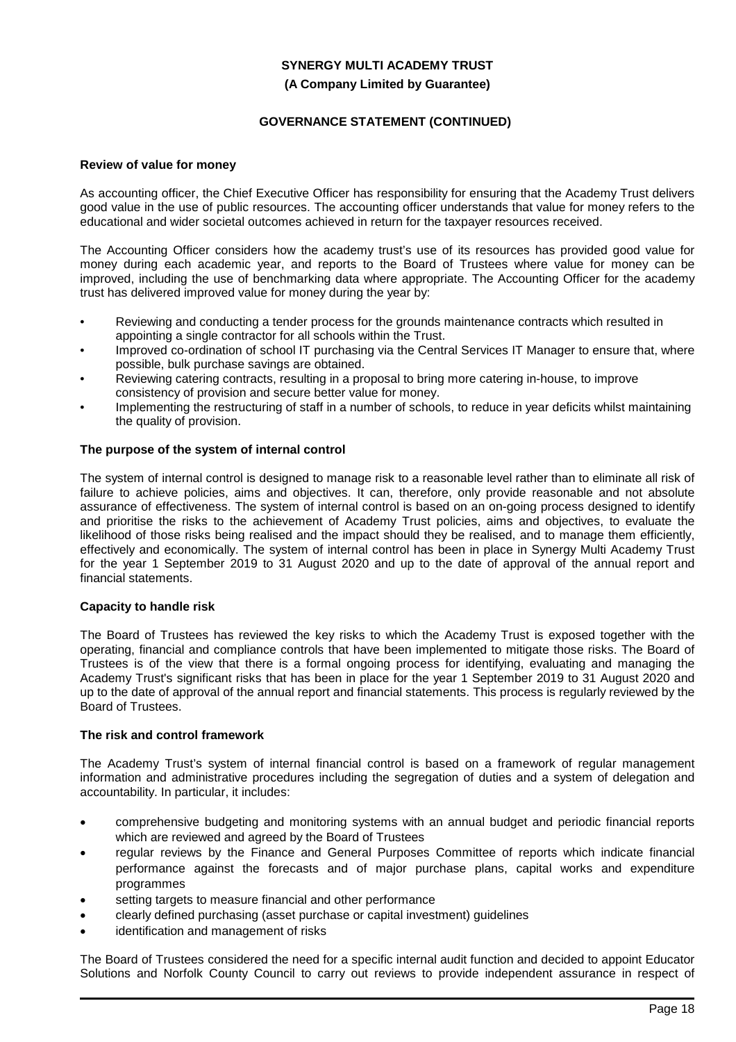## Review of value for money

As accounting officer, the Chief Executive Officer has responsibility for ensuring that the Academy Trust delivers good value in the use of public resources. The accounting officer understands that value for money refers to the educational and wider societal outcomes achieved in return for the taxpayer resources received.

The Accounting Officer considers how the academy trust's use of its resources has provided good value for money during each academic year, and reports to the Board of Trustees where value for money can be improved, including the use of benchmarking data where appropriate. The Accounting Officer for the academy trust has delivered improved value for money during the year by:

- Reviewing and conducting a tender process for the grounds maintenance contracts which resulted in appointing a single contractor for all schools within the Trust.
- Improved co-ordination of school IT purchasing via the Central Services IT Manager to ensure that, where possible, bulk purchase savings are obtained.
- Reviewing catering contracts, resulting in a proposal to bring more catering in-house, to improve consistency of provision and secure better value for money.
- Implementing the restructuring of staff in a number of schools, to reduce in year deficits whilst maintaining the quality of provision.

## The purpose of the system of internal control

The system of internal control is designed to manage risk to a reasonable level rather than to eliminate all risk of failure to achieve policies, aims and objectives. It can, therefore, only provide reasonable and not absolute assurance of effectiveness. The system of internal control is based on an on-going process designed to identify and prioritise the risks to the achievement of Academy Trust policies, aims and objectives, to evaluate the likelihood of those risks being realised and the impact should they be realised, and to manage them efficiently, effectively and economically. The system of internal control has been in place in Synergy Multi Academy Trust for the year 1 September 2019 to 31 August 2020 and up to the date of approval of the annual report and financial statements.

## Capacity to handle risk

The Board of Trustees has reviewed the key risks to which the Academy Trust is exposed together with the operating, financial and compliance controls that have been implemented to mitigate those risks. The Board of Trustees is of the view that there is a formal ongoing process for identifying, evaluating and managing the Academy Trust's significant risks that has been in place for the year 1 September 2019 to 31 August 2020 and up to the date of approval of the annual report and financial statements. This process is regularly reviewed by the Board of Trustees.

## The risk and control framework

The Academy Trust's system of internal financial control is based on a framework of regular management information and administrative procedures including the segregation of duties and a system of delegation and accountability. In particular, it includes:

- comprehensive budgeting and monitoring systems with an annual budget and periodic financial reports which are reviewed and agreed by the Board of Trustees
- regular reviews by the Finance and General Purposes Committee of reports which indicate financial performance against the forecasts and of major purchase plans, capital works and expenditure programmes
- setting targets to measure financial and other performance
- clearly defined purchasing (asset purchase or capital investment) guidelines
- identification and management of risks

The Board of Trustees considered the need for a specific internal audit function and decided to appoint Educator Solutions and Norfolk County Council to carry out reviews to provide independent assurance in respect of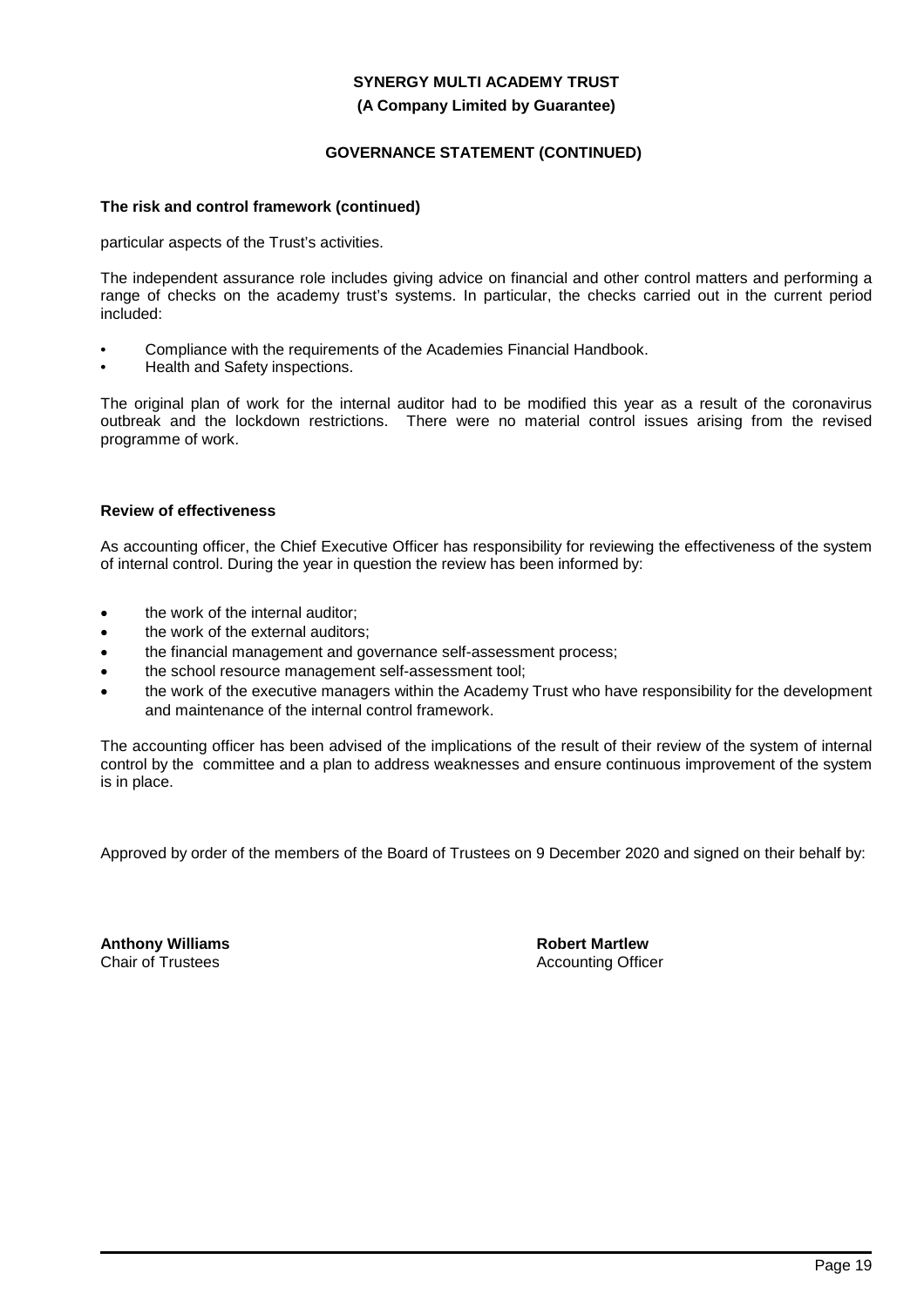## The risk and control framework (continued)

particular aspects of the Trust's activities.

The independent assurance role includes giving advice on financial and other control matters and performing a range of checks on the academy trust's systems. In particular, the checks carried out in the current period included:

- Compliance with the requirements of the Academies Financial Handbook.
- Health and Safety inspections.

The original plan of work for the internal auditor had to be modified this year as a result of the coronavirus outbreak and the lockdown restrictions. There were no material control issues arising from the revised programme of work.

## Review of effectiveness

As accounting officer, the Chief Executive Officer has responsibility for reviewing the effectiveness of the system of internal control. During the year in question the review has been informed by:

- the work of the internal auditor;
- the work of the external auditors;
- the financial management and governance self-assessment process;
- the school resource management self-assessment tool;
- the work of the executive managers within the Academy Trust who have responsibility for the development and maintenance of the internal control framework.

The accounting officer has been advised of the implications of the result of their review of the system of internal control by the committee and a plan to address weaknesses and ensure continuous improvement of the system is in place.

Approved by order of the members of the Board of Trustees on 9 December 2020 and signed on their behalf by:

**Anthony Williams**
Chair of Trustees

**Robert Martlew**
Accounting Officer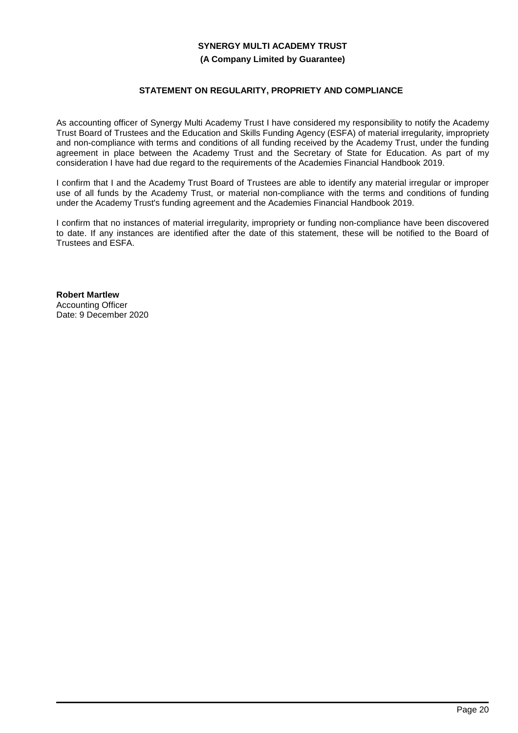# SYNERGY MULTI ACADEMY TRUST

**(A Company Limited by Guarantee)**

## STATEMENT ON REGULARITY, PROPRIETY AND COMPLIANCE

As accounting officer of Synergy Multi Academy Trust I have considered my responsibility to notify the Academy Trust Board of Trustees and the Education and Skills Funding Agency (ESFA) of material irregularity, impropriety and non-compliance with terms and conditions of all funding received by the Academy Trust, under the funding agreement in place between the Academy Trust and the Secretary of State for Education. As part of my consideration I have had due regard to the requirements of the Academies Financial Handbook 2019.

I confirm that I and the Academy Trust Board of Trustees are able to identify any material irregular or improper use of all funds by the Academy Trust, or material non-compliance with the terms and conditions of funding under the Academy Trust's funding agreement and the Academies Financial Handbook 2019.

I confirm that no instances of material irregularity, impropriety or funding non-compliance have been discovered to date. If any instances are identified after the date of this statement, these will be notified to the Board of Trustees and ESFA.

**Robert Martlew**
Accounting Officer
Date: 9 December 2020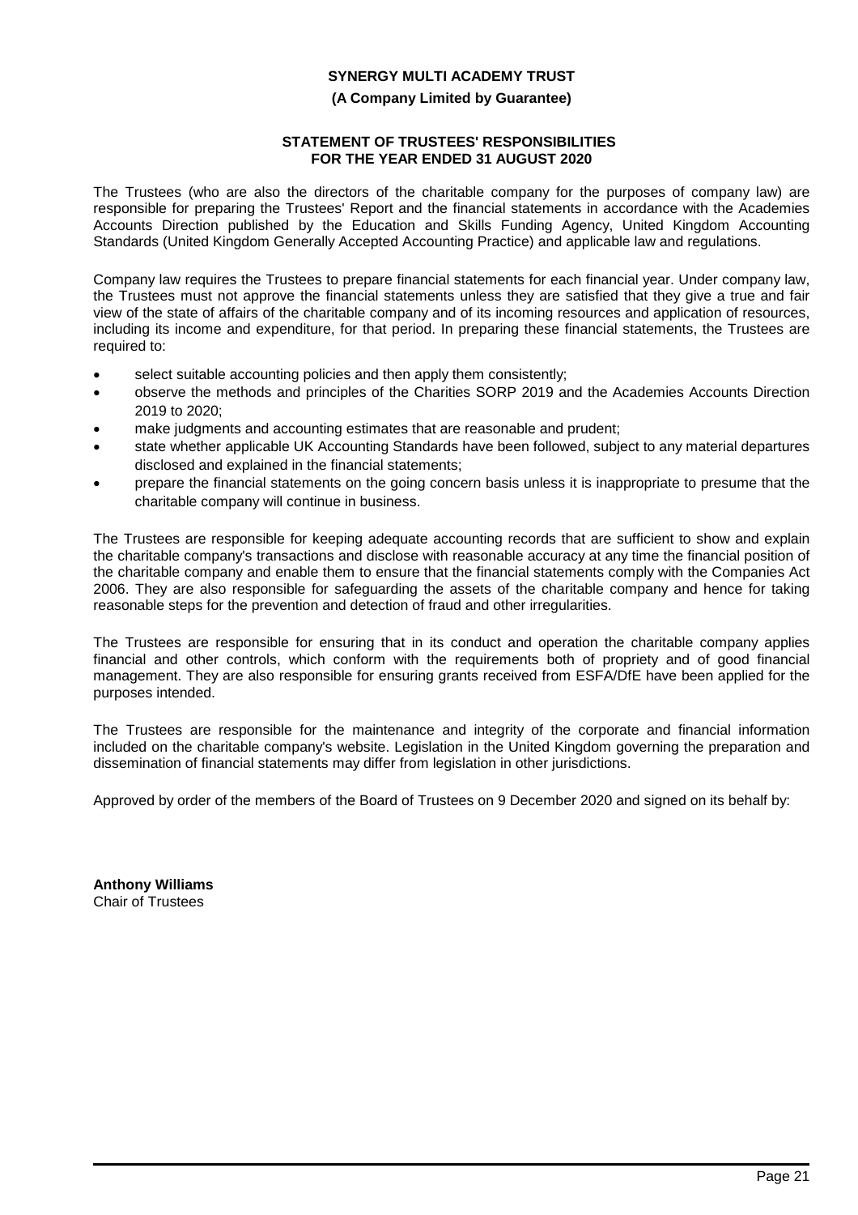**SYNERGY MULTI ACADEMY TRUST**

**(A Company Limited by Guarantee)**

## STATEMENT OF TRUSTEES' RESPONSIBILITIES FOR THE YEAR ENDED 31 AUGUST 2020

The Trustees (who are also the directors of the charitable company for the purposes of company law) are responsible for preparing the Trustees' Report and the financial statements in accordance with the Academies Accounts Direction published by the Education and Skills Funding Agency, United Kingdom Accounting Standards (United Kingdom Generally Accepted Accounting Practice) and applicable law and regulations.

Company law requires the Trustees to prepare financial statements for each financial year. Under company law, the Trustees must not approve the financial statements unless they are satisfied that they give a true and fair view of the state of affairs of the charitable company and of its incoming resources and application of resources, including its income and expenditure, for that period. In preparing these financial statements, the Trustees are required to:

- select suitable accounting policies and then apply them consistently;
- observe the methods and principles of the Charities SORP 2019 and the Academies Accounts Direction 2019 to 2020;
- make judgments and accounting estimates that are reasonable and prudent;
- state whether applicable UK Accounting Standards have been followed, subject to any material departures disclosed and explained in the financial statements;
- prepare the financial statements on the going concern basis unless it is inappropriate to presume that the charitable company will continue in business.

The Trustees are responsible for keeping adequate accounting records that are sufficient to show and explain the charitable company's transactions and disclose with reasonable accuracy at any time the financial position of the charitable company and enable them to ensure that the financial statements comply with the Companies Act 2006. They are also responsible for safeguarding the assets of the charitable company and hence for taking reasonable steps for the prevention and detection of fraud and other irregularities.

The Trustees are responsible for ensuring that in its conduct and operation the charitable company applies financial and other controls, which conform with the requirements both of propriety and of good financial management. They are also responsible for ensuring grants received from ESFA/DfE have been applied for the purposes intended.

The Trustees are responsible for the maintenance and integrity of the corporate and financial information included on the charitable company's website. Legislation in the United Kingdom governing the preparation and dissemination of financial statements may differ from legislation in other jurisdictions.

Approved by order of the members of the Board of Trustees on 9 December 2020 and signed on its behalf by:

**Anthony Williams**
Chair of Trustees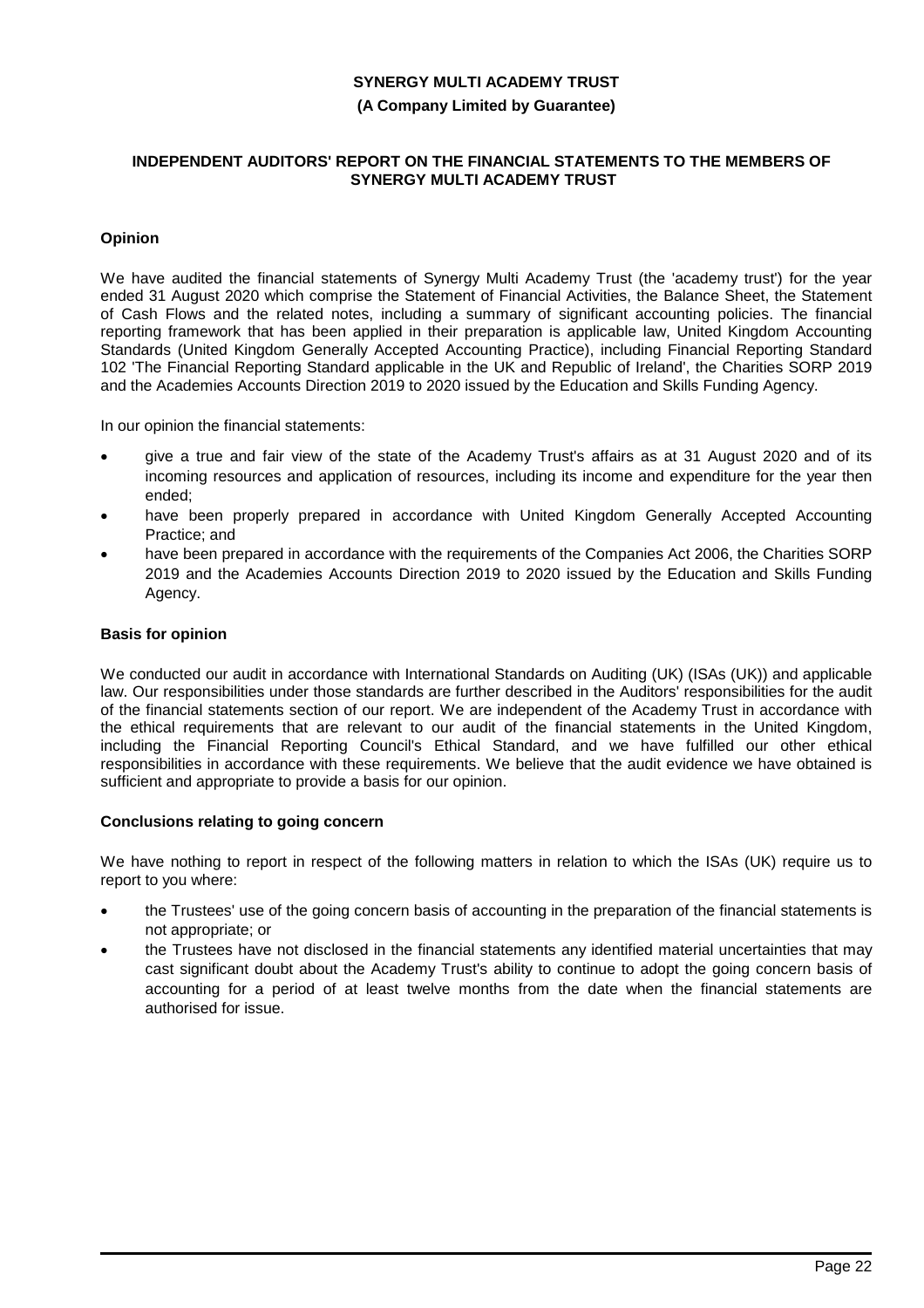**SYNERGY MULTI ACADEMY TRUST**

**(A Company Limited by Guarantee)**

**INDEPENDENT AUDITORS' REPORT ON THE FINANCIAL STATEMENTS TO THE MEMBERS OF SYNERGY MULTI ACADEMY TRUST**

**Opinion**

We have audited the financial statements of Synergy Multi Academy Trust (the 'academy trust') for the year ended 31 August 2020 which comprise the Statement of Financial Activities, the Balance Sheet, the Statement of Cash Flows and the related notes, including a summary of significant accounting policies. The financial reporting framework that has been applied in their preparation is applicable law, United Kingdom Accounting Standards (United Kingdom Generally Accepted Accounting Practice), including Financial Reporting Standard 102 'The Financial Reporting Standard applicable in the UK and Republic of Ireland', the Charities SORP 2019 and the Academies Accounts Direction 2019 to 2020 issued by the Education and Skills Funding Agency.

In our opinion the financial statements:

- give a true and fair view of the state of the Academy Trust's affairs as at 31 August 2020 and of its incoming resources and application of resources, including its income and expenditure for the year then ended;
- have been properly prepared in accordance with United Kingdom Generally Accepted Accounting Practice; and
- have been prepared in accordance with the requirements of the Companies Act 2006, the Charities SORP 2019 and the Academies Accounts Direction 2019 to 2020 issued by the Education and Skills Funding Agency.

**Basis for opinion**

We conducted our audit in accordance with International Standards on Auditing (UK) (ISAs (UK)) and applicable law. Our responsibilities under those standards are further described in the Auditors' responsibilities for the audit of the financial statements section of our report. We are independent of the Academy Trust in accordance with the ethical requirements that are relevant to our audit of the financial statements in the United Kingdom, including the Financial Reporting Council's Ethical Standard, and we have fulfilled our other ethical responsibilities in accordance with these requirements. We believe that the audit evidence we have obtained is sufficient and appropriate to provide a basis for our opinion.

**Conclusions relating to going concern**

We have nothing to report in respect of the following matters in relation to which the ISAs (UK) require us to report to you where:

- the Trustees' use of the going concern basis of accounting in the preparation of the financial statements is not appropriate; or
- the Trustees have not disclosed in the financial statements any identified material uncertainties that may cast significant doubt about the Academy Trust's ability to continue to adopt the going concern basis of accounting for a period of at least twelve months from the date when the financial statements are authorised for issue.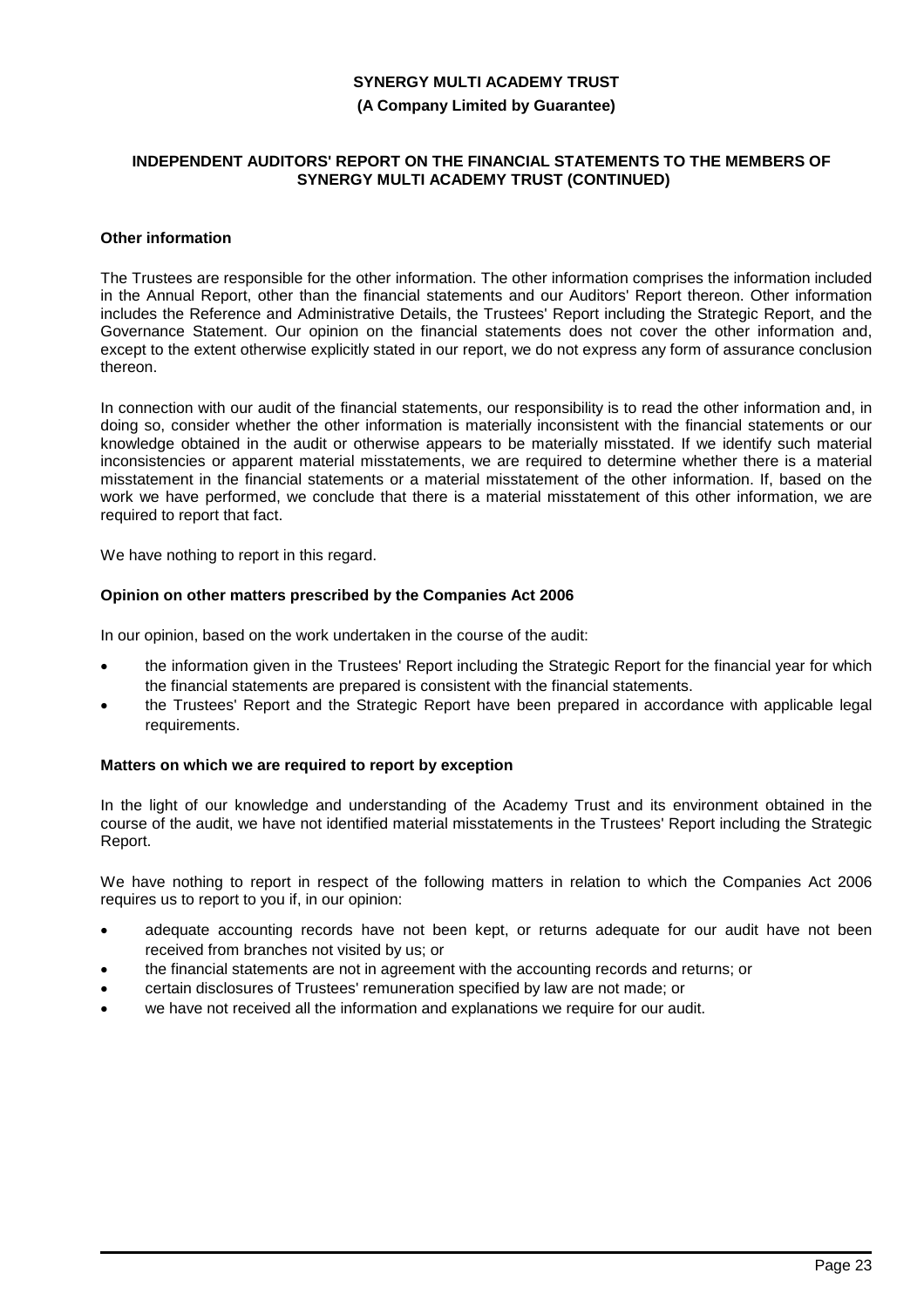## Other information

The Trustees are responsible for the other information. The other information comprises the information included in the Annual Report, other than the financial statements and our Auditors' Report thereon. Other information includes the Reference and Administrative Details, the Trustees' Report including the Strategic Report, and the Governance Statement. Our opinion on the financial statements does not cover the other information and, except to the extent otherwise explicitly stated in our report, we do not express any form of assurance conclusion thereon.

In connection with our audit of the financial statements, our responsibility is to read the other information and, in doing so, consider whether the other information is materially inconsistent with the financial statements or our knowledge obtained in the audit or otherwise appears to be materially misstated. If we identify such material inconsistencies or apparent material misstatements, we are required to determine whether there is a material misstatement in the financial statements or a material misstatement of the other information. If, based on the work we have performed, we conclude that there is a material misstatement of this other information, we are required to report that fact.

We have nothing to report in this regard.

## Opinion on other matters prescribed by the Companies Act 2006

In our opinion, based on the work undertaken in the course of the audit:

- the information given in the Trustees' Report including the Strategic Report for the financial year for which the financial statements are prepared is consistent with the financial statements.
- the Trustees' Report and the Strategic Report have been prepared in accordance with applicable legal requirements.

## Matters on which we are required to report by exception

In the light of our knowledge and understanding of the Academy Trust and its environment obtained in the course of the audit, we have not identified material misstatements in the Trustees' Report including the Strategic Report.

We have nothing to report in respect of the following matters in relation to which the Companies Act 2006 requires us to report to you if, in our opinion:

- adequate accounting records have not been kept, or returns adequate for our audit have not been received from branches not visited by us; or
- the financial statements are not in agreement with the accounting records and returns; or
- certain disclosures of Trustees' remuneration specified by law are not made; or
- we have not received all the information and explanations we require for our audit.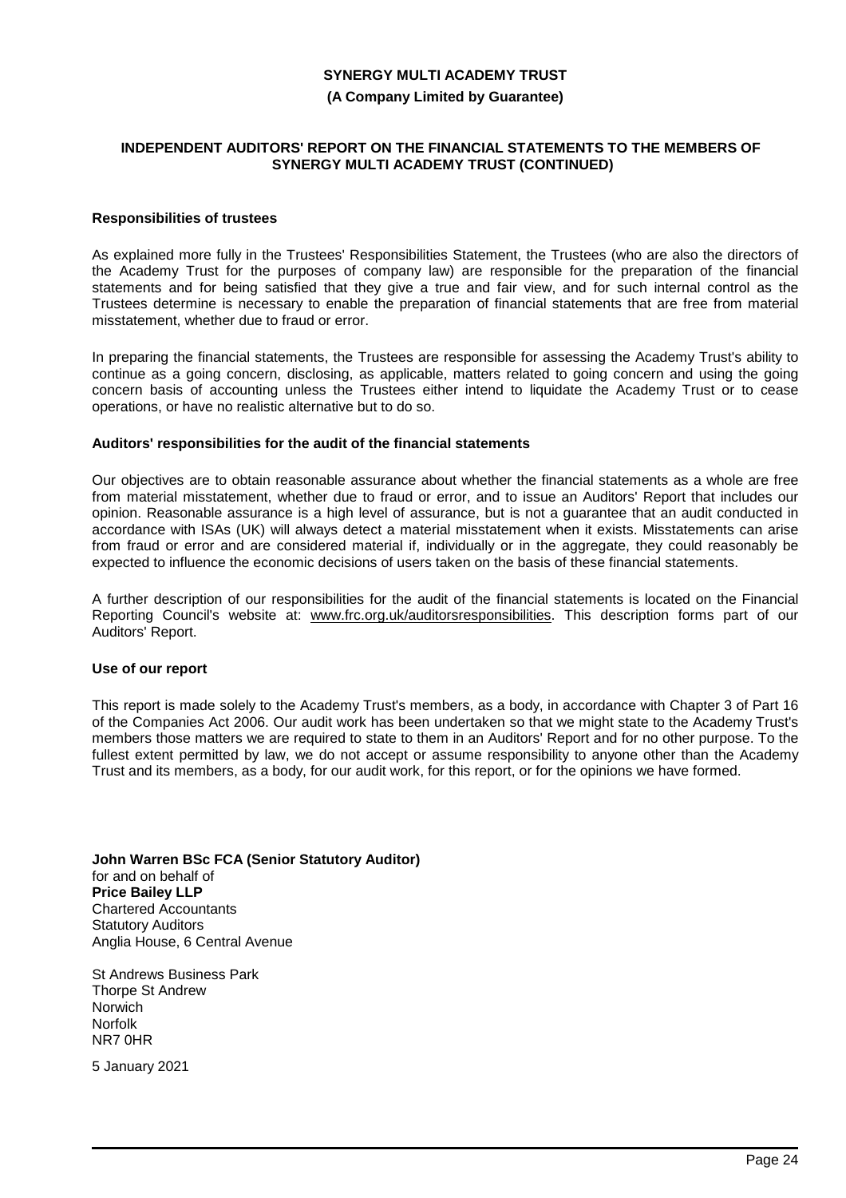**SYNERGY MULTI ACADEMY TRUST**

**(A Company Limited by Guarantee)**

**INDEPENDENT AUDITORS' REPORT ON THE FINANCIAL STATEMENTS TO THE MEMBERS OF SYNERGY MULTI ACADEMY TRUST (CONTINUED)**

**Responsibilities of trustees**

As explained more fully in the Trustees' Responsibilities Statement, the Trustees (who are also the directors of the Academy Trust for the purposes of company law) are responsible for the preparation of the financial statements and for being satisfied that they give a true and fair view, and for such internal control as the Trustees determine is necessary to enable the preparation of financial statements that are free from material misstatement, whether due to fraud or error.

In preparing the financial statements, the Trustees are responsible for assessing the Academy Trust's ability to continue as a going concern, disclosing, as applicable, matters related to going concern and using the going concern basis of accounting unless the Trustees either intend to liquidate the Academy Trust or to cease operations, or have no realistic alternative but to do so.

**Auditors' responsibilities for the audit of the financial statements**

Our objectives are to obtain reasonable assurance about whether the financial statements as a whole are free from material misstatement, whether due to fraud or error, and to issue an Auditors' Report that includes our opinion. Reasonable assurance is a high level of assurance, but is not a guarantee that an audit conducted in accordance with ISAs (UK) will always detect a material misstatement when it exists. Misstatements can arise from fraud or error and are considered material if, individually or in the aggregate, they could reasonably be expected to influence the economic decisions of users taken on the basis of these financial statements.

A further description of our responsibilities for the audit of the financial statements is located on the Financial Reporting Council's website at: www.frc.org.uk/auditorsresponsibilities. This description forms part of our Auditors' Report.

**Use of our report**

This report is made solely to the Academy Trust's members, as a body, in accordance with Chapter 3 of Part 16 of the Companies Act 2006. Our audit work has been undertaken so that we might state to the Academy Trust's members those matters we are required to state to them in an Auditors' Report and for no other purpose. To the fullest extent permitted by law, we do not accept or assume responsibility to anyone other than the Academy Trust and its members, as a body, for our audit work, for this report, or for the opinions we have formed.

**John Warren BSc FCA (Senior Statutory Auditor)**
for and on behalf of
**Price Bailey LLP**
Chartered Accountants
Statutory Auditors
Anglia House, 6 Central Avenue

St Andrews Business Park
Thorpe St Andrew
Norwich
Norfolk
NR7 0HR

5 January 2021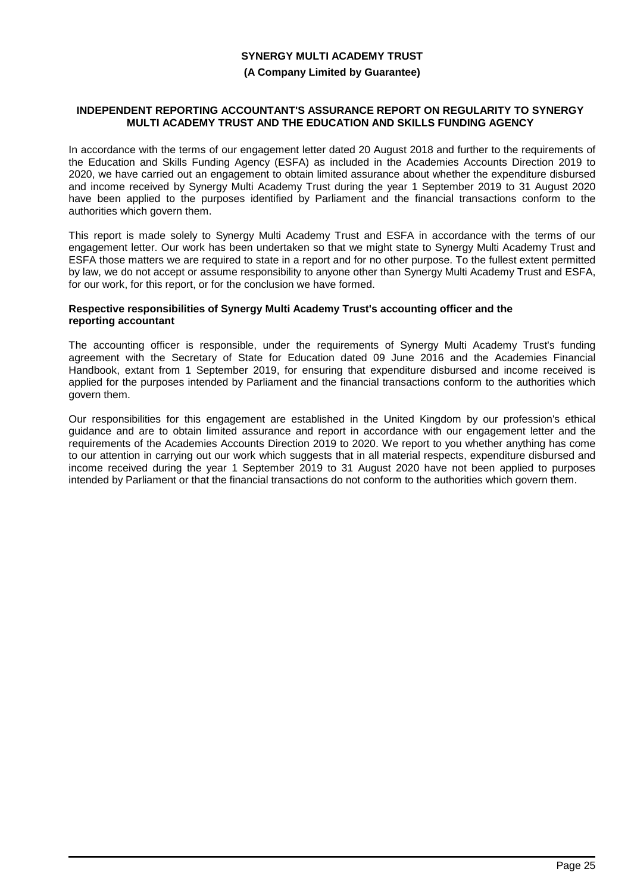**SYNERGY MULTI ACADEMY TRUST**

**(A Company Limited by Guarantee)**

## INDEPENDENT REPORTING ACCOUNTANT'S ASSURANCE REPORT ON REGULARITY TO SYNERGY MULTI ACADEMY TRUST AND THE EDUCATION AND SKILLS FUNDING AGENCY

In accordance with the terms of our engagement letter dated 20 August 2018 and further to the requirements of the Education and Skills Funding Agency (ESFA) as included in the Academies Accounts Direction 2019 to 2020, we have carried out an engagement to obtain limited assurance about whether the expenditure disbursed and income received by Synergy Multi Academy Trust during the year 1 September 2019 to 31 August 2020 have been applied to the purposes identified by Parliament and the financial transactions conform to the authorities which govern them.

This report is made solely to Synergy Multi Academy Trust and ESFA in accordance with the terms of our engagement letter. Our work has been undertaken so that we might state to Synergy Multi Academy Trust and ESFA those matters we are required to state in a report and for no other purpose. To the fullest extent permitted by law, we do not accept or assume responsibility to anyone other than Synergy Multi Academy Trust and ESFA, for our work, for this report, or for the conclusion we have formed.

### Respective responsibilities of Synergy Multi Academy Trust's accounting officer and the reporting accountant

The accounting officer is responsible, under the requirements of Synergy Multi Academy Trust's funding agreement with the Secretary of State for Education dated 09 June 2016 and the Academies Financial Handbook, extant from 1 September 2019, for ensuring that expenditure disbursed and income received is applied for the purposes intended by Parliament and the financial transactions conform to the authorities which govern them.

Our responsibilities for this engagement are established in the United Kingdom by our profession's ethical guidance and are to obtain limited assurance and report in accordance with our engagement letter and the requirements of the Academies Accounts Direction 2019 to 2020. We report to you whether anything has come to our attention in carrying out our work which suggests that in all material respects, expenditure disbursed and income received during the year 1 September 2019 to 31 August 2020 have not been applied to purposes intended by Parliament or that the financial transactions do not conform to the authorities which govern them.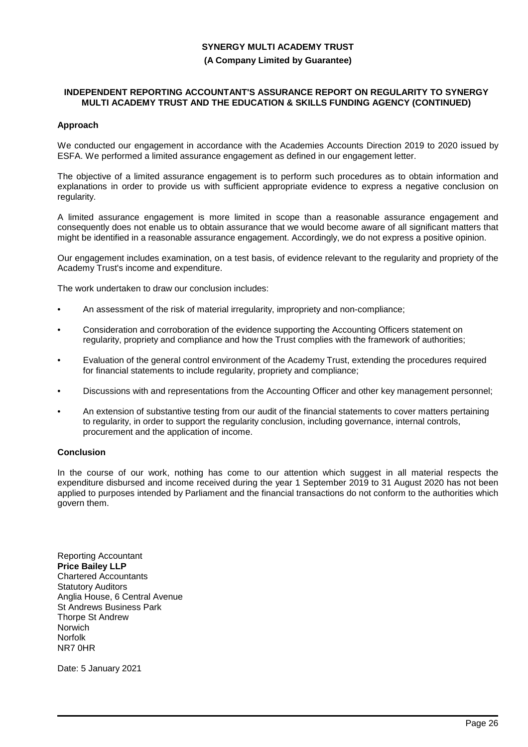**SYNERGY MULTI ACADEMY TRUST**

**(A Company Limited by Guarantee)**

**INDEPENDENT REPORTING ACCOUNTANT'S ASSURANCE REPORT ON REGULARITY TO SYNERGY MULTI ACADEMY TRUST AND THE EDUCATION & SKILLS FUNDING AGENCY (CONTINUED)**

**Approach**

We conducted our engagement in accordance with the Academies Accounts Direction 2019 to 2020 issued by ESFA. We performed a limited assurance engagement as defined in our engagement letter.

The objective of a limited assurance engagement is to perform such procedures as to obtain information and explanations in order to provide us with sufficient appropriate evidence to express a negative conclusion on regularity.

A limited assurance engagement is more limited in scope than a reasonable assurance engagement and consequently does not enable us to obtain assurance that we would become aware of all significant matters that might be identified in a reasonable assurance engagement. Accordingly, we do not express a positive opinion.

Our engagement includes examination, on a test basis, of evidence relevant to the regularity and propriety of the Academy Trust's income and expenditure.

The work undertaken to draw our conclusion includes:

- An assessment of the risk of material irregularity, impropriety and non-compliance;
- Consideration and corroboration of the evidence supporting the Accounting Officers statement on regularity, propriety and compliance and how the Trust complies with the framework of authorities;
- Evaluation of the general control environment of the Academy Trust, extending the procedures required for financial statements to include regularity, propriety and compliance;
- Discussions with and representations from the Accounting Officer and other key management personnel;
- An extension of substantive testing from our audit of the financial statements to cover matters pertaining to regularity, in order to support the regularity conclusion, including governance, internal controls, procurement and the application of income.

**Conclusion**

In the course of our work, nothing has come to our attention which suggest in all material respects the expenditure disbursed and income received during the year 1 September 2019 to 31 August 2020 has not been applied to purposes intended by Parliament and the financial transactions do not conform to the authorities which govern them.

Reporting Accountant
**Price Bailey LLP**
Chartered Accountants
Statutory Auditors
Anglia House, 6 Central Avenue
St Andrews Business Park
Thorpe St Andrew
Norwich
Norfolk
NR7 0HR

Date: 5 January 2021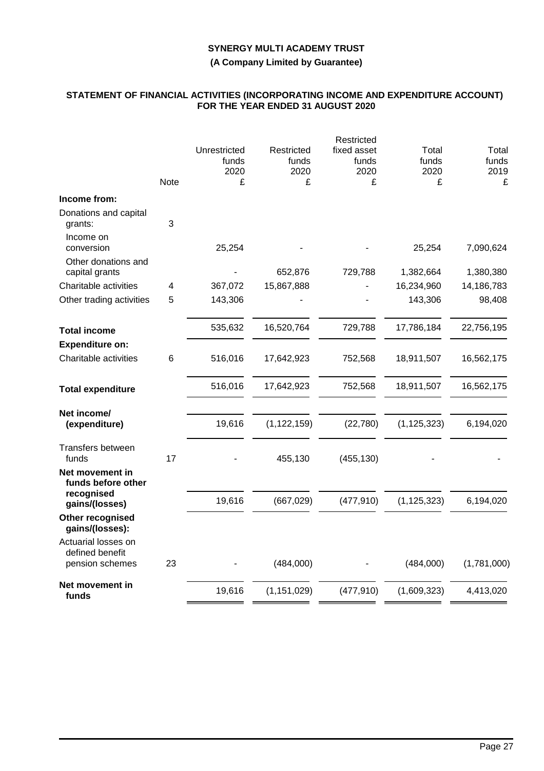**SYNERGY MULTI ACADEMY TRUST**

**(A Company Limited by Guarantee)**

## STATEMENT OF FINANCIAL ACTIVITIES (INCORPORATING INCOME AND EXPENDITURE ACCOUNT) FOR THE YEAR ENDED 31 AUGUST 2020

| | Note | Unrestricted funds 2020 £ | Restricted funds 2020 £ | Restricted fixed asset funds 2020 £ | Total funds 2020 £ | Total funds 2019 £ |
|---|---|---|---|---|---|---|
| **Income from:** | | | | | | |
| Donations and capital grants: | 3 | | | | | |
| Income on conversion | | 25,254 | - | - | 25,254 | 7,090,624 |
| Other donations and capital grants | | - | 652,876 | 729,788 | 1,382,664 | 1,380,380 |
| Charitable activities | 4 | 367,072 | 15,867,888 | - | 16,234,960 | 14,186,783 |
| Other trading activities | 5 | 143,306 | - | - | 143,306 | 98,408 |
| **Total income** | | 535,632 | 16,520,764 | 729,788 | 17,786,184 | 22,756,195 |
| **Expenditure on:** | | | | | | |
| Charitable activities | 6 | 516,016 | 17,642,923 | 752,568 | 18,911,507 | 16,562,175 |
| **Total expenditure** | | 516,016 | 17,642,923 | 752,568 | 18,911,507 | 16,562,175 |
| **Net income/ (expenditure)** | | 19,616 | (1,122,159) | (22,780) | (1,125,323) | 6,194,020 |
| Transfers between funds | 17 | - | 455,130 | (455,130) | - | - |
| **Net movement in funds before other recognised gains/(losses)** | | 19,616 | (667,029) | (477,910) | (1,125,323) | 6,194,020 |
| **Other recognised gains/(losses):** | | | | | | |
| Actuarial losses on defined benefit pension schemes | 23 | - | (484,000) | - | (484,000) | (1,781,000) |
| **Net movement in funds** | | 19,616 | (1,151,029) | (477,910) | (1,609,323) | 4,413,020 |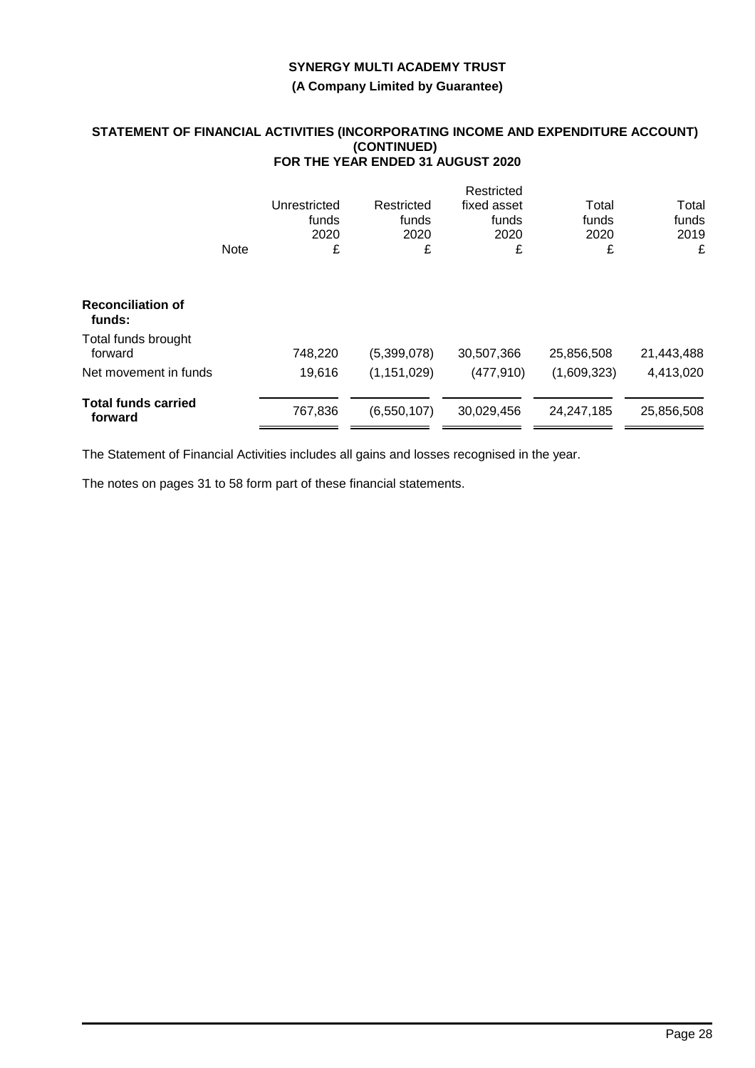# SYNERGY MULTI ACADEMY TRUST

**(A Company Limited by Guarantee)**

## STATEMENT OF FINANCIAL ACTIVITIES (INCORPORATING INCOME AND EXPENDITURE ACCOUNT) (CONTINUED) FOR THE YEAR ENDED 31 AUGUST 2020

| | Note | Unrestricted funds 2020 £ | Restricted funds 2020 £ | Restricted fixed asset funds 2020 £ | Total funds 2020 £ | Total funds 2019 £ |
|---|---|---|---|---|---|---|
| **Reconciliation of funds:** | | | | | | |
| Total funds brought forward | | 748,220 | (5,399,078) | 30,507,366 | 25,856,508 | 21,443,488 |
| Net movement in funds | | 19,616 | (1,151,029) | (477,910) | (1,609,323) | 4,413,020 |
| **Total funds carried forward** | | 767,836 | (6,550,107) | 30,029,456 | 24,247,185 | 25,856,508 |

The Statement of Financial Activities includes all gains and losses recognised in the year.

The notes on pages 31 to 58 form part of these financial statements.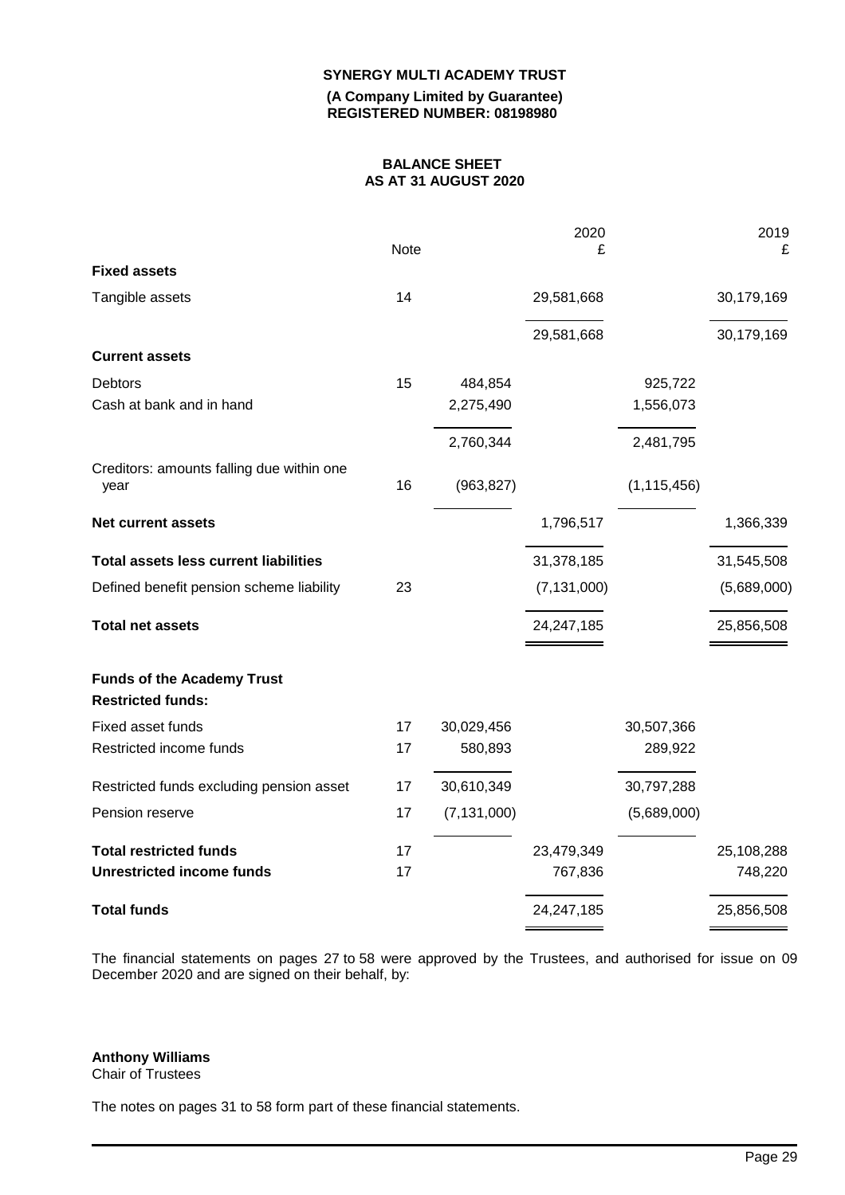**SYNERGY MULTI ACADEMY TRUST**

**(A Company Limited by Guarantee)**
**REGISTERED NUMBER: 08198980**

# BALANCE SHEET
## AS AT 31 AUGUST 2020

| | Note | | 2020 £ | | 2019 £ |
|---|---|---|---|---|---|
| **Fixed assets** | | | | | |
| Tangible assets | 14 | | 29,581,668 | | 30,179,169 |
| | | | 29,581,668 | | 30,179,169 |
| **Current assets** | | | | | |
| Debtors | 15 | 484,854 | | 925,722 | |
| Cash at bank and in hand | | 2,275,490 | | 1,556,073 | |
| | | 2,760,344 | | 2,481,795 | |
| Creditors: amounts falling due within one year | 16 | (963,827) | | (1,115,456) | |
| **Net current assets** | | | 1,796,517 | | 1,366,339 |
| **Total assets less current liabilities** | | | 31,378,185 | | 31,545,508 |
| Defined benefit pension scheme liability | 23 | | (7,131,000) | | (5,689,000) |
| **Total net assets** | | | 24,247,185 | | 25,856,508 |
| **Funds of the Academy Trust** | | | | | |
| **Restricted funds:** | | | | | |
| Fixed asset funds | 17 | 30,029,456 | | 30,507,366 | |
| Restricted income funds | 17 | 580,893 | | 289,922 | |
| Restricted funds excluding pension asset | 17 | 30,610,349 | | 30,797,288 | |
| Pension reserve | 17 | (7,131,000) | | (5,689,000) | |
| **Total restricted funds** | 17 | | 23,479,349 | | 25,108,288 |
| **Unrestricted income funds** | 17 | | 767,836 | | 748,220 |
| **Total funds** | | | 24,247,185 | | 25,856,508 |

The financial statements on pages 27 to 58 were approved by the Trustees, and authorised for issue on 09 December 2020 and are signed on their behalf, by:

**Anthony Williams**
Chair of Trustees

The notes on pages 31 to 58 form part of these financial statements.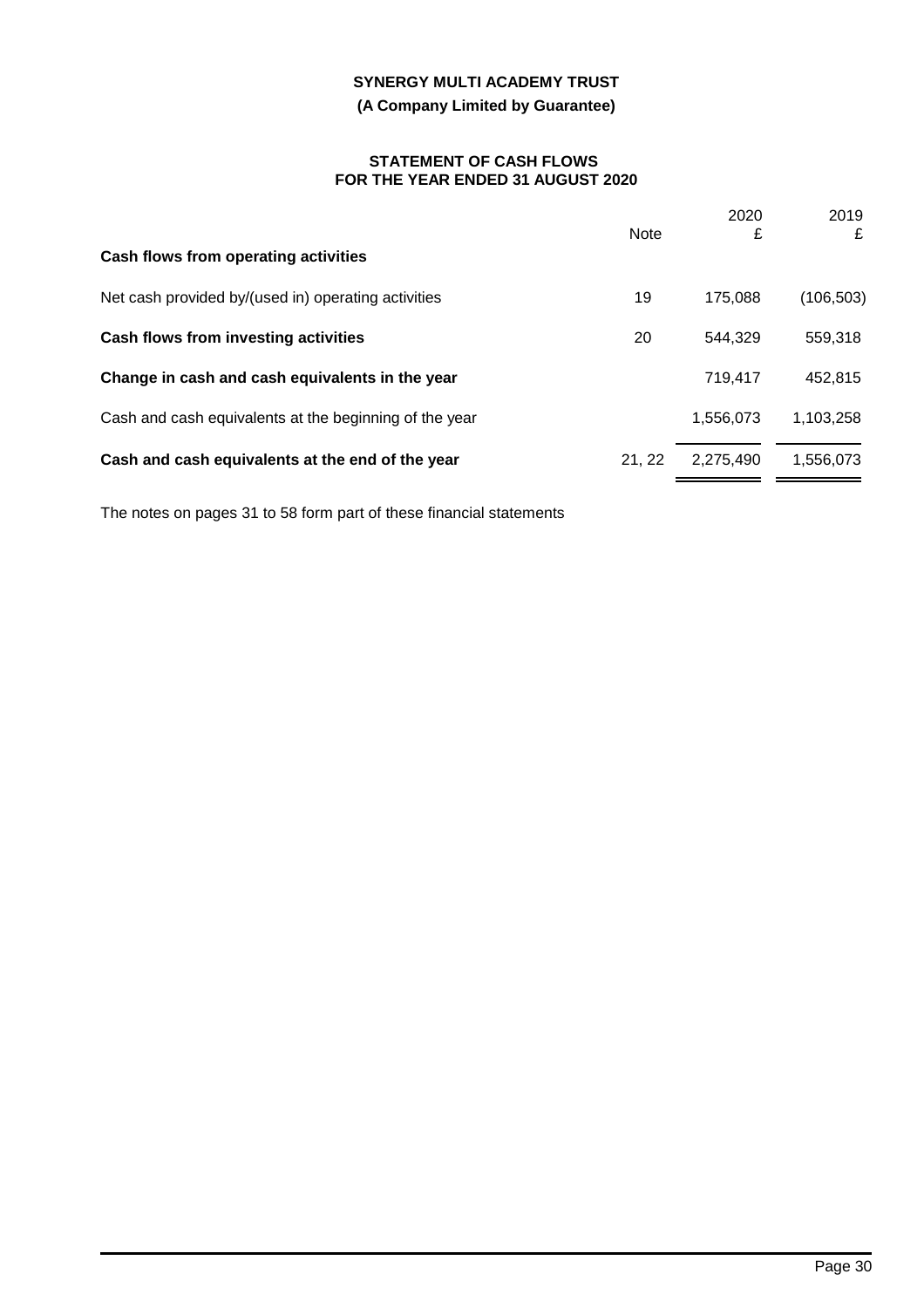**SYNERGY MULTI ACADEMY TRUST**

**(A Company Limited by Guarantee)**

**STATEMENT OF CASH FLOWS**
**FOR THE YEAR ENDED 31 AUGUST 2020**

| | Note | 2020<br>£ | 2019<br>£ |
|---|---|---|---|
| **Cash flows from operating activities** | | | |
| Net cash provided by/(used in) operating activities | 19 | 175,088 | (106,503) |
| **Cash flows from investing activities** | 20 | 544,329 | 559,318 |
| **Change in cash and cash equivalents in the year** | | 719,417 | 452,815 |
| Cash and cash equivalents at the beginning of the year | | 1,556,073 | 1,103,258 |
| **Cash and cash equivalents at the end of the year** | 21, 22 | 2,275,490 | 1,556,073 |

The notes on pages 31 to 58 form part of these financial statements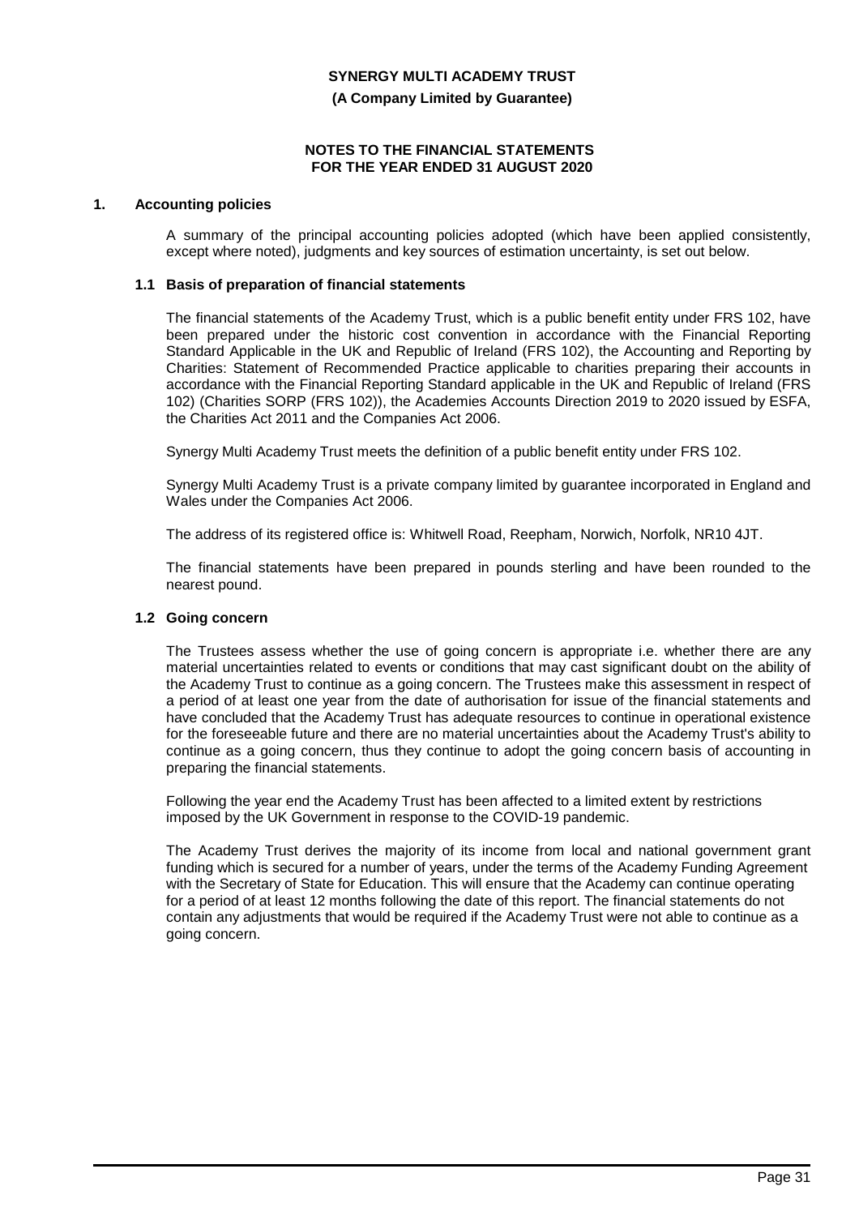**SYNERGY MULTI ACADEMY TRUST**

**(A Company Limited by Guarantee)**

**NOTES TO THE FINANCIAL STATEMENTS FOR THE YEAR ENDED 31 AUGUST 2020**

## 1. Accounting policies

A summary of the principal accounting policies adopted (which have been applied consistently, except where noted), judgments and key sources of estimation uncertainty, is set out below.

### 1.1 Basis of preparation of financial statements

The financial statements of the Academy Trust, which is a public benefit entity under FRS 102, have been prepared under the historic cost convention in accordance with the Financial Reporting Standard Applicable in the UK and Republic of Ireland (FRS 102), the Accounting and Reporting by Charities: Statement of Recommended Practice applicable to charities preparing their accounts in accordance with the Financial Reporting Standard applicable in the UK and Republic of Ireland (FRS 102) (Charities SORP (FRS 102)), the Academies Accounts Direction 2019 to 2020 issued by ESFA, the Charities Act 2011 and the Companies Act 2006.

Synergy Multi Academy Trust meets the definition of a public benefit entity under FRS 102.

Synergy Multi Academy Trust is a private company limited by guarantee incorporated in England and Wales under the Companies Act 2006.

The address of its registered office is: Whitwell Road, Reepham, Norwich, Norfolk, NR10 4JT.

The financial statements have been prepared in pounds sterling and have been rounded to the nearest pound.

### 1.2 Going concern

The Trustees assess whether the use of going concern is appropriate i.e. whether there are any material uncertainties related to events or conditions that may cast significant doubt on the ability of the Academy Trust to continue as a going concern. The Trustees make this assessment in respect of a period of at least one year from the date of authorisation for issue of the financial statements and have concluded that the Academy Trust has adequate resources to continue in operational existence for the foreseeable future and there are no material uncertainties about the Academy Trust's ability to continue as a going concern, thus they continue to adopt the going concern basis of accounting in preparing the financial statements.

Following the year end the Academy Trust has been affected to a limited extent by restrictions imposed by the UK Government in response to the COVID-19 pandemic.

The Academy Trust derives the majority of its income from local and national government grant funding which is secured for a number of years, under the terms of the Academy Funding Agreement with the Secretary of State for Education. This will ensure that the Academy can continue operating for a period of at least 12 months following the date of this report. The financial statements do not contain any adjustments that would be required if the Academy Trust were not able to continue as a going concern.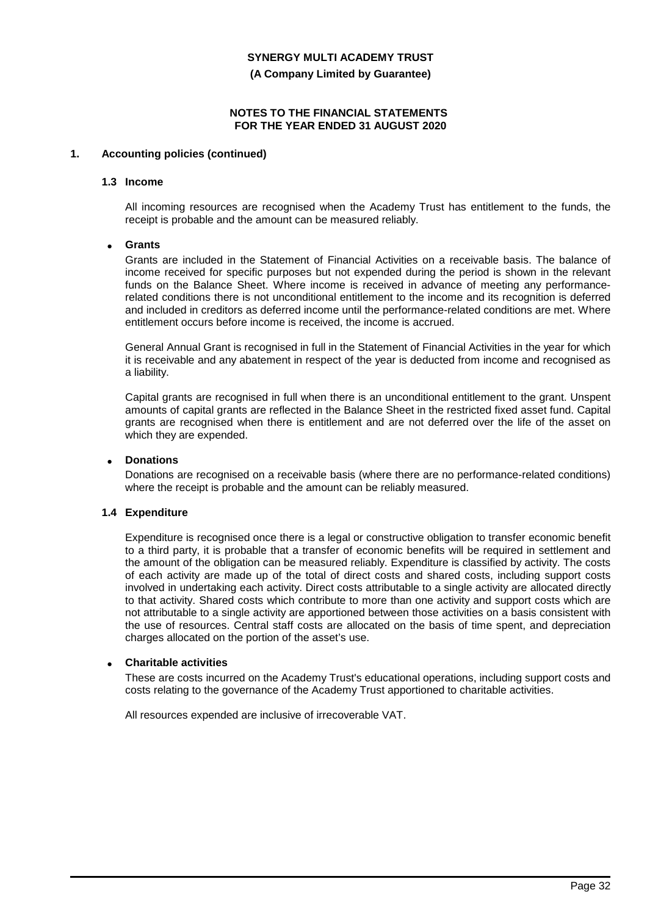## 1. Accounting policies (continued)

### 1.3 Income

All incoming resources are recognised when the Academy Trust has entitlement to the funds, the receipt is probable and the amount can be measured reliably.

- **Grants**

Grants are included in the Statement of Financial Activities on a receivable basis. The balance of income received for specific purposes but not expended during the period is shown in the relevant funds on the Balance Sheet. Where income is received in advance of meeting any performance-related conditions there is not unconditional entitlement to the income and its recognition is deferred and included in creditors as deferred income until the performance-related conditions are met. Where entitlement occurs before income is received, the income is accrued.

General Annual Grant is recognised in full in the Statement of Financial Activities in the year for which it is receivable and any abatement in respect of the year is deducted from income and recognised as a liability.

Capital grants are recognised in full when there is an unconditional entitlement to the grant. Unspent amounts of capital grants are reflected in the Balance Sheet in the restricted fixed asset fund. Capital grants are recognised when there is entitlement and are not deferred over the life of the asset on which they are expended.

- **Donations**

Donations are recognised on a receivable basis (where there are no performance-related conditions) where the receipt is probable and the amount can be reliably measured.

### 1.4 Expenditure

Expenditure is recognised once there is a legal or constructive obligation to transfer economic benefit to a third party, it is probable that a transfer of economic benefits will be required in settlement and the amount of the obligation can be measured reliably. Expenditure is classified by activity. The costs of each activity are made up of the total of direct costs and shared costs, including support costs involved in undertaking each activity. Direct costs attributable to a single activity are allocated directly to that activity. Shared costs which contribute to more than one activity and support costs which are not attributable to a single activity are apportioned between those activities on a basis consistent with the use of resources. Central staff costs are allocated on the basis of time spent, and depreciation charges allocated on the portion of the asset's use.

- **Charitable activities**

These are costs incurred on the Academy Trust's educational operations, including support costs and costs relating to the governance of the Academy Trust apportioned to charitable activities.

All resources expended are inclusive of irrecoverable VAT.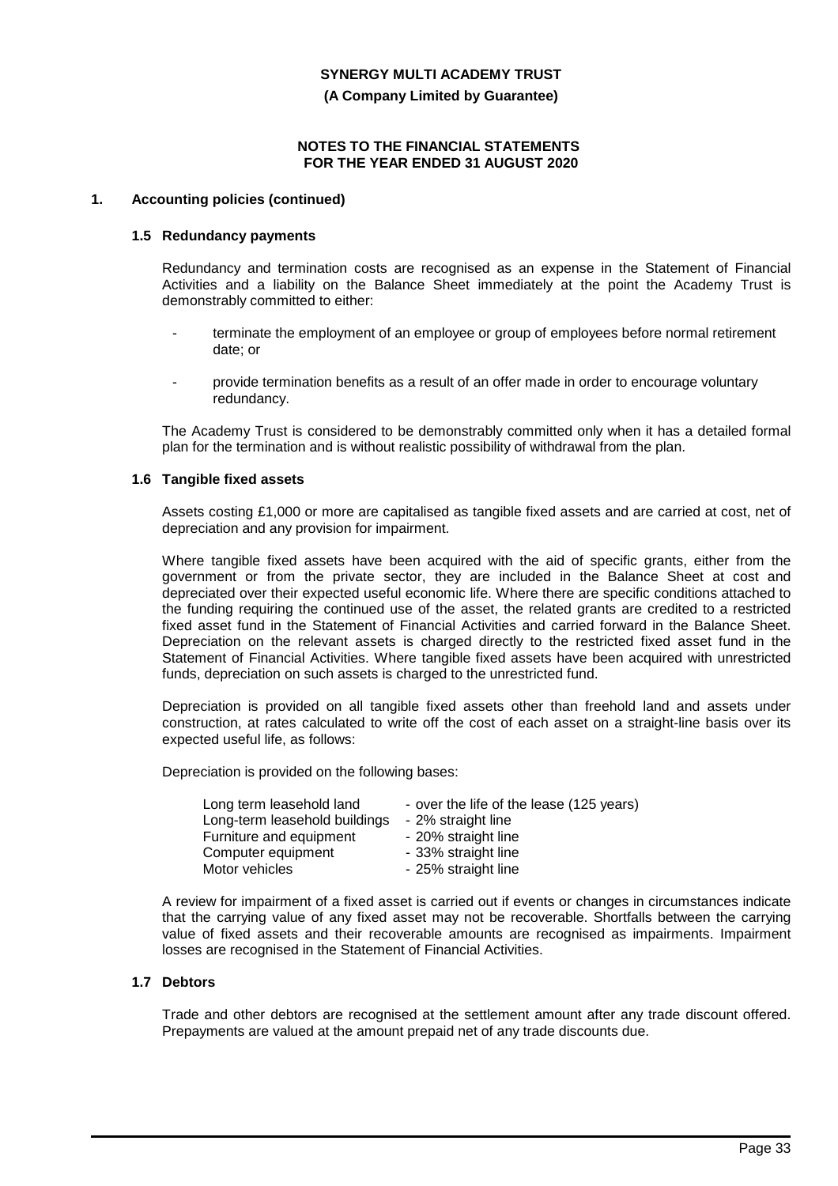## 1. Accounting policies (continued)

### 1.5 Redundancy payments

Redundancy and termination costs are recognised as an expense in the Statement of Financial Activities and a liability on the Balance Sheet immediately at the point the Academy Trust is demonstrably committed to either:

- terminate the employment of an employee or group of employees before normal retirement date; or
- provide termination benefits as a result of an offer made in order to encourage voluntary redundancy.

The Academy Trust is considered to be demonstrably committed only when it has a detailed formal plan for the termination and is without realistic possibility of withdrawal from the plan.

### 1.6 Tangible fixed assets

Assets costing £1,000 or more are capitalised as tangible fixed assets and are carried at cost, net of depreciation and any provision for impairment.

Where tangible fixed assets have been acquired with the aid of specific grants, either from the government or from the private sector, they are included in the Balance Sheet at cost and depreciated over their expected useful economic life. Where there are specific conditions attached to the funding requiring the continued use of the asset, the related grants are credited to a restricted fixed asset fund in the Statement of Financial Activities and carried forward in the Balance Sheet. Depreciation on the relevant assets is charged directly to the restricted fixed asset fund in the Statement of Financial Activities. Where tangible fixed assets have been acquired with unrestricted funds, depreciation on such assets is charged to the unrestricted fund.

Depreciation is provided on all tangible fixed assets other than freehold land and assets under construction, at rates calculated to write off the cost of each asset on a straight-line basis over its expected useful life, as follows:

Depreciation is provided on the following bases:

| | |
|---|---|
| Long term leasehold land | - over the life of the lease (125 years) |
| Long-term leasehold buildings | - 2% straight line |
| Furniture and equipment | - 20% straight line |
| Computer equipment | - 33% straight line |
| Motor vehicles | - 25% straight line |

A review for impairment of a fixed asset is carried out if events or changes in circumstances indicate that the carrying value of any fixed asset may not be recoverable. Shortfalls between the carrying value of fixed assets and their recoverable amounts are recognised as impairments. Impairment losses are recognised in the Statement of Financial Activities.

### 1.7 Debtors

Trade and other debtors are recognised at the settlement amount after any trade discount offered. Prepayments are valued at the amount prepaid net of any trade discounts due.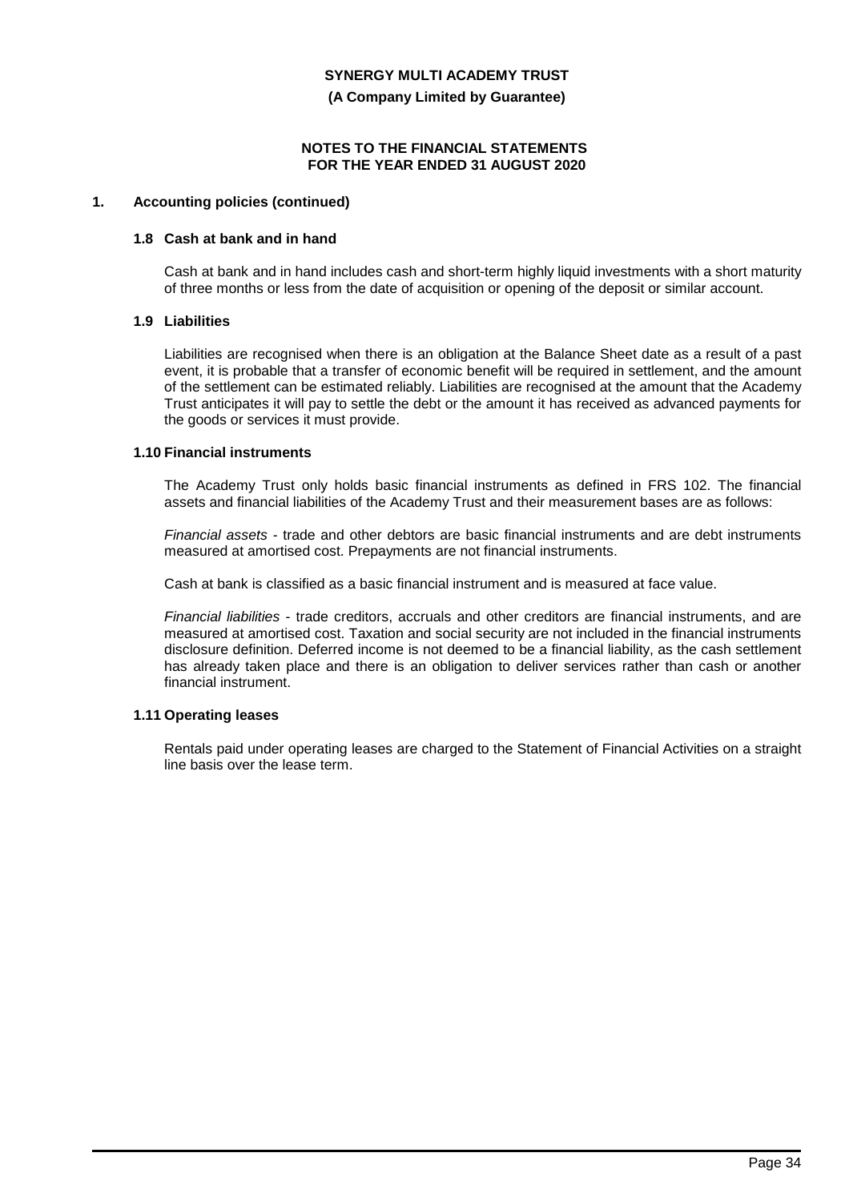# SYNERGY MULTI ACADEMY TRUST

**(A Company Limited by Guarantee)**

**NOTES TO THE FINANCIAL STATEMENTS FOR THE YEAR ENDED 31 AUGUST 2020**

## 1. Accounting policies (continued)

### 1.8 Cash at bank and in hand

Cash at bank and in hand includes cash and short-term highly liquid investments with a short maturity of three months or less from the date of acquisition or opening of the deposit or similar account.

### 1.9 Liabilities

Liabilities are recognised when there is an obligation at the Balance Sheet date as a result of a past event, it is probable that a transfer of economic benefit will be required in settlement, and the amount of the settlement can be estimated reliably. Liabilities are recognised at the amount that the Academy Trust anticipates it will pay to settle the debt or the amount it has received as advanced payments for the goods or services it must provide.

### 1.10 Financial instruments

The Academy Trust only holds basic financial instruments as defined in FRS 102. The financial assets and financial liabilities of the Academy Trust and their measurement bases are as follows:

*Financial assets* - trade and other debtors are basic financial instruments and are debt instruments measured at amortised cost. Prepayments are not financial instruments.

Cash at bank is classified as a basic financial instrument and is measured at face value.

*Financial liabilities* - trade creditors, accruals and other creditors are financial instruments, and are measured at amortised cost. Taxation and social security are not included in the financial instruments disclosure definition. Deferred income is not deemed to be a financial liability, as the cash settlement has already taken place and there is an obligation to deliver services rather than cash or another financial instrument.

### 1.11 Operating leases

Rentals paid under operating leases are charged to the Statement of Financial Activities on a straight line basis over the lease term.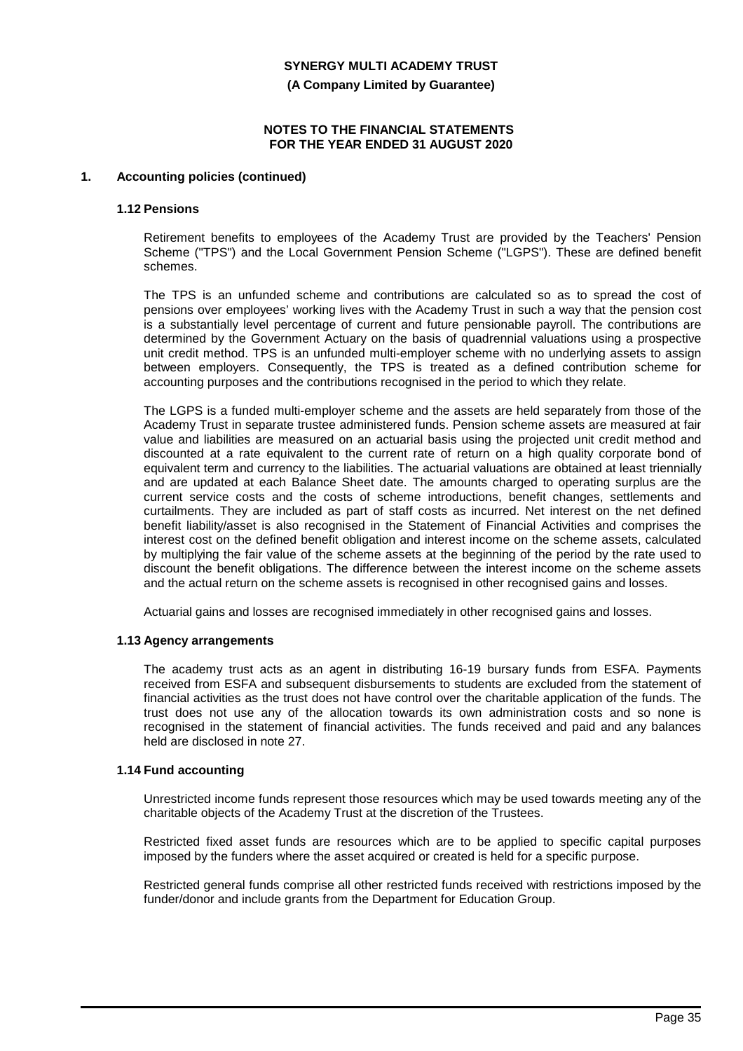## 1. Accounting policies (continued)

### 1.12 Pensions

Retirement benefits to employees of the Academy Trust are provided by the Teachers' Pension Scheme ("TPS") and the Local Government Pension Scheme ("LGPS"). These are defined benefit schemes.

The TPS is an unfunded scheme and contributions are calculated so as to spread the cost of pensions over employees' working lives with the Academy Trust in such a way that the pension cost is a substantially level percentage of current and future pensionable payroll. The contributions are determined by the Government Actuary on the basis of quadrennial valuations using a prospective unit credit method. TPS is an unfunded multi-employer scheme with no underlying assets to assign between employers. Consequently, the TPS is treated as a defined contribution scheme for accounting purposes and the contributions recognised in the period to which they relate.

The LGPS is a funded multi-employer scheme and the assets are held separately from those of the Academy Trust in separate trustee administered funds. Pension scheme assets are measured at fair value and liabilities are measured on an actuarial basis using the projected unit credit method and discounted at a rate equivalent to the current rate of return on a high quality corporate bond of equivalent term and currency to the liabilities. The actuarial valuations are obtained at least triennially and are updated at each Balance Sheet date. The amounts charged to operating surplus are the current service costs and the costs of scheme introductions, benefit changes, settlements and curtailments. They are included as part of staff costs as incurred. Net interest on the net defined benefit liability/asset is also recognised in the Statement of Financial Activities and comprises the interest cost on the defined benefit obligation and interest income on the scheme assets, calculated by multiplying the fair value of the scheme assets at the beginning of the period by the rate used to discount the benefit obligations. The difference between the interest income on the scheme assets and the actual return on the scheme assets is recognised in other recognised gains and losses.

Actuarial gains and losses are recognised immediately in other recognised gains and losses.

### 1.13 Agency arrangements

The academy trust acts as an agent in distributing 16-19 bursary funds from ESFA. Payments received from ESFA and subsequent disbursements to students are excluded from the statement of financial activities as the trust does not have control over the charitable application of the funds. The trust does not use any of the allocation towards its own administration costs and so none is recognised in the statement of financial activities. The funds received and paid and any balances held are disclosed in note 27.

### 1.14 Fund accounting

Unrestricted income funds represent those resources which may be used towards meeting any of the charitable objects of the Academy Trust at the discretion of the Trustees.

Restricted fixed asset funds are resources which are to be applied to specific capital purposes imposed by the funders where the asset acquired or created is held for a specific purpose.

Restricted general funds comprise all other restricted funds received with restrictions imposed by the funder/donor and include grants from the Department for Education Group.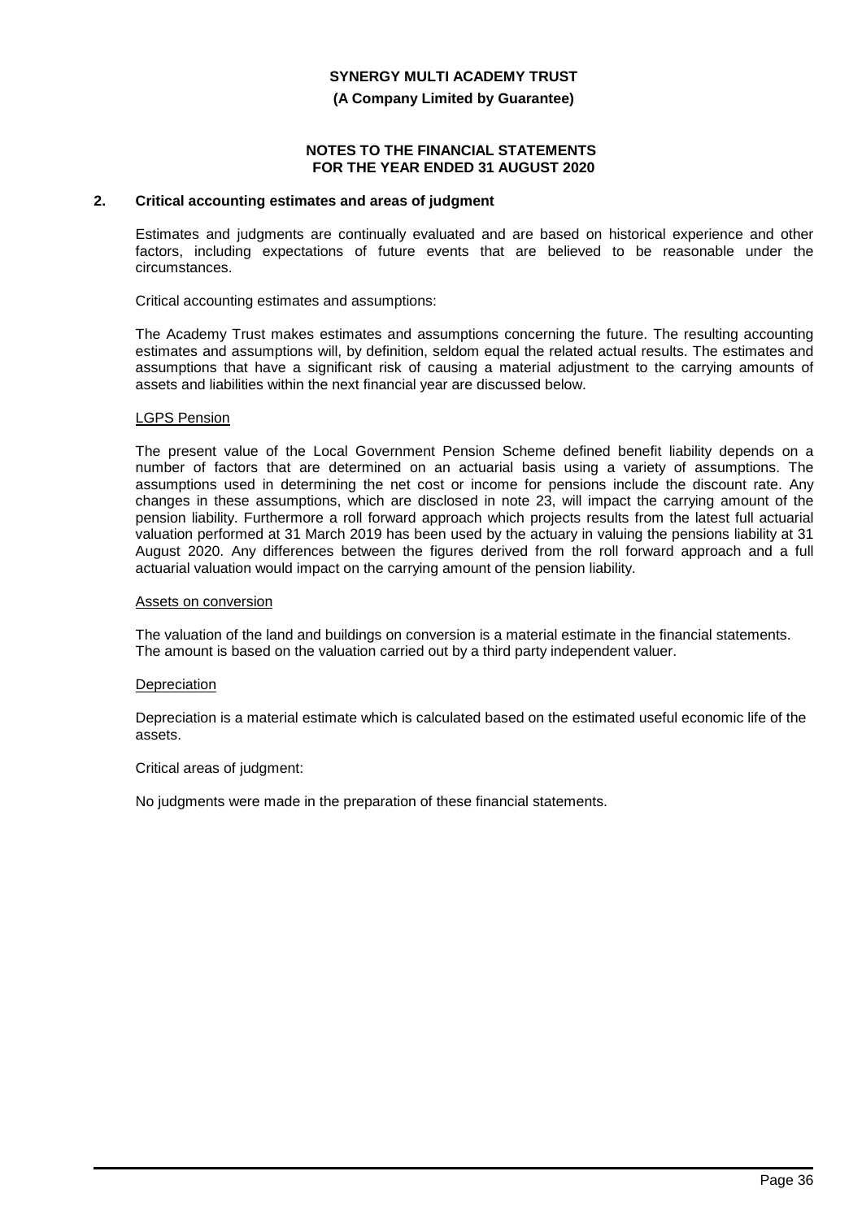## 2. Critical accounting estimates and areas of judgment

Estimates and judgments are continually evaluated and are based on historical experience and other factors, including expectations of future events that are believed to be reasonable under the circumstances.

Critical accounting estimates and assumptions:

The Academy Trust makes estimates and assumptions concerning the future. The resulting accounting estimates and assumptions will, by definition, seldom equal the related actual results. The estimates and assumptions that have a significant risk of causing a material adjustment to the carrying amounts of assets and liabilities within the next financial year are discussed below.

LGPS Pension

The present value of the Local Government Pension Scheme defined benefit liability depends on a number of factors that are determined on an actuarial basis using a variety of assumptions. The assumptions used in determining the net cost or income for pensions include the discount rate. Any changes in these assumptions, which are disclosed in note 23, will impact the carrying amount of the pension liability. Furthermore a roll forward approach which projects results from the latest full actuarial valuation performed at 31 March 2019 has been used by the actuary in valuing the pensions liability at 31 August 2020. Any differences between the figures derived from the roll forward approach and a full actuarial valuation would impact on the carrying amount of the pension liability.

Assets on conversion

The valuation of the land and buildings on conversion is a material estimate in the financial statements. The amount is based on the valuation carried out by a third party independent valuer.

Depreciation

Depreciation is a material estimate which is calculated based on the estimated useful economic life of the assets.

Critical areas of judgment:

No judgments were made in the preparation of these financial statements.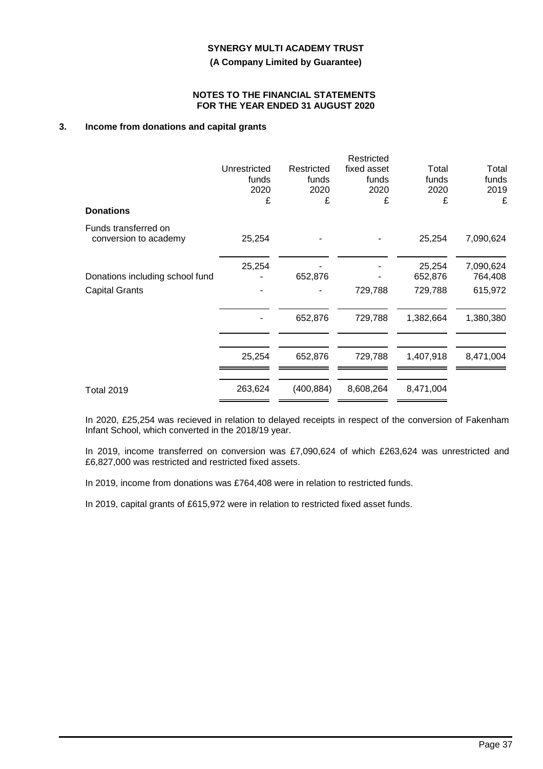**SYNERGY MULTI ACADEMY TRUST**

**(A Company Limited by Guarantee)**

**NOTES TO THE FINANCIAL STATEMENTS**
**FOR THE YEAR ENDED 31 AUGUST 2020**

## 3. Income from donations and capital grants

| | Unrestricted funds 2020 £ | Restricted funds 2020 £ | Restricted fixed asset funds 2020 £ | Total funds 2020 £ | Total funds 2019 £ |
|---|---|---|---|---|---|
| **Donations** | | | | | |
| Funds transferred on conversion to academy | 25,254 | - | - | 25,254 | 7,090,624 |
| | 25,254 | - | - | 25,254 | 7,090,624 |
| Donations including school fund | - | 652,876 | - | 652,876 | 764,408 |
| Capital Grants | - | - | 729,788 | 729,788 | 615,972 |
| | - | 652,876 | 729,788 | 1,382,664 | 1,380,380 |
| | 25,254 | 652,876 | 729,788 | 1,407,918 | 8,471,004 |
| Total 2019 | 263,624 | (400,884) | 8,608,264 | 8,471,004 | |

In 2020, £25,254 was recieved in relation to delayed receipts in respect of the conversion of Fakenham Infant School, which converted in the 2018/19 year.

In 2019, income transferred on conversion was £7,090,624 of which £263,624 was unrestricted and £6,827,000 was restricted and restricted fixed assets.

In 2019, income from donations was £764,408 were in relation to restricted funds.

In 2019, capital grants of £615,972 were in relation to restricted fixed asset funds.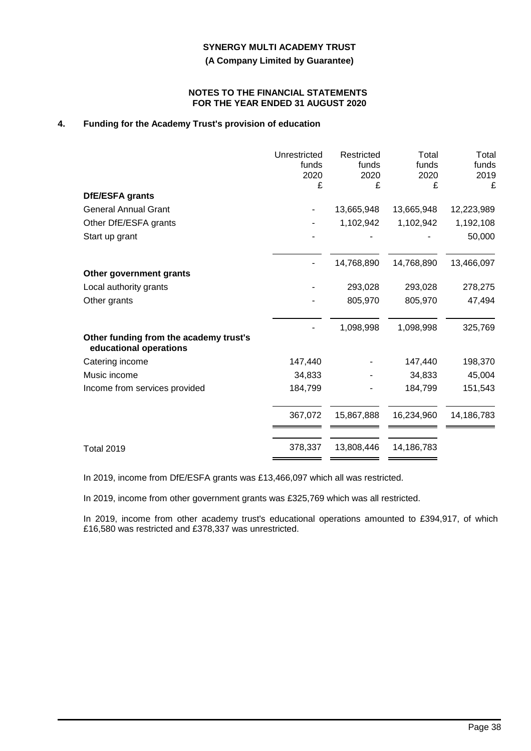**SYNERGY MULTI ACADEMY TRUST**

**(A Company Limited by Guarantee)**

**NOTES TO THE FINANCIAL STATEMENTS FOR THE YEAR ENDED 31 AUGUST 2020**

## 4. Funding for the Academy Trust's provision of education

| | Unrestricted funds 2020 £ | Restricted funds 2020 £ | Total funds 2020 £ | Total funds 2019 £ |
|---|---|---|---|---|
| **DfE/ESFA grants** | | | | |
| General Annual Grant | - | 13,665,948 | 13,665,948 | 12,223,989 |
| Other DfE/ESFA grants | - | 1,102,942 | 1,102,942 | 1,192,108 |
| Start up grant | - | - | - | 50,000 |
| | - | 14,768,890 | 14,768,890 | 13,466,097 |
| **Other government grants** | | | | |
| Local authority grants | - | 293,028 | 293,028 | 278,275 |
| Other grants | - | 805,970 | 805,970 | 47,494 |
| | - | 1,098,998 | 1,098,998 | 325,769 |
| **Other funding from the academy trust's educational operations** | | | | |
| Catering income | 147,440 | - | 147,440 | 198,370 |
| Music income | 34,833 | - | 34,833 | 45,004 |
| Income from services provided | 184,799 | - | 184,799 | 151,543 |
| | 367,072 | 15,867,888 | 16,234,960 | 14,186,783 |
| Total 2019 | 378,337 | 13,808,446 | 14,186,783 | |

In 2019, income from DfE/ESFA grants was £13,466,097 which all was restricted.

In 2019, income from other government grants was £325,769 which was all restricted.

In 2019, income from other academy trust's educational operations amounted to £394,917, of which £16,580 was restricted and £378,337 was unrestricted.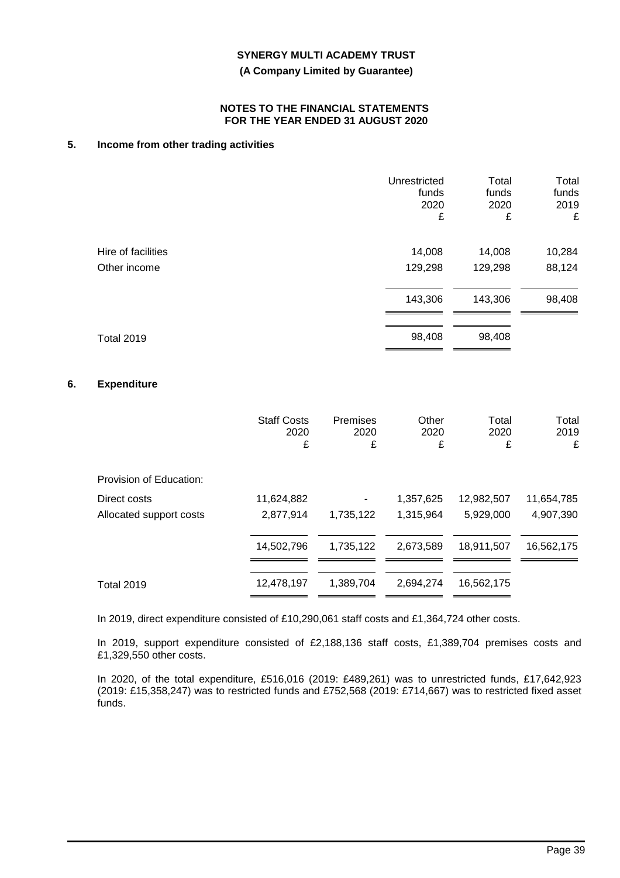## 5. Income from other trading activities

| | Unrestricted funds 2020 £ | Total funds 2020 £ | Total funds 2019 £ |
|---|---|---|---|
| Hire of facilities | 14,008 | 14,008 | 10,284 |
| Other income | 129,298 | 129,298 | 88,124 |
| | 143,306 | 143,306 | 98,408 |
| Total 2019 | 98,408 | 98,408 | |

## 6. Expenditure

| | Staff Costs 2020 £ | Premises 2020 £ | Other 2020 £ | Total 2020 £ | Total 2019 £ |
|---|---|---|---|---|---|
| Provision of Education: | | | | | |
| Direct costs | 11,624,882 | - | 1,357,625 | 12,982,507 | 11,654,785 |
| Allocated support costs | 2,877,914 | 1,735,122 | 1,315,964 | 5,929,000 | 4,907,390 |
| | 14,502,796 | 1,735,122 | 2,673,589 | 18,911,507 | 16,562,175 |
| Total 2019 | 12,478,197 | 1,389,704 | 2,694,274 | 16,562,175 | |

In 2019, direct expenditure consisted of £10,290,061 staff costs and £1,364,724 other costs.

In 2019, support expenditure consisted of £2,188,136 staff costs, £1,389,704 premises costs and £1,329,550 other costs.

In 2020, of the total expenditure, £516,016 (2019: £489,261) was to unrestricted funds, £17,642,923 (2019: £15,358,247) was to restricted funds and £752,568 (2019: £714,667) was to restricted fixed asset funds.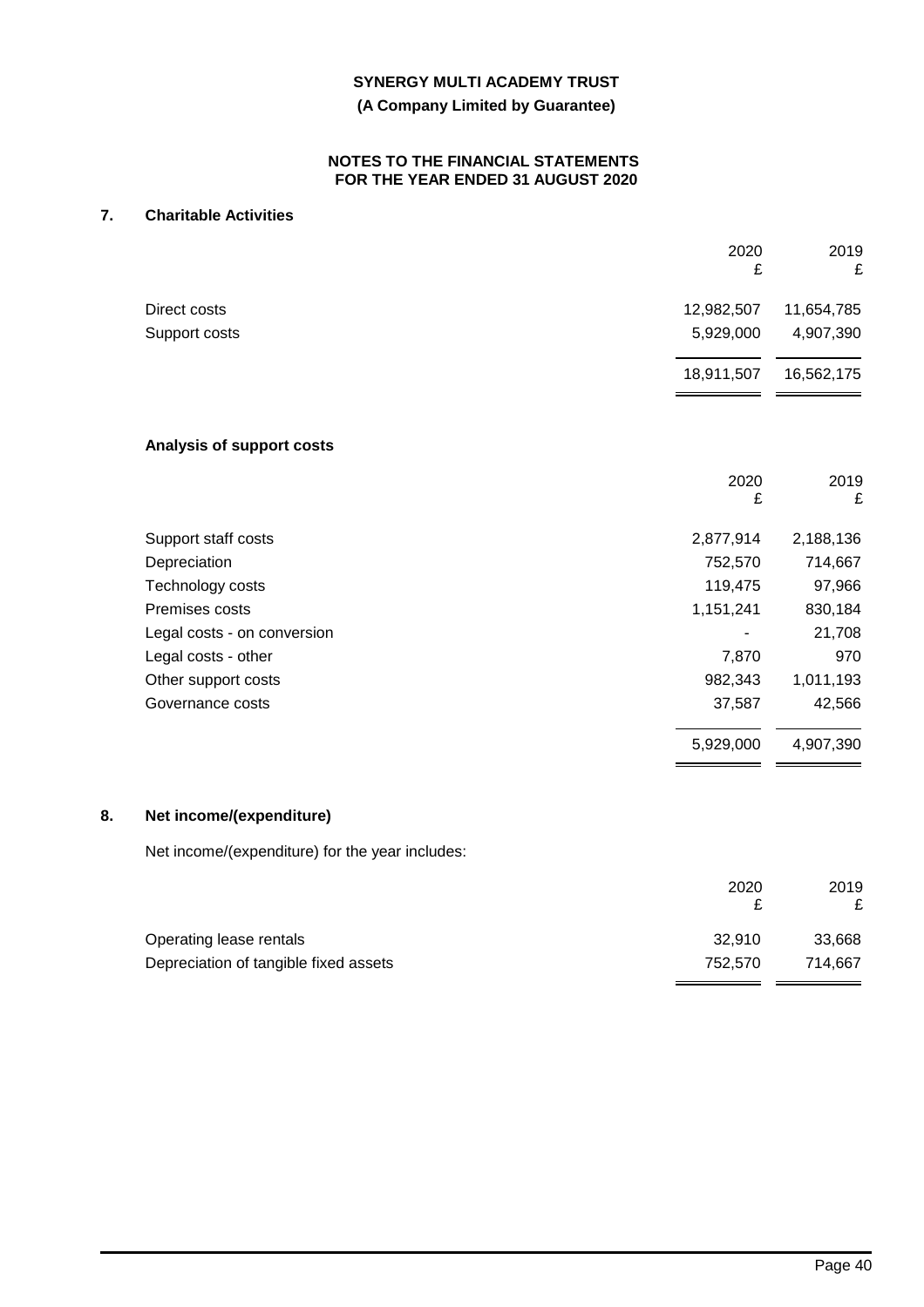**SYNERGY MULTI ACADEMY TRUST**

**(A Company Limited by Guarantee)**

**NOTES TO THE FINANCIAL STATEMENTS FOR THE YEAR ENDED 31 AUGUST 2020**

## 7. Charitable Activities

| | 2020 £ | 2019 £ |
|---|---|---|
| Direct costs | 12,982,507 | 11,654,785 |
| Support costs | 5,929,000 | 4,907,390 |
| | 18,911,507 | 16,562,175 |

### Analysis of support costs

| | 2020 £ | 2019 £ |
|---|---|---|
| Support staff costs | 2,877,914 | 2,188,136 |
| Depreciation | 752,570 | 714,667 |
| Technology costs | 119,475 | 97,966 |
| Premises costs | 1,151,241 | 830,184 |
| Legal costs - on conversion | - | 21,708 |
| Legal costs - other | 7,870 | 970 |
| Other support costs | 982,343 | 1,011,193 |
| Governance costs | 37,587 | 42,566 |
| | 5,929,000 | 4,907,390 |

## 8. Net income/(expenditure)

Net income/(expenditure) for the year includes:

| | 2020 £ | 2019 £ |
|---|---|---|
| Operating lease rentals | 32,910 | 33,668 |
| Depreciation of tangible fixed assets | 752,570 | 714,667 |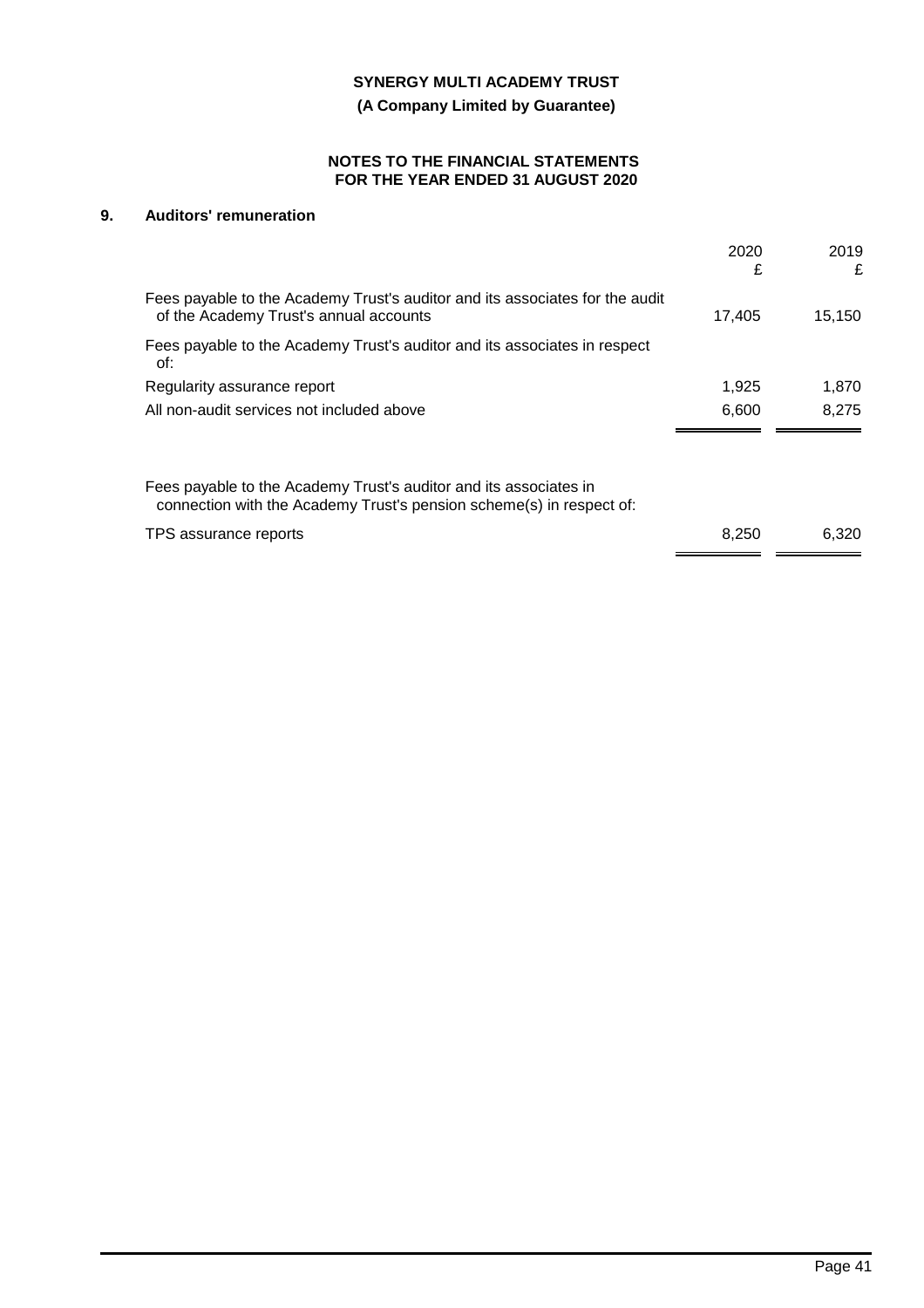**SYNERGY MULTI ACADEMY TRUST**

**(A Company Limited by Guarantee)**

**NOTES TO THE FINANCIAL STATEMENTS FOR THE YEAR ENDED 31 AUGUST 2020**

## 9. Auditors' remuneration

| | 2020 £ | 2019 £ |
|---|---|---|
| Fees payable to the Academy Trust's auditor and its associates for the audit of the Academy Trust's annual accounts | 17,405 | 15,150 |
| Fees payable to the Academy Trust's auditor and its associates in respect of: | | |
| Regularity assurance report | 1,925 | 1,870 |
| All non-audit services not included above | 6,600 | 8,275 |

| | 2020 £ | 2019 £ |
|---|---|---|
| Fees payable to the Academy Trust's auditor and its associates in connection with the Academy Trust's pension scheme(s) in respect of: | | |
| TPS assurance reports | 8,250 | 6,320 |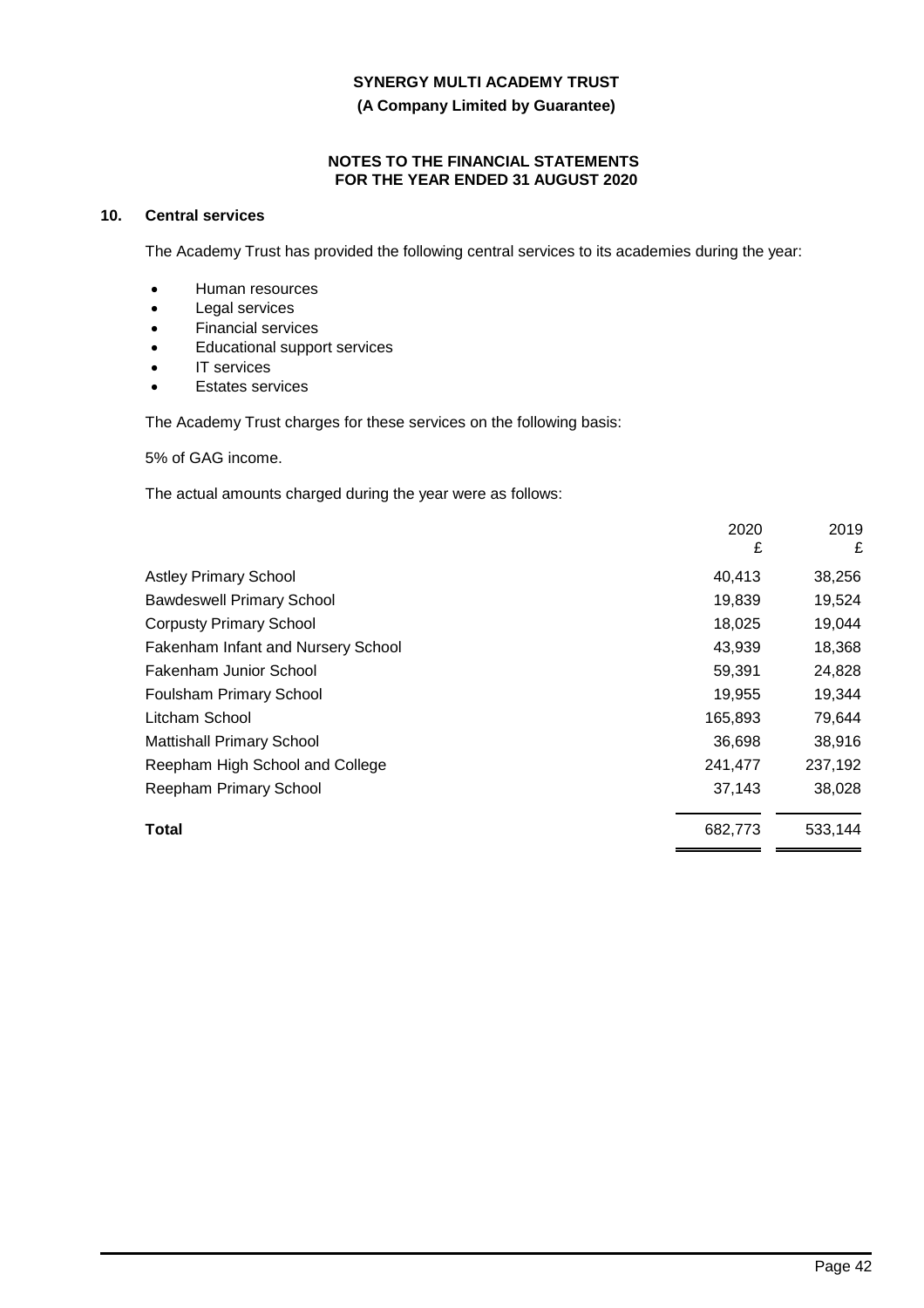## 10. Central services

The Academy Trust has provided the following central services to its academies during the year:

- Human resources
- Legal services
- Financial services
- Educational support services
- IT services
- Estates services

The Academy Trust charges for these services on the following basis:

5% of GAG income.

The actual amounts charged during the year were as follows:

| | 2020<br>£ | 2019<br>£ |
|---|---|---|
| Astley Primary School | 40,413 | 38,256 |
| Bawdeswell Primary School | 19,839 | 19,524 |
| Corpusty Primary School | 18,025 | 19,044 |
| Fakenham Infant and Nursery School | 43,939 | 18,368 |
| Fakenham Junior School | 59,391 | 24,828 |
| Foulsham Primary School | 19,955 | 19,344 |
| Litcham School | 165,893 | 79,644 |
| Mattishall Primary School | 36,698 | 38,916 |
| Reepham High School and College | 241,477 | 237,192 |
| Reepham Primary School | 37,143 | 38,028 |
| **Total** | 682,773 | 533,144 |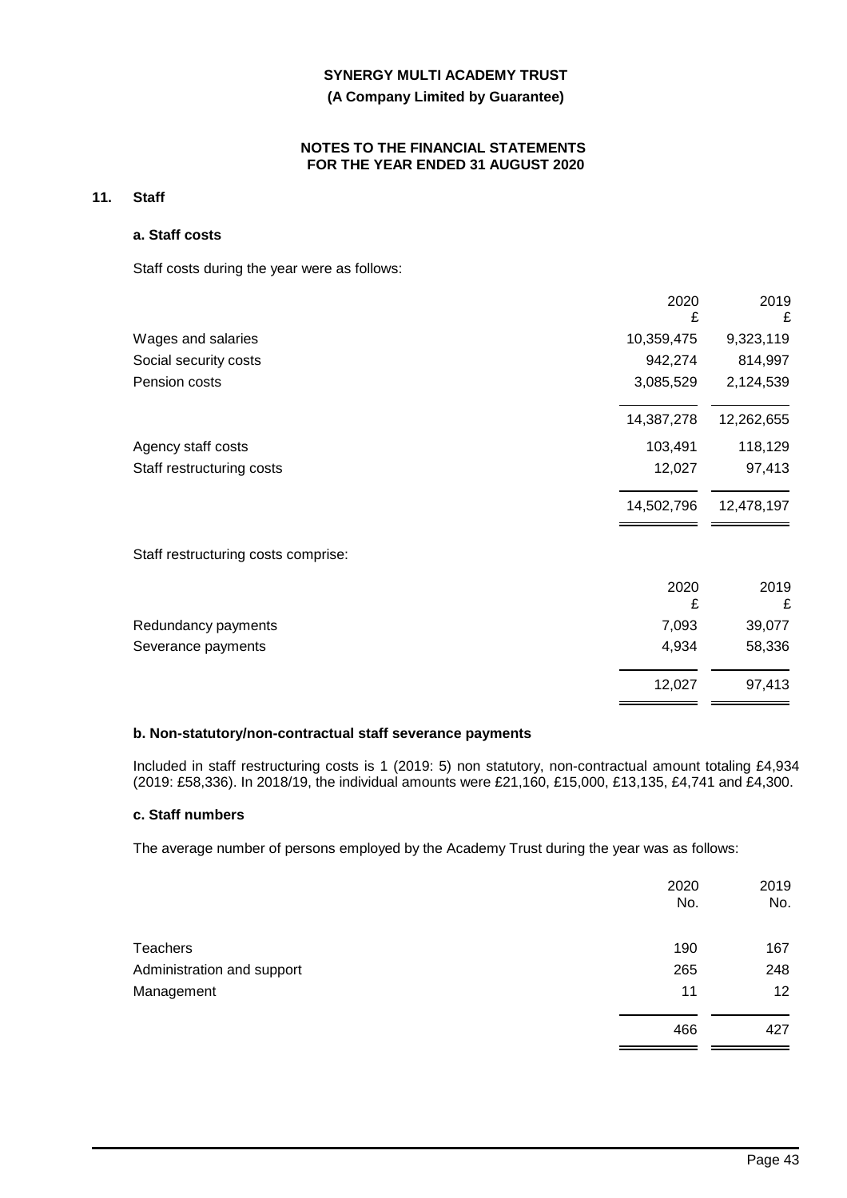## 11. Staff

### a. Staff costs

Staff costs during the year were as follows:

| | 2020<br>£ | 2019<br>£ |
|---|---|---|
| Wages and salaries | 10,359,475 | 9,323,119 |
| Social security costs | 942,274 | 814,997 |
| Pension costs | 3,085,529 | 2,124,539 |
| | 14,387,278 | 12,262,655 |
| Agency staff costs | 103,491 | 118,129 |
| Staff restructuring costs | 12,027 | 97,413 |
| | 14,502,796 | 12,478,197 |

Staff restructuring costs comprise:

| | 2020<br>£ | 2019<br>£ |
|---|---|---|
| Redundancy payments | 7,093 | 39,077 |
| Severance payments | 4,934 | 58,336 |
| | 12,027 | 97,413 |

### b. Non-statutory/non-contractual staff severance payments

Included in staff restructuring costs is 1 (2019: 5) non statutory, non-contractual amount totaling £4,934 (2019: £58,336). In 2018/19, the individual amounts were £21,160, £15,000, £13,135, £4,741 and £4,300.

### c. Staff numbers

The average number of persons employed by the Academy Trust during the year was as follows:

| | 2020<br>No. | 2019<br>No. |
|---|---|---|
| Teachers | 190 | 167 |
| Administration and support | 265 | 248 |
| Management | 11 | 12 |
| | 466 | 427 |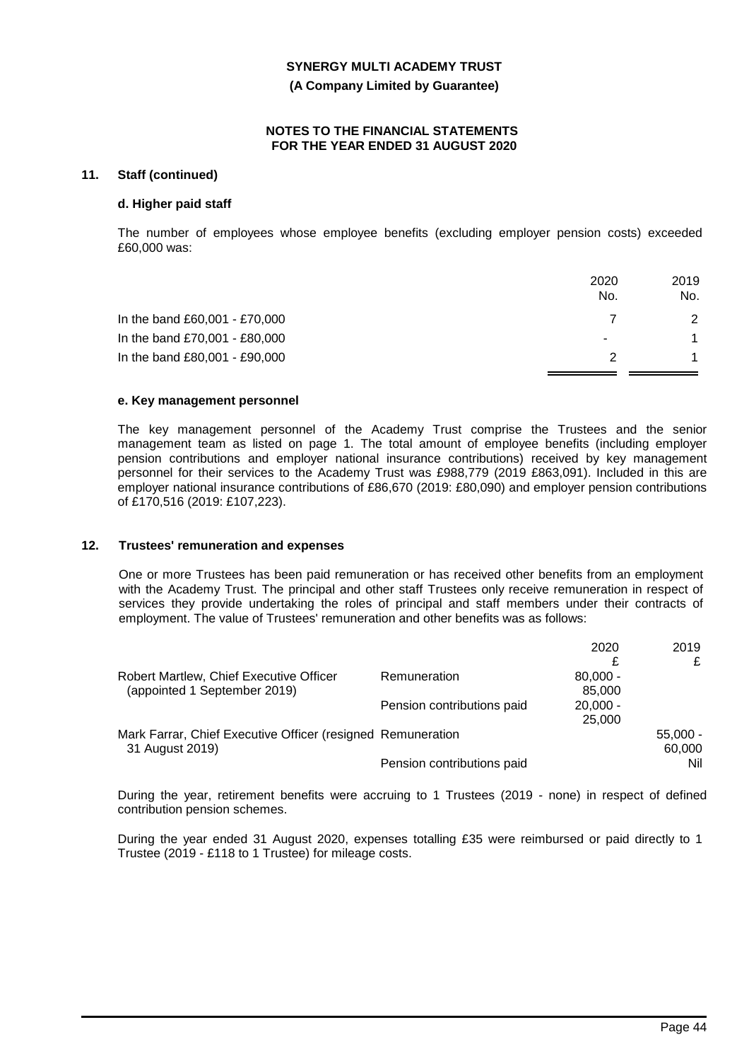**SYNERGY MULTI ACADEMY TRUST**

**(A Company Limited by Guarantee)**

**NOTES TO THE FINANCIAL STATEMENTS FOR THE YEAR ENDED 31 AUGUST 2020**

## 11. Staff (continued)

### d. Higher paid staff

The number of employees whose employee benefits (excluding employer pension costs) exceeded £60,000 was:

| | 2020 No. | 2019 No. |
|---|---|---|
| In the band £60,001 - £70,000 | 7 | 2 |
| In the band £70,001 - £80,000 | - | 1 |
| In the band £80,001 - £90,000 | 2 | 1 |

### e. Key management personnel

The key management personnel of the Academy Trust comprise the Trustees and the senior management team as listed on page 1. The total amount of employee benefits (including employer pension contributions and employer national insurance contributions) received by key management personnel for their services to the Academy Trust was £988,779 (2019 £863,091). Included in this are employer national insurance contributions of £86,670 (2019: £80,090) and employer pension contributions of £170,516 (2019: £107,223).

## 12. Trustees' remuneration and expenses

One or more Trustees has been paid remuneration or has received other benefits from an employment with the Academy Trust. The principal and other staff Trustees only receive remuneration in respect of services they provide undertaking the roles of principal and staff members under their contracts of employment. The value of Trustees' remuneration and other benefits was as follows:

| | | 2020 £ | 2019 £ |
|---|---|---|---|
| Robert Martlew, Chief Executive Officer (appointed 1 September 2019) | Remuneration | 80,000 - 85,000 | |
| | Pension contributions paid | 20,000 - 25,000 | |
| Mark Farrar, Chief Executive Officer (resigned 31 August 2019) | Remuneration | | 55,000 - 60,000 |
| | Pension contributions paid | | Nil |

During the year, retirement benefits were accruing to 1 Trustees (2019 - none) in respect of defined contribution pension schemes.

During the year ended 31 August 2020, expenses totalling £35 were reimbursed or paid directly to 1 Trustee (2019 - £118 to 1 Trustee) for mileage costs.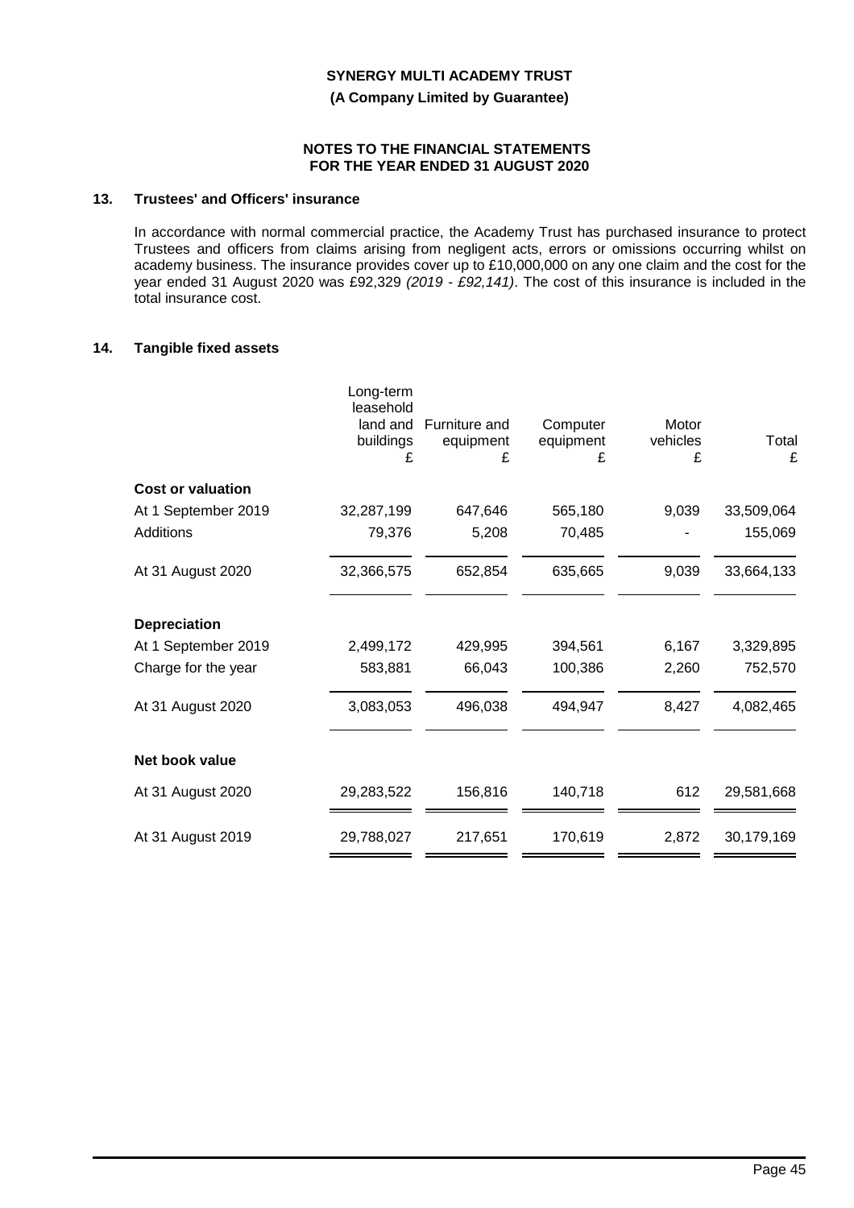**SYNERGY MULTI ACADEMY TRUST**

**(A Company Limited by Guarantee)**

**NOTES TO THE FINANCIAL STATEMENTS FOR THE YEAR ENDED 31 AUGUST 2020**

### 13. Trustees' and Officers' insurance

In accordance with normal commercial practice, the Academy Trust has purchased insurance to protect Trustees and officers from claims arising from negligent acts, errors or omissions occurring whilst on academy business. The insurance provides cover up to £10,000,000 on any one claim and the cost for the year ended 31 August 2020 was £92,329 *(2019 - £92,141)*. The cost of this insurance is included in the total insurance cost.

### 14. Tangible fixed assets

| | Long-term leasehold land and buildings £ | Furniture and equipment £ | Computer equipment £ | Motor vehicles £ | Total £ |
|---|---|---|---|---|---|
| **Cost or valuation** | | | | | |
| At 1 September 2019 | 32,287,199 | 647,646 | 565,180 | 9,039 | 33,509,064 |
| Additions | 79,376 | 5,208 | 70,485 | - | 155,069 |
| At 31 August 2020 | 32,366,575 | 652,854 | 635,665 | 9,039 | 33,664,133 |
| **Depreciation** | | | | | |
| At 1 September 2019 | 2,499,172 | 429,995 | 394,561 | 6,167 | 3,329,895 |
| Charge for the year | 583,881 | 66,043 | 100,386 | 2,260 | 752,570 |
| At 31 August 2020 | 3,083,053 | 496,038 | 494,947 | 8,427 | 4,082,465 |
| **Net book value** | | | | | |
| At 31 August 2020 | 29,283,522 | 156,816 | 140,718 | 612 | 29,581,668 |
| At 31 August 2019 | 29,788,027 | 217,651 | 170,619 | 2,872 | 30,179,169 |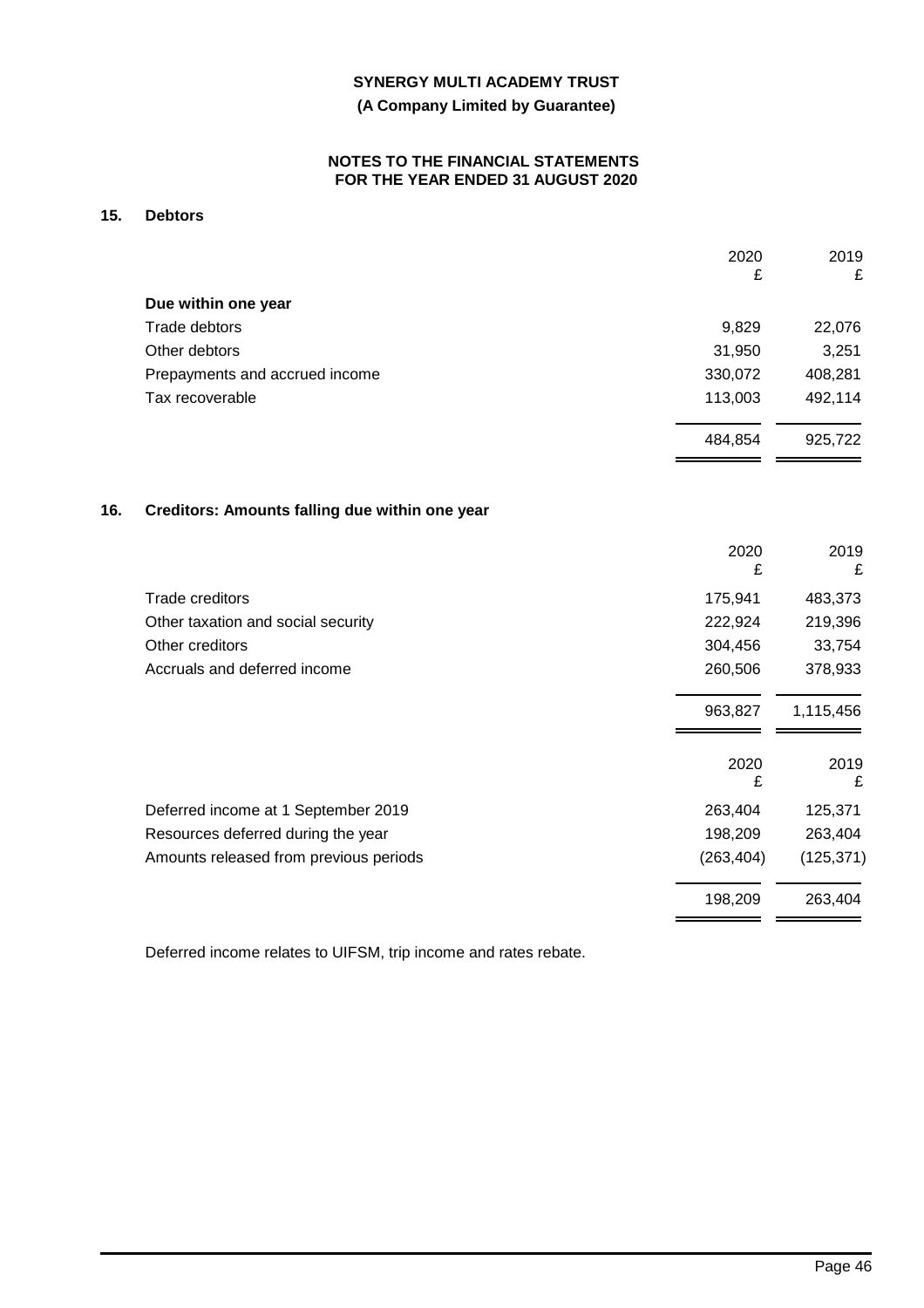## 15. Debtors

| | 2020<br>£ | 2019<br>£ |
|---|---|---|
| **Due within one year** | | |
| Trade debtors | 9,829 | 22,076 |
| Other debtors | 31,950 | 3,251 |
| Prepayments and accrued income | 330,072 | 408,281 |
| Tax recoverable | 113,003 | 492,114 |
| | 484,854 | 925,722 |

## 16. Creditors: Amounts falling due within one year

| | 2020<br>£ | 2019<br>£ |
|---|---|---|
| Trade creditors | 175,941 | 483,373 |
| Other taxation and social security | 222,924 | 219,396 |
| Other creditors | 304,456 | 33,754 |
| Accruals and deferred income | 260,506 | 378,933 |
| | 963,827 | 1,115,456 |

| | 2020<br>£ | 2019<br>£ |
|---|---|---|
| Deferred income at 1 September 2019 | 263,404 | 125,371 |
| Resources deferred during the year | 198,209 | 263,404 |
| Amounts released from previous periods | (263,404) | (125,371) |
| | 198,209 | 263,404 |

Deferred income relates to UIFSM, trip income and rates rebate.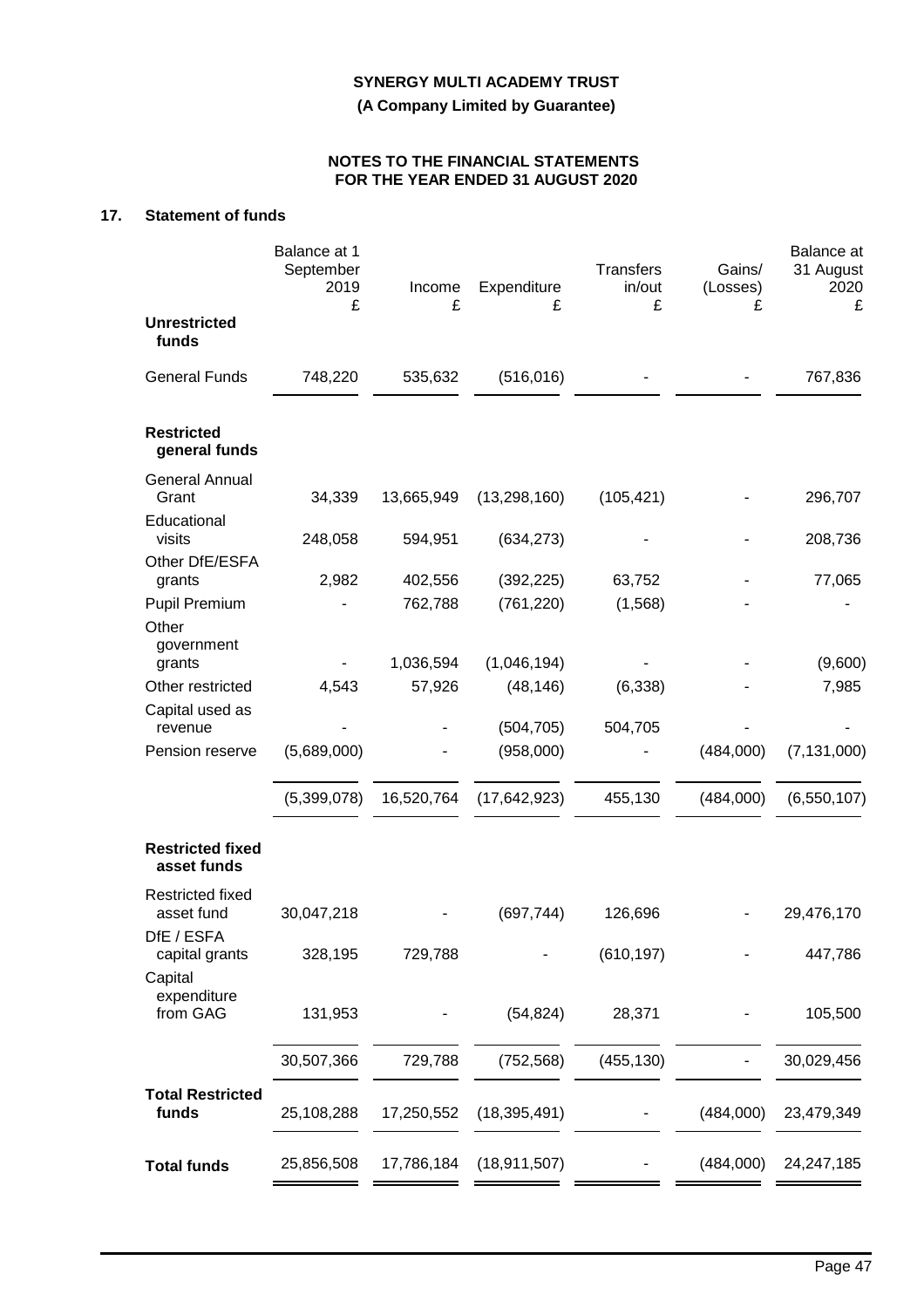# SYNERGY MULTI ACADEMY TRUST

**(A Company Limited by Guarantee)**

**NOTES TO THE FINANCIAL STATEMENTS FOR THE YEAR ENDED 31 AUGUST 2020**

## 17. Statement of funds

| | Balance at 1 September 2019 £ | Income £ | Expenditure £ | Transfers in/out £ | Gains/ (Losses) £ | Balance at 31 August 2020 £ |
|---|---|---|---|---|---|---|
| **Unrestricted funds** | | | | | | |
| General Funds | 748,220 | 535,632 | (516,016) | - | - | 767,836 |
| **Restricted general funds** | | | | | | |
| General Annual Grant | 34,339 | 13,665,949 | (13,298,160) | (105,421) | - | 296,707 |
| Educational visits | 248,058 | 594,951 | (634,273) | - | - | 208,736 |
| Other DfE/ESFA grants | 2,982 | 402,556 | (392,225) | 63,752 | - | 77,065 |
| Pupil Premium | - | 762,788 | (761,220) | (1,568) | - | - |
| Other government grants | - | 1,036,594 | (1,046,194) | - | - | (9,600) |
| Other restricted | 4,543 | 57,926 | (48,146) | (6,338) | - | 7,985 |
| Capital used as revenue | - | - | (504,705) | 504,705 | - | - |
| Pension reserve | (5,689,000) | - | (958,000) | - | (484,000) | (7,131,000) |
| | (5,399,078) | 16,520,764 | (17,642,923) | 455,130 | (484,000) | (6,550,107) |
| **Restricted fixed asset funds** | | | | | | |
| Restricted fixed asset fund | 30,047,218 | - | (697,744) | 126,696 | - | 29,476,170 |
| DfE / ESFA capital grants | 328,195 | 729,788 | - | (610,197) | - | 447,786 |
| Capital expenditure from GAG | 131,953 | - | (54,824) | 28,371 | - | 105,500 |
| | 30,507,366 | 729,788 | (752,568) | (455,130) | - | 30,029,456 |
| **Total Restricted funds** | 25,108,288 | 17,250,552 | (18,395,491) | - | (484,000) | 23,479,349 |
| **Total funds** | 25,856,508 | 17,786,184 | (18,911,507) | - | (484,000) | 24,247,185 |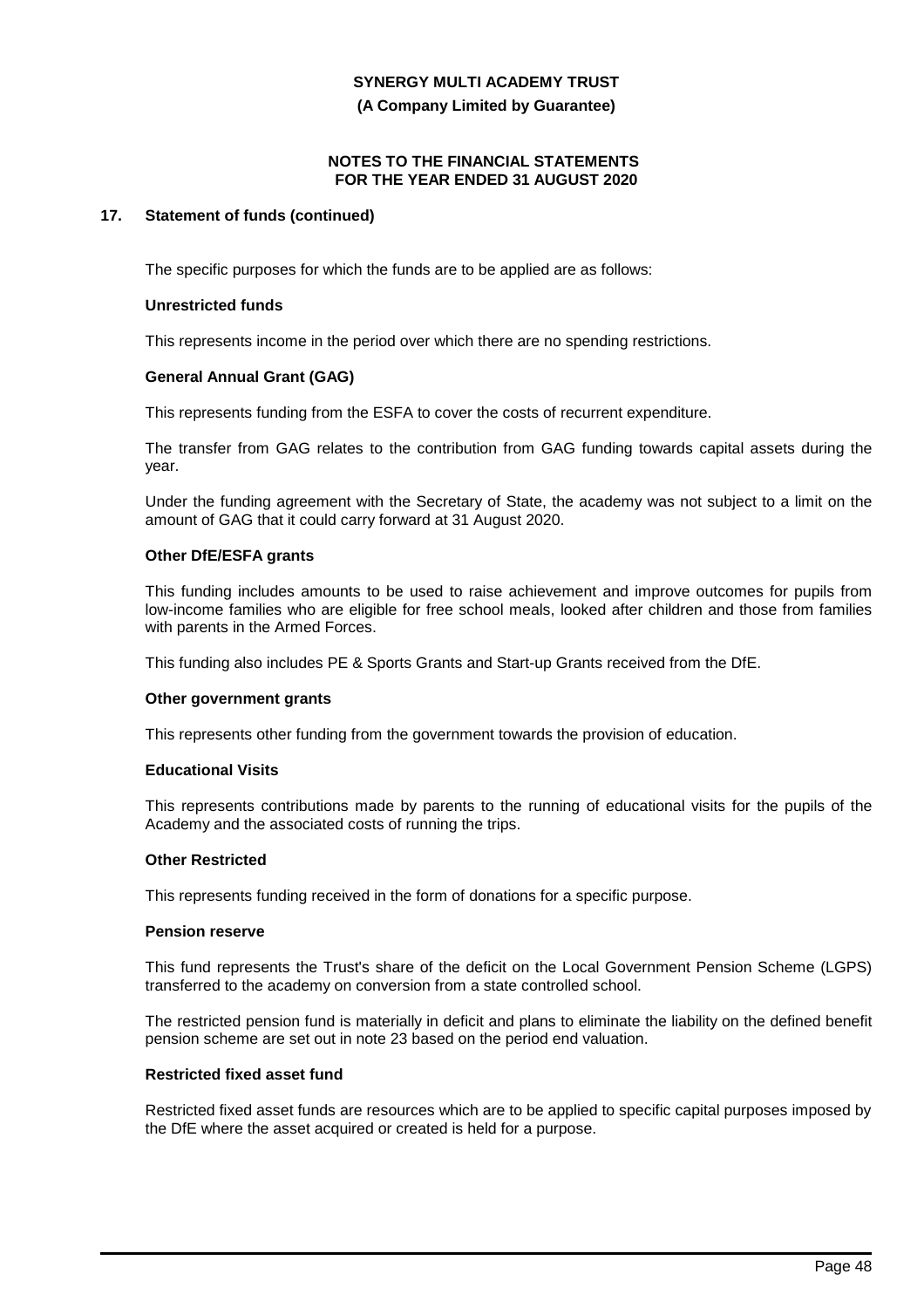## 17. Statement of funds (continued)

The specific purposes for which the funds are to be applied are as follows:

**Unrestricted funds**

This represents income in the period over which there are no spending restrictions.

**General Annual Grant (GAG)**

This represents funding from the ESFA to cover the costs of recurrent expenditure.

The transfer from GAG relates to the contribution from GAG funding towards capital assets during the year.

Under the funding agreement with the Secretary of State, the academy was not subject to a limit on the amount of GAG that it could carry forward at 31 August 2020.

**Other DfE/ESFA grants**

This funding includes amounts to be used to raise achievement and improve outcomes for pupils from low-income families who are eligible for free school meals, looked after children and those from families with parents in the Armed Forces.

This funding also includes PE & Sports Grants and Start-up Grants received from the DfE.

**Other government grants**

This represents other funding from the government towards the provision of education.

**Educational Visits**

This represents contributions made by parents to the running of educational visits for the pupils of the Academy and the associated costs of running the trips.

**Other Restricted**

This represents funding received in the form of donations for a specific purpose.

**Pension reserve**

This fund represents the Trust's share of the deficit on the Local Government Pension Scheme (LGPS) transferred to the academy on conversion from a state controlled school.

The restricted pension fund is materially in deficit and plans to eliminate the liability on the defined benefit pension scheme are set out in note 23 based on the period end valuation.

**Restricted fixed asset fund**

Restricted fixed asset funds are resources which are to be applied to specific capital purposes imposed by the DfE where the asset acquired or created is held for a purpose.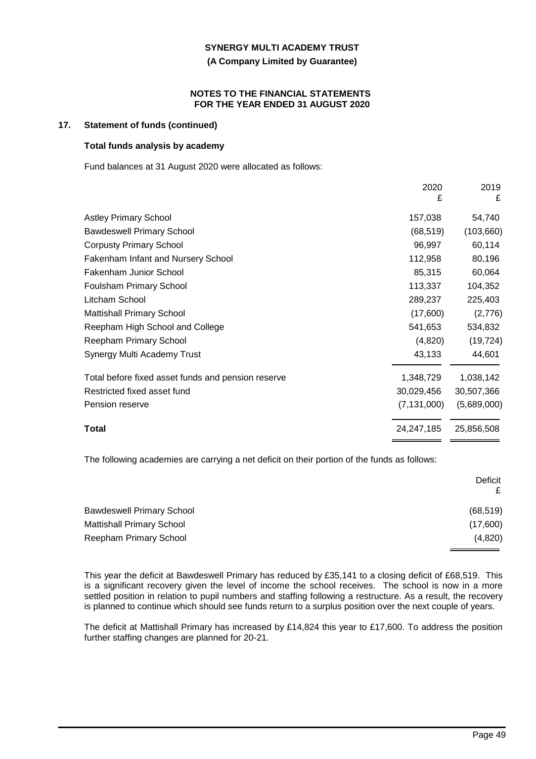## 17. Statement of funds (continued)

### Total funds analysis by academy

Fund balances at 31 August 2020 were allocated as follows:

| | 2020<br>£ | 2019<br>£ |
|---|---|---|
| Astley Primary School | 157,038 | 54,740 |
| Bawdeswell Primary School | (68,519) | (103,660) |
| Corpusty Primary School | 96,997 | 60,114 |
| Fakenham Infant and Nursery School | 112,958 | 80,196 |
| Fakenham Junior School | 85,315 | 60,064 |
| Foulsham Primary School | 113,337 | 104,352 |
| Litcham School | 289,237 | 225,403 |
| Mattishall Primary School | (17,600) | (2,776) |
| Reepham High School and College | 541,653 | 534,832 |
| Reepham Primary School | (4,820) | (19,724) |
| Synergy Multi Academy Trust | 43,133 | 44,601 |
| Total before fixed asset funds and pension reserve | 1,348,729 | 1,038,142 |
| Restricted fixed asset fund | 30,029,456 | 30,507,366 |
| Pension reserve | (7,131,000) | (5,689,000) |
| **Total** | 24,247,185 | 25,856,508 |

The following academies are carrying a net deficit on their portion of the funds as follows:

| | Deficit<br>£ |
|---|---|
| Bawdeswell Primary School | (68,519) |
| Mattishall Primary School | (17,600) |
| Reepham Primary School | (4,820) |

This year the deficit at Bawdeswell Primary has reduced by £35,141 to a closing deficit of £68,519. This is a significant recovery given the level of income the school receives. The school is now in a more settled position in relation to pupil numbers and staffing following a restructure. As a result, the recovery is planned to continue which should see funds return to a surplus position over the next couple of years.

The deficit at Mattishall Primary has increased by £14,824 this year to £17,600. To address the position further staffing changes are planned for 20-21.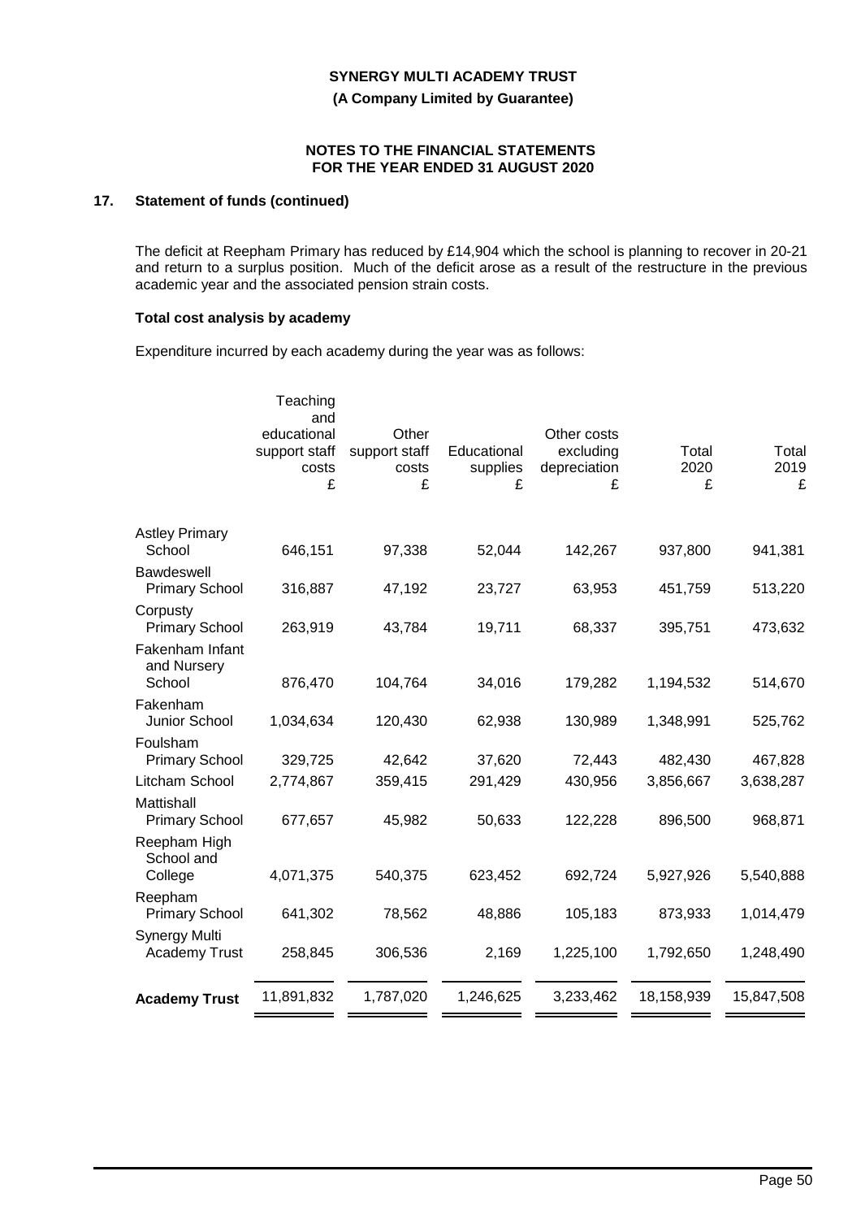## 17. Statement of funds (continued)

The deficit at Reepham Primary has reduced by £14,904 which the school is planning to recover in 20-21 and return to a surplus position. Much of the deficit arose as a result of the restructure in the previous academic year and the associated pension strain costs.

### Total cost analysis by academy

Expenditure incurred by each academy during the year was as follows:

| | Teaching and educational support staff costs £ | Other support staff costs £ | Educational supplies £ | Other costs excluding depreciation £ | Total 2020 £ | Total 2019 £ |
|---|---|---|---|---|---|---|
| Astley Primary School | 646,151 | 97,338 | 52,044 | 142,267 | 937,800 | 941,381 |
| Bawdeswell Primary School | 316,887 | 47,192 | 23,727 | 63,953 | 451,759 | 513,220 |
| Corpusty Primary School | 263,919 | 43,784 | 19,711 | 68,337 | 395,751 | 473,632 |
| Fakenham Infant and Nursery School | 876,470 | 104,764 | 34,016 | 179,282 | 1,194,532 | 514,670 |
| Fakenham Junior School | 1,034,634 | 120,430 | 62,938 | 130,989 | 1,348,991 | 525,762 |
| Foulsham Primary School | 329,725 | 42,642 | 37,620 | 72,443 | 482,430 | 467,828 |
| Litcham School | 2,774,867 | 359,415 | 291,429 | 430,956 | 3,856,667 | 3,638,287 |
| Mattishall Primary School | 677,657 | 45,982 | 50,633 | 122,228 | 896,500 | 968,871 |
| Reepham High School and College | 4,071,375 | 540,375 | 623,452 | 692,724 | 5,927,926 | 5,540,888 |
| Reepham Primary School | 641,302 | 78,562 | 48,886 | 105,183 | 873,933 | 1,014,479 |
| Synergy Multi Academy Trust | 258,845 | 306,536 | 2,169 | 1,225,100 | 1,792,650 | 1,248,490 |
| **Academy Trust** | 11,891,832 | 1,787,020 | 1,246,625 | 3,233,462 | 18,158,939 | 15,847,508 |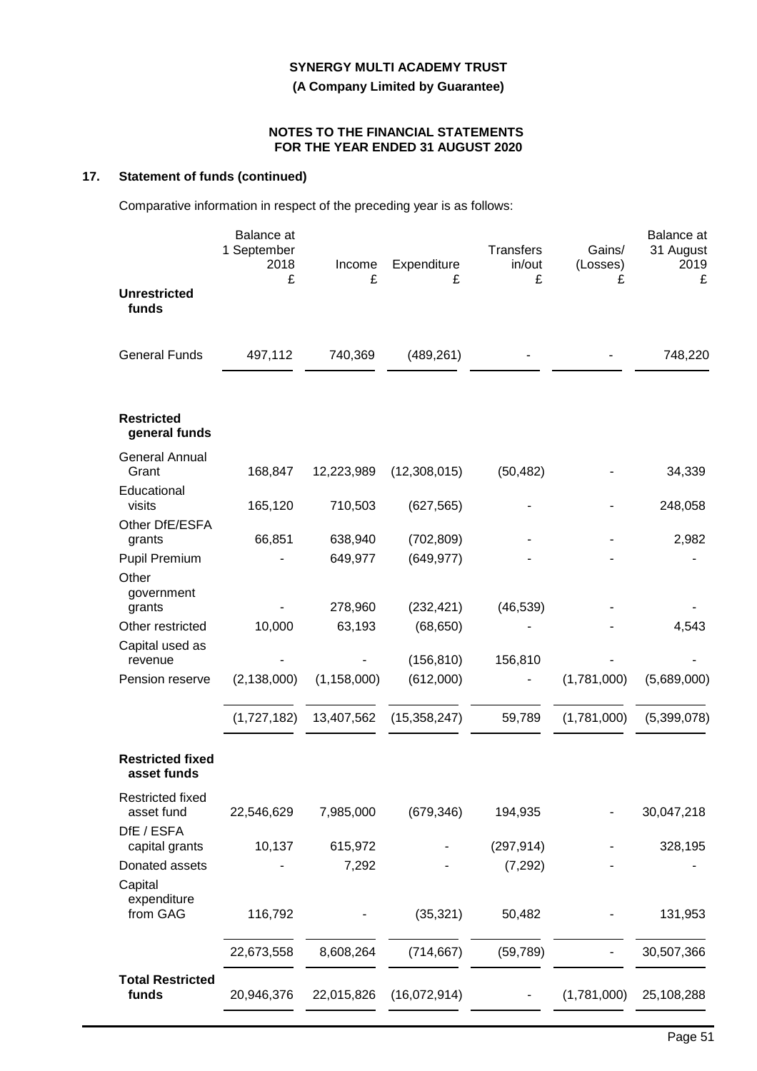## 17. Statement of funds (continued)

Comparative information in respect of the preceding year is as follows:

| | Balance at 1 September 2018 £ | Income £ | Expenditure £ | Transfers in/out £ | Gains/ (Losses) £ | Balance at 31 August 2019 £ |
|---|---|---|---|---|---|---|
| **Unrestricted funds** | | | | | | |
| General Funds | 497,112 | 740,369 | (489,261) | - | - | 748,220 |
| **Restricted general funds** | | | | | | |
| General Annual Grant | 168,847 | 12,223,989 | (12,308,015) | (50,482) | - | 34,339 |
| Educational visits | 165,120 | 710,503 | (627,565) | - | - | 248,058 |
| Other DfE/ESFA grants | 66,851 | 638,940 | (702,809) | - | - | 2,982 |
| Pupil Premium | - | 649,977 | (649,977) | - | - | - |
| Other government grants | - | 278,960 | (232,421) | (46,539) | - | - |
| Other restricted | 10,000 | 63,193 | (68,650) | - | - | 4,543 |
| Capital used as revenue | - | - | (156,810) | 156,810 | - | - |
| Pension reserve | (2,138,000) | (1,158,000) | (612,000) | - | (1,781,000) | (5,689,000) |
| | (1,727,182) | 13,407,562 | (15,358,247) | 59,789 | (1,781,000) | (5,399,078) |
| **Restricted fixed asset funds** | | | | | | |
| Restricted fixed asset fund | 22,546,629 | 7,985,000 | (679,346) | 194,935 | - | 30,047,218 |
| DfE / ESFA capital grants | 10,137 | 615,972 | - | (297,914) | - | 328,195 |
| Donated assets | - | 7,292 | - | (7,292) | - | - |
| Capital expenditure from GAG | 116,792 | - | (35,321) | 50,482 | - | 131,953 |
| | 22,673,558 | 8,608,264 | (714,667) | (59,789) | - | 30,507,366 |
| **Total Restricted funds** | 20,946,376 | 22,015,826 | (16,072,914) | - | (1,781,000) | 25,108,288 |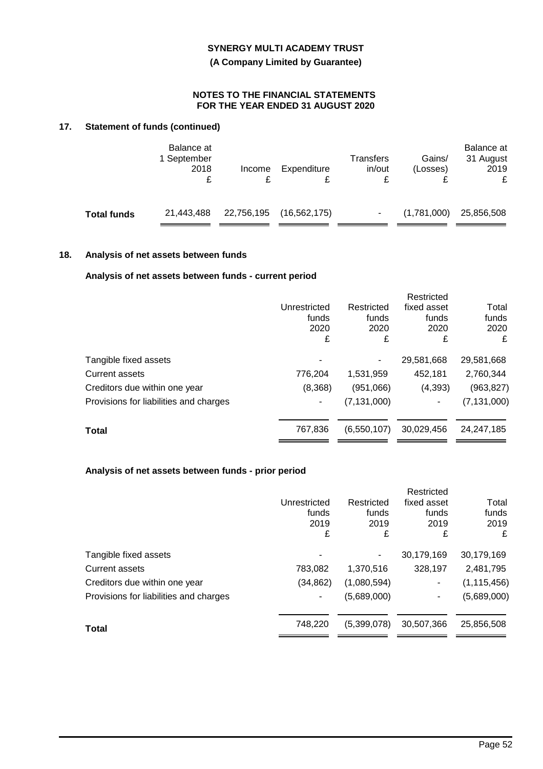## 17. Statement of funds (continued)

| | Balance at 1 September 2018 £ | Income £ | Expenditure £ | Transfers in/out £ | Gains/ (Losses) £ | Balance at 31 August 2019 £ |
|---|---|---|---|---|---|---|
| **Total funds** | 21,443,488 | 22,756,195 | (16,562,175) | - | (1,781,000) | 25,856,508 |

## 18. Analysis of net assets between funds

### Analysis of net assets between funds - current period

| | Unrestricted funds 2020 £ | Restricted funds 2020 £ | Restricted fixed asset funds 2020 £ | Total funds 2020 £ |
|---|---|---|---|---|
| Tangible fixed assets | - | - | 29,581,668 | 29,581,668 |
| Current assets | 776,204 | 1,531,959 | 452,181 | 2,760,344 |
| Creditors due within one year | (8,368) | (951,066) | (4,393) | (963,827) |
| Provisions for liabilities and charges | - | (7,131,000) | - | (7,131,000) |
| **Total** | 767,836 | (6,550,107) | 30,029,456 | 24,247,185 |

### Analysis of net assets between funds - prior period

| | Unrestricted funds 2019 £ | Restricted funds 2019 £ | Restricted fixed asset funds 2019 £ | Total funds 2019 £ |
|---|---|---|---|---|
| Tangible fixed assets | - | - | 30,179,169 | 30,179,169 |
| Current assets | 783,082 | 1,370,516 | 328,197 | 2,481,795 |
| Creditors due within one year | (34,862) | (1,080,594) | - | (1,115,456) |
| Provisions for liabilities and charges | - | (5,689,000) | - | (5,689,000) |
| **Total** | 748,220 | (5,399,078) | 30,507,366 | 25,856,508 |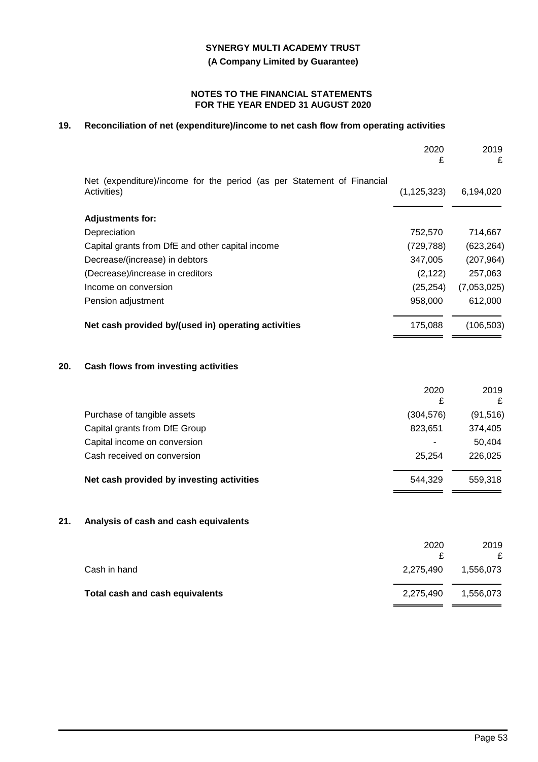## 19. Reconciliation of net (expenditure)/income to net cash flow from operating activities

| | 2020<br>£ | 2019<br>£ |
|---|---|---|
| Net (expenditure)/income for the period (as per Statement of Financial Activities) | (1,125,323) | 6,194,020 |
| **Adjustments for:** | | |
| Depreciation | 752,570 | 714,667 |
| Capital grants from DfE and other capital income | (729,788) | (623,264) |
| Decrease/(increase) in debtors | 347,005 | (207,964) |
| (Decrease)/increase in creditors | (2,122) | 257,063 |
| Income on conversion | (25,254) | (7,053,025) |
| Pension adjustment | 958,000 | 612,000 |
| **Net cash provided by/(used in) operating activities** | 175,088 | (106,503) |

## 20. Cash flows from investing activities

| | 2020<br>£ | 2019<br>£ |
|---|---|---|
| Purchase of tangible assets | (304,576) | (91,516) |
| Capital grants from DfE Group | 823,651 | 374,405 |
| Capital income on conversion | - | 50,404 |
| Cash received on conversion | 25,254 | 226,025 |
| **Net cash provided by investing activities** | 544,329 | 559,318 |

## 21. Analysis of cash and cash equivalents

| | 2020<br>£ | 2019<br>£ |
|---|---|---|
| Cash in hand | 2,275,490 | 1,556,073 |
| **Total cash and cash equivalents** | 2,275,490 | 1,556,073 |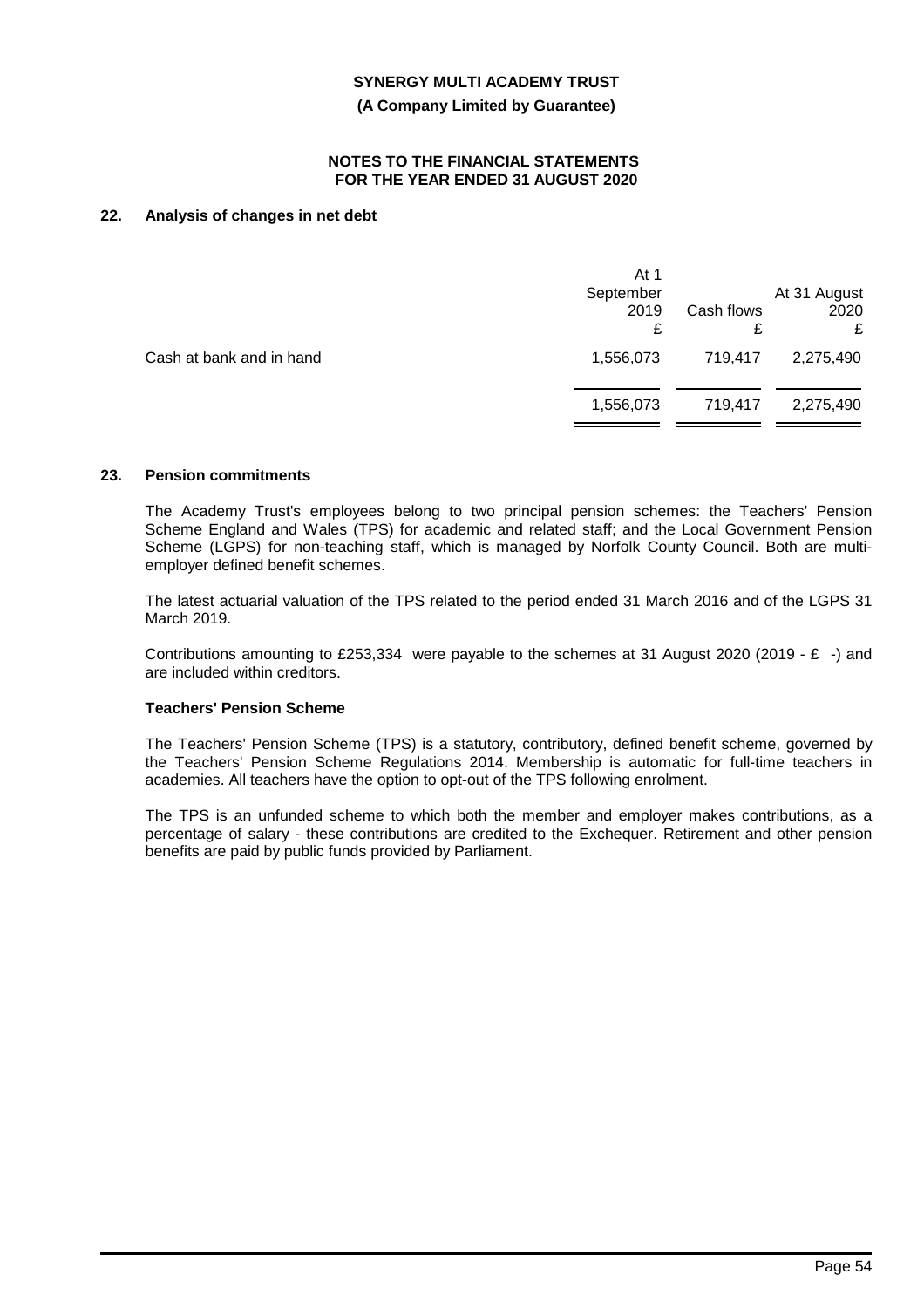**22. Analysis of changes in net debt**

| | At 1 September 2019 £ | Cash flows £ | At 31 August 2020 £ |
|---|---|---|---|
| Cash at bank and in hand | 1,556,073 | 719,417 | 2,275,490 |
| | 1,556,073 | 719,417 | 2,275,490 |

**23. Pension commitments**

The Academy Trust's employees belong to two principal pension schemes: the Teachers' Pension Scheme England and Wales (TPS) for academic and related staff; and the Local Government Pension Scheme (LGPS) for non-teaching staff, which is managed by Norfolk County Council. Both are multi-employer defined benefit schemes.

The latest actuarial valuation of the TPS related to the period ended 31 March 2016 and of the LGPS 31 March 2019.

Contributions amounting to £253,334 were payable to the schemes at 31 August 2020 (2019 - £ -) and are included within creditors.

**Teachers' Pension Scheme**

The Teachers' Pension Scheme (TPS) is a statutory, contributory, defined benefit scheme, governed by the Teachers' Pension Scheme Regulations 2014. Membership is automatic for full-time teachers in academies. All teachers have the option to opt-out of the TPS following enrolment.

The TPS is an unfunded scheme to which both the member and employer makes contributions, as a percentage of salary - these contributions are credited to the Exchequer. Retirement and other pension benefits are paid by public funds provided by Parliament.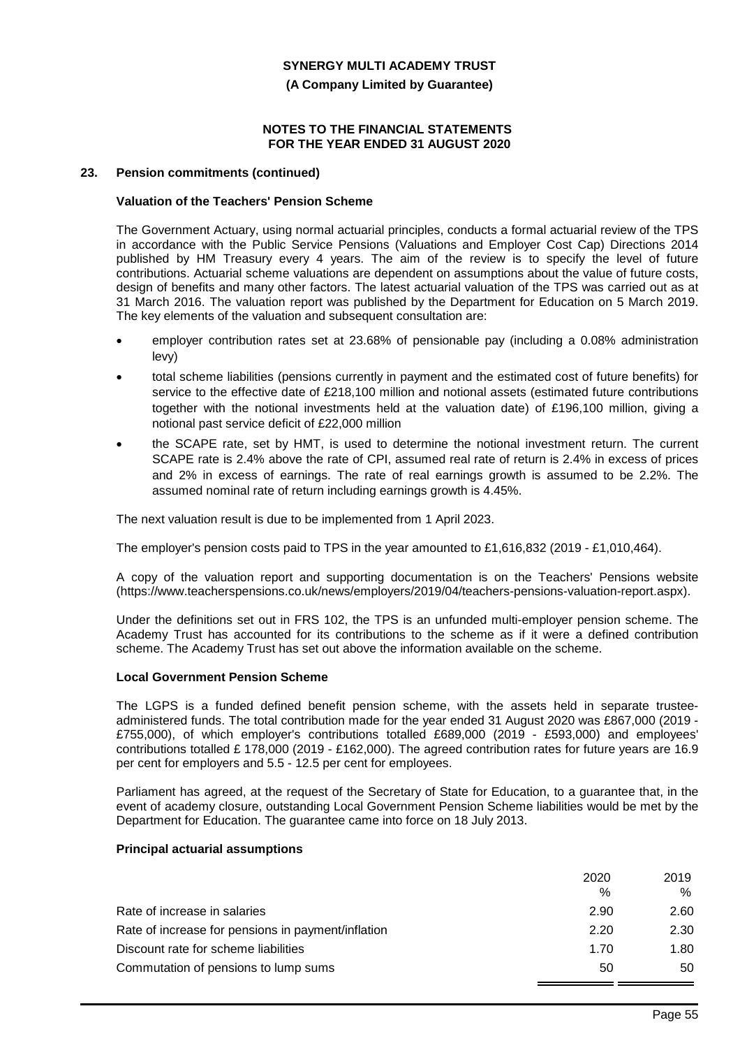## 23. Pension commitments (continued)

### Valuation of the Teachers' Pension Scheme

The Government Actuary, using normal actuarial principles, conducts a formal actuarial review of the TPS in accordance with the Public Service Pensions (Valuations and Employer Cost Cap) Directions 2014 published by HM Treasury every 4 years. The aim of the review is to specify the level of future contributions. Actuarial scheme valuations are dependent on assumptions about the value of future costs, design of benefits and many other factors. The latest actuarial valuation of the TPS was carried out as at 31 March 2016. The valuation report was published by the Department for Education on 5 March 2019. The key elements of the valuation and subsequent consultation are:

- employer contribution rates set at 23.68% of pensionable pay (including a 0.08% administration levy)
- total scheme liabilities (pensions currently in payment and the estimated cost of future benefits) for service to the effective date of £218,100 million and notional assets (estimated future contributions together with the notional investments held at the valuation date) of £196,100 million, giving a notional past service deficit of £22,000 million
- the SCAPE rate, set by HMT, is used to determine the notional investment return. The current SCAPE rate is 2.4% above the rate of CPI, assumed real rate of return is 2.4% in excess of prices and 2% in excess of earnings. The rate of real earnings growth is assumed to be 2.2%. The assumed nominal rate of return including earnings growth is 4.45%.

The next valuation result is due to be implemented from 1 April 2023.

The employer's pension costs paid to TPS in the year amounted to £1,616,832 (2019 - £1,010,464).

A copy of the valuation report and supporting documentation is on the Teachers' Pensions website (https://www.teacherspensions.co.uk/news/employers/2019/04/teachers-pensions-valuation-report.aspx).

Under the definitions set out in FRS 102, the TPS is an unfunded multi-employer pension scheme. The Academy Trust has accounted for its contributions to the scheme as if it were a defined contribution scheme. The Academy Trust has set out above the information available on the scheme.

### Local Government Pension Scheme

The LGPS is a funded defined benefit pension scheme, with the assets held in separate trustee-administered funds. The total contribution made for the year ended 31 August 2020 was £867,000 (2019 - £755,000), of which employer's contributions totalled £689,000 (2019 - £593,000) and employees' contributions totalled £ 178,000 (2019 - £162,000). The agreed contribution rates for future years are 16.9 per cent for employers and 5.5 - 12.5 per cent for employees.

Parliament has agreed, at the request of the Secretary of State for Education, to a guarantee that, in the event of academy closure, outstanding Local Government Pension Scheme liabilities would be met by the Department for Education. The guarantee came into force on 18 July 2013.

### Principal actuarial assumptions

| | 2020 % | 2019 % |
|---|---|---|
| Rate of increase in salaries | 2.90 | 2.60 |
| Rate of increase for pensions in payment/inflation | 2.20 | 2.30 |
| Discount rate for scheme liabilities | 1.70 | 1.80 |
| Commutation of pensions to lump sums | 50 | 50 |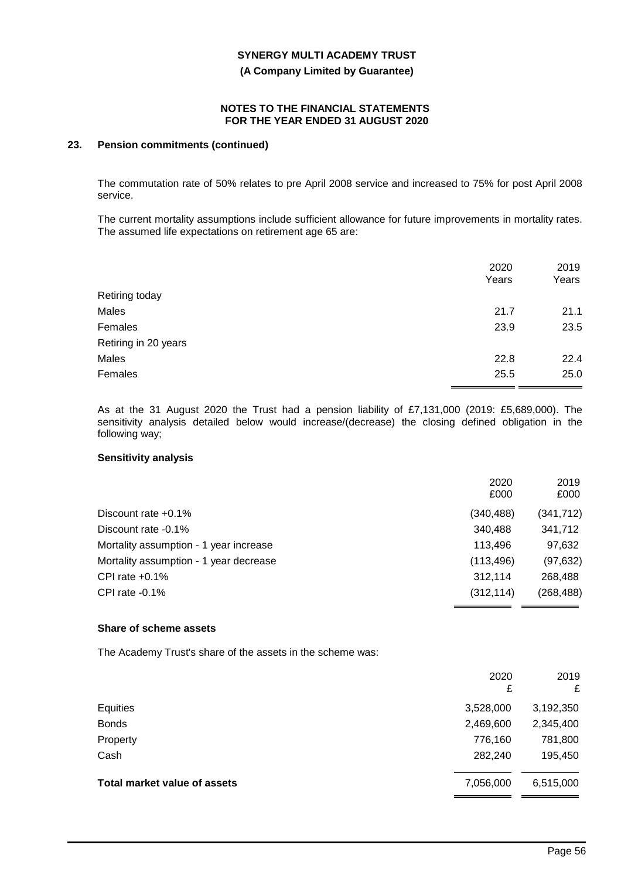## 23. Pension commitments (continued)

The commutation rate of 50% relates to pre April 2008 service and increased to 75% for post April 2008 service.

The current mortality assumptions include sufficient allowance for future improvements in mortality rates. The assumed life expectations on retirement age 65 are:

| | 2020 Years | 2019 Years |
|---|---|---|
| Retiring today | | |
| Males | 21.7 | 21.1 |
| Females | 23.9 | 23.5 |
| Retiring in 20 years | | |
| Males | 22.8 | 22.4 |
| Females | 25.5 | 25.0 |

As at the 31 August 2020 the Trust had a pension liability of £7,131,000 (2019: £5,689,000). The sensitivity analysis detailed below would increase/(decrease) the closing defined obligation in the following way;

### Sensitivity analysis

| | 2020 £000 | 2019 £000 |
|---|---|---|
| Discount rate +0.1% | (340,488) | (341,712) |
| Discount rate -0.1% | 340,488 | 341,712 |
| Mortality assumption - 1 year increase | 113,496 | 97,632 |
| Mortality assumption - 1 year decrease | (113,496) | (97,632) |
| CPI rate +0.1% | 312,114 | 268,488 |
| CPI rate -0.1% | (312,114) | (268,488) |

### Share of scheme assets

The Academy Trust's share of the assets in the scheme was:

| | 2020 £ | 2019 £ |
|---|---|---|
| Equities | 3,528,000 | 3,192,350 |
| Bonds | 2,469,600 | 2,345,400 |
| Property | 776,160 | 781,800 |
| Cash | 282,240 | 195,450 |
| **Total market value of assets** | 7,056,000 | 6,515,000 |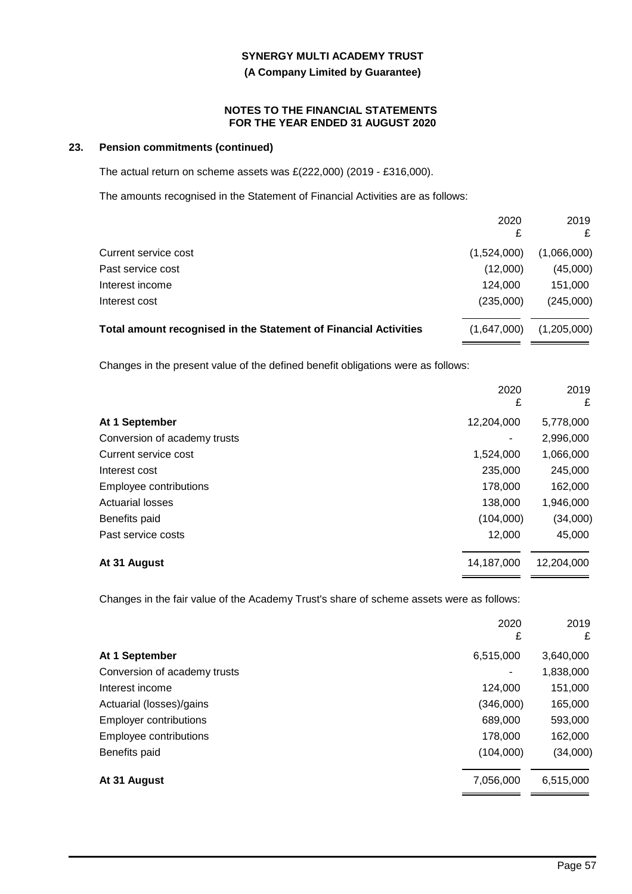## 23. Pension commitments (continued)

The actual return on scheme assets was £(222,000) (2019 - £316,000).

The amounts recognised in the Statement of Financial Activities are as follows:

| | 2020 £ | 2019 £ |
|---|---|---|
| Current service cost | (1,524,000) | (1,066,000) |
| Past service cost | (12,000) | (45,000) |
| Interest income | 124,000 | 151,000 |
| Interest cost | (235,000) | (245,000) |
| **Total amount recognised in the Statement of Financial Activities** | (1,647,000) | (1,205,000) |

Changes in the present value of the defined benefit obligations were as follows:

| | 2020 £ | 2019 £ |
|---|---|---|
| **At 1 September** | 12,204,000 | 5,778,000 |
| Conversion of academy trusts | - | 2,996,000 |
| Current service cost | 1,524,000 | 1,066,000 |
| Interest cost | 235,000 | 245,000 |
| Employee contributions | 178,000 | 162,000 |
| Actuarial losses | 138,000 | 1,946,000 |
| Benefits paid | (104,000) | (34,000) |
| Past service costs | 12,000 | 45,000 |
| **At 31 August** | 14,187,000 | 12,204,000 |

Changes in the fair value of the Academy Trust's share of scheme assets were as follows:

| | 2020 £ | 2019 £ |
|---|---|---|
| **At 1 September** | 6,515,000 | 3,640,000 |
| Conversion of academy trusts | - | 1,838,000 |
| Interest income | 124,000 | 151,000 |
| Actuarial (losses)/gains | (346,000) | 165,000 |
| Employer contributions | 689,000 | 593,000 |
| Employee contributions | 178,000 | 162,000 |
| Benefits paid | (104,000) | (34,000) |
| **At 31 August** | 7,056,000 | 6,515,000 |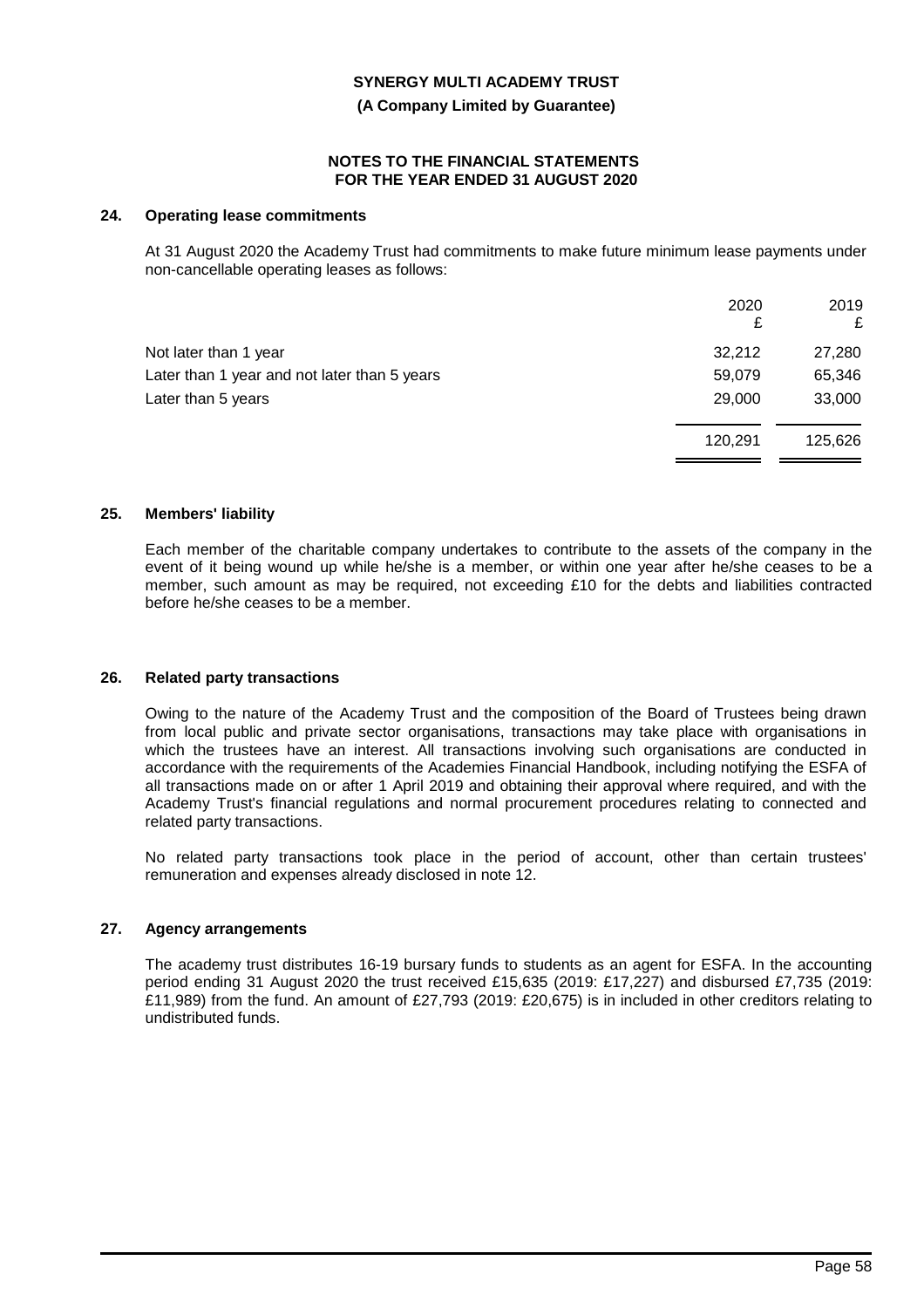**SYNERGY MULTI ACADEMY TRUST**

**(A Company Limited by Guarantee)**

**NOTES TO THE FINANCIAL STATEMENTS
FOR THE YEAR ENDED 31 AUGUST 2020**

## 24. Operating lease commitments

At 31 August 2020 the Academy Trust had commitments to make future minimum lease payments under non-cancellable operating leases as follows:

| | 2020 £ | 2019 £ |
|---|---|---|
| Not later than 1 year | 32,212 | 27,280 |
| Later than 1 year and not later than 5 years | 59,079 | 65,346 |
| Later than 5 years | 29,000 | 33,000 |
| | 120,291 | 125,626 |

## 25. Members' liability

Each member of the charitable company undertakes to contribute to the assets of the company in the event of it being wound up while he/she is a member, or within one year after he/she ceases to be a member, such amount as may be required, not exceeding £10 for the debts and liabilities contracted before he/she ceases to be a member.

## 26. Related party transactions

Owing to the nature of the Academy Trust and the composition of the Board of Trustees being drawn from local public and private sector organisations, transactions may take place with organisations in which the trustees have an interest. All transactions involving such organisations are conducted in accordance with the requirements of the Academies Financial Handbook, including notifying the ESFA of all transactions made on or after 1 April 2019 and obtaining their approval where required, and with the Academy Trust's financial regulations and normal procurement procedures relating to connected and related party transactions.

No related party transactions took place in the period of account, other than certain trustees' remuneration and expenses already disclosed in note 12.

## 27. Agency arrangements

The academy trust distributes 16-19 bursary funds to students as an agent for ESFA. In the accounting period ending 31 August 2020 the trust received £15,635 (2019: £17,227) and disbursed £7,735 (2019: £11,989) from the fund. An amount of £27,793 (2019: £20,675) is in included in other creditors relating to undistributed funds.